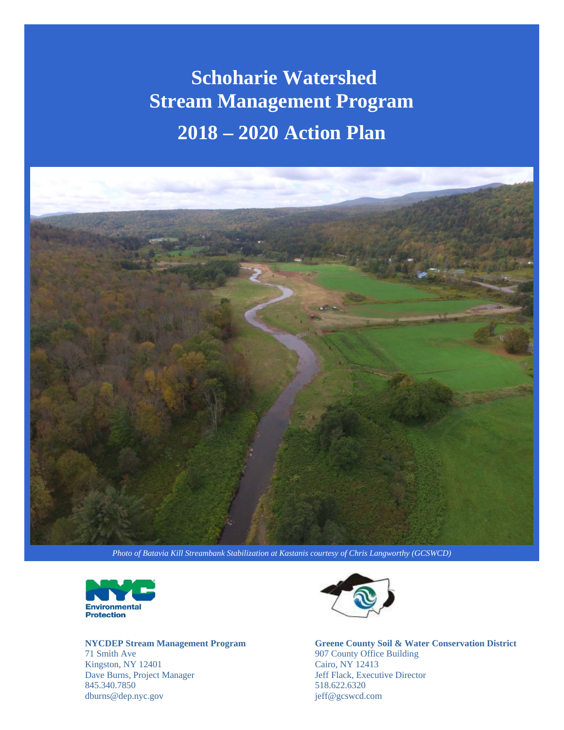# Schoharie Watershed Stream Management Program
# 2018 – 2020 Action Plan

*Photo of Batavia Kill Streambank Stabilization at Kastanis courtesy of Chris Langworthy (GCSWCD)*

**NYCDEP Stream Management Program**
71 Smith Ave
Kingston, NY 12401
Dave Burns, Project Manager
845.340.7850
dburns@dep.nyc.gov

**Greene County Soil & Water Conservation District**
907 County Office Building
Cairo, NY 12413
Jeff Flack, Executive Director
518.622.6320
jeff@gcswcd.com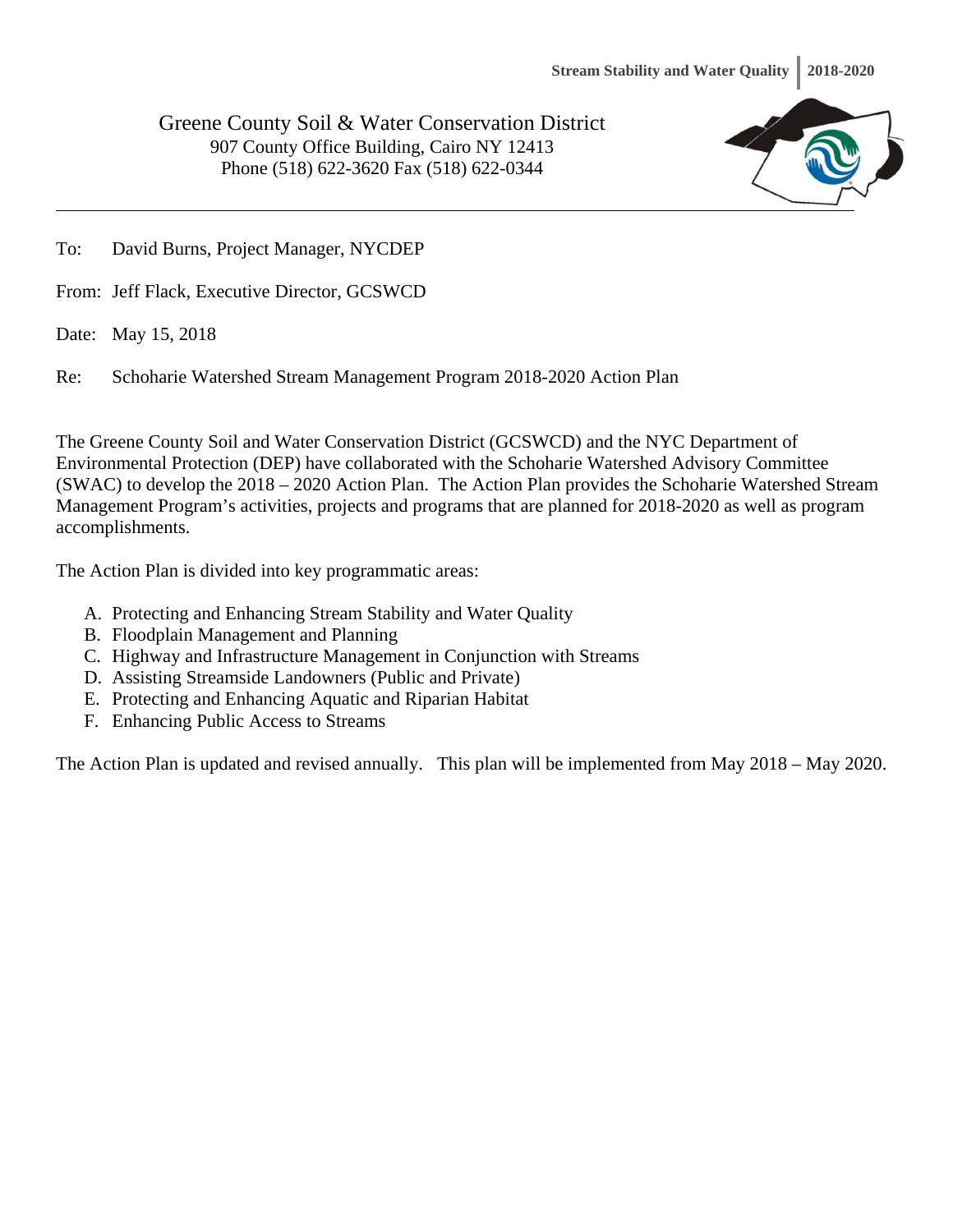Greene County Soil & Water Conservation District
907 County Office Building, Cairo NY 12413
Phone (518) 622-3620 Fax (518) 622-0344

---

To: David Burns, Project Manager, NYCDEP

From: Jeff Flack, Executive Director, GCSWCD

Date: May 15, 2018

Re: Schoharie Watershed Stream Management Program 2018-2020 Action Plan

The Greene County Soil and Water Conservation District (GCSWCD) and the NYC Department of Environmental Protection (DEP) have collaborated with the Schoharie Watershed Advisory Committee (SWAC) to develop the 2018 – 2020 Action Plan. The Action Plan provides the Schoharie Watershed Stream Management Program's activities, projects and programs that are planned for 2018-2020 as well as program accomplishments.

The Action Plan is divided into key programmatic areas:

A. Protecting and Enhancing Stream Stability and Water Quality
B. Floodplain Management and Planning
C. Highway and Infrastructure Management in Conjunction with Streams
D. Assisting Streamside Landowners (Public and Private)
E. Protecting and Enhancing Aquatic and Riparian Habitat
F. Enhancing Public Access to Streams

The Action Plan is updated and revised annually. This plan will be implemented from May 2018 – May 2020.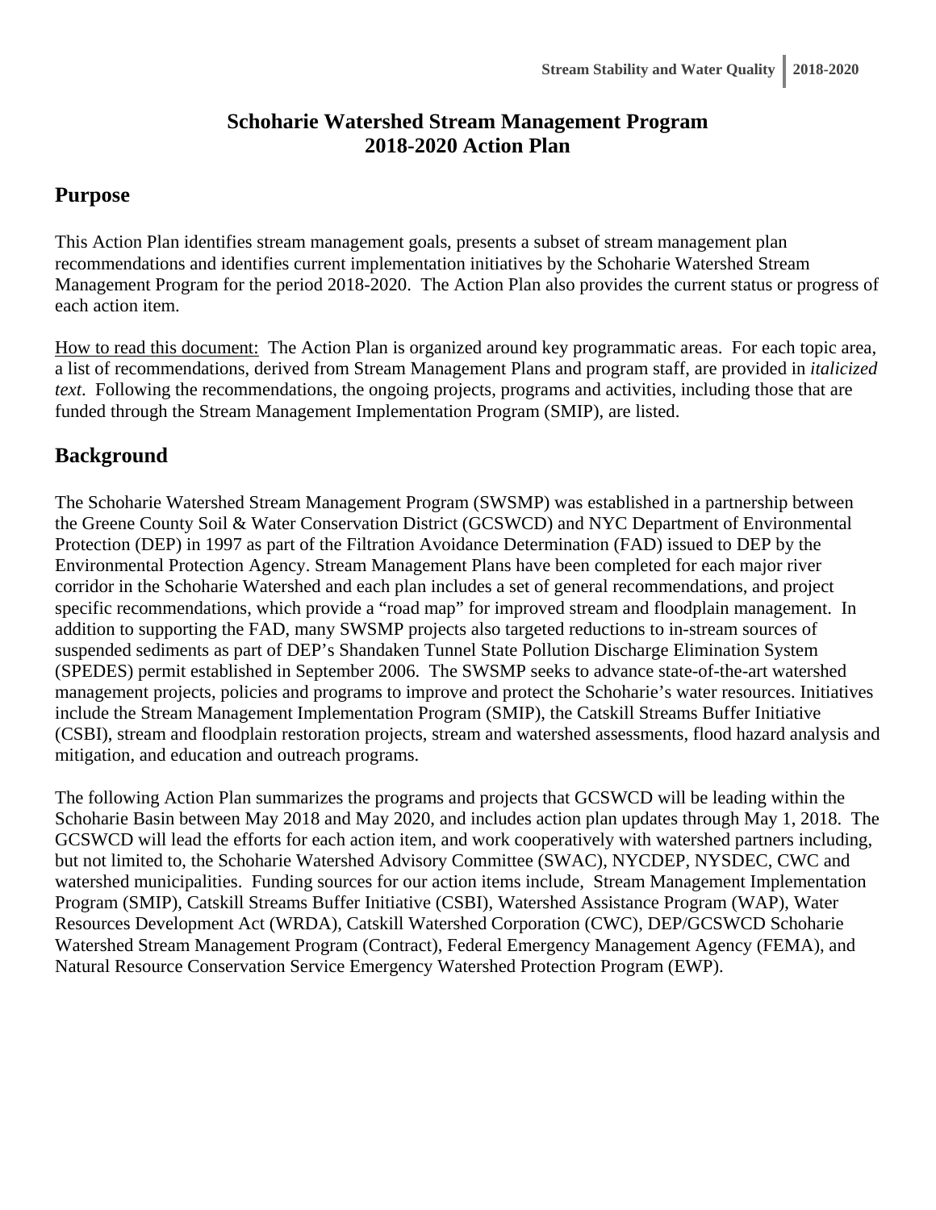# Schoharie Watershed Stream Management Program
# 2018-2020 Action Plan

## Purpose

This Action Plan identifies stream management goals, presents a subset of stream management plan recommendations and identifies current implementation initiatives by the Schoharie Watershed Stream Management Program for the period 2018-2020. The Action Plan also provides the current status or progress of each action item.

How to read this document: The Action Plan is organized around key programmatic areas. For each topic area, a list of recommendations, derived from Stream Management Plans and program staff, are provided in *italicized text*. Following the recommendations, the ongoing projects, programs and activities, including those that are funded through the Stream Management Implementation Program (SMIP), are listed.

## Background

The Schoharie Watershed Stream Management Program (SWSMP) was established in a partnership between the Greene County Soil & Water Conservation District (GCSWCD) and NYC Department of Environmental Protection (DEP) in 1997 as part of the Filtration Avoidance Determination (FAD) issued to DEP by the Environmental Protection Agency. Stream Management Plans have been completed for each major river corridor in the Schoharie Watershed and each plan includes a set of general recommendations, and project specific recommendations, which provide a "road map" for improved stream and floodplain management. In addition to supporting the FAD, many SWSMP projects also targeted reductions to in-stream sources of suspended sediments as part of DEP's Shandaken Tunnel State Pollution Discharge Elimination System (SPEDES) permit established in September 2006. The SWSMP seeks to advance state-of-the-art watershed management projects, policies and programs to improve and protect the Schoharie's water resources. Initiatives include the Stream Management Implementation Program (SMIP), the Catskill Streams Buffer Initiative (CSBI), stream and floodplain restoration projects, stream and watershed assessments, flood hazard analysis and mitigation, and education and outreach programs.

The following Action Plan summarizes the programs and projects that GCSWCD will be leading within the Schoharie Basin between May 2018 and May 2020, and includes action plan updates through May 1, 2018. The GCSWCD will lead the efforts for each action item, and work cooperatively with watershed partners including, but not limited to, the Schoharie Watershed Advisory Committee (SWAC), NYCDEP, NYSDEC, CWC and watershed municipalities. Funding sources for our action items include, Stream Management Implementation Program (SMIP), Catskill Streams Buffer Initiative (CSBI), Watershed Assistance Program (WAP), Water Resources Development Act (WRDA), Catskill Watershed Corporation (CWC), DEP/GCSWCD Schoharie Watershed Stream Management Program (Contract), Federal Emergency Management Agency (FEMA), and Natural Resource Conservation Service Emergency Watershed Protection Program (EWP).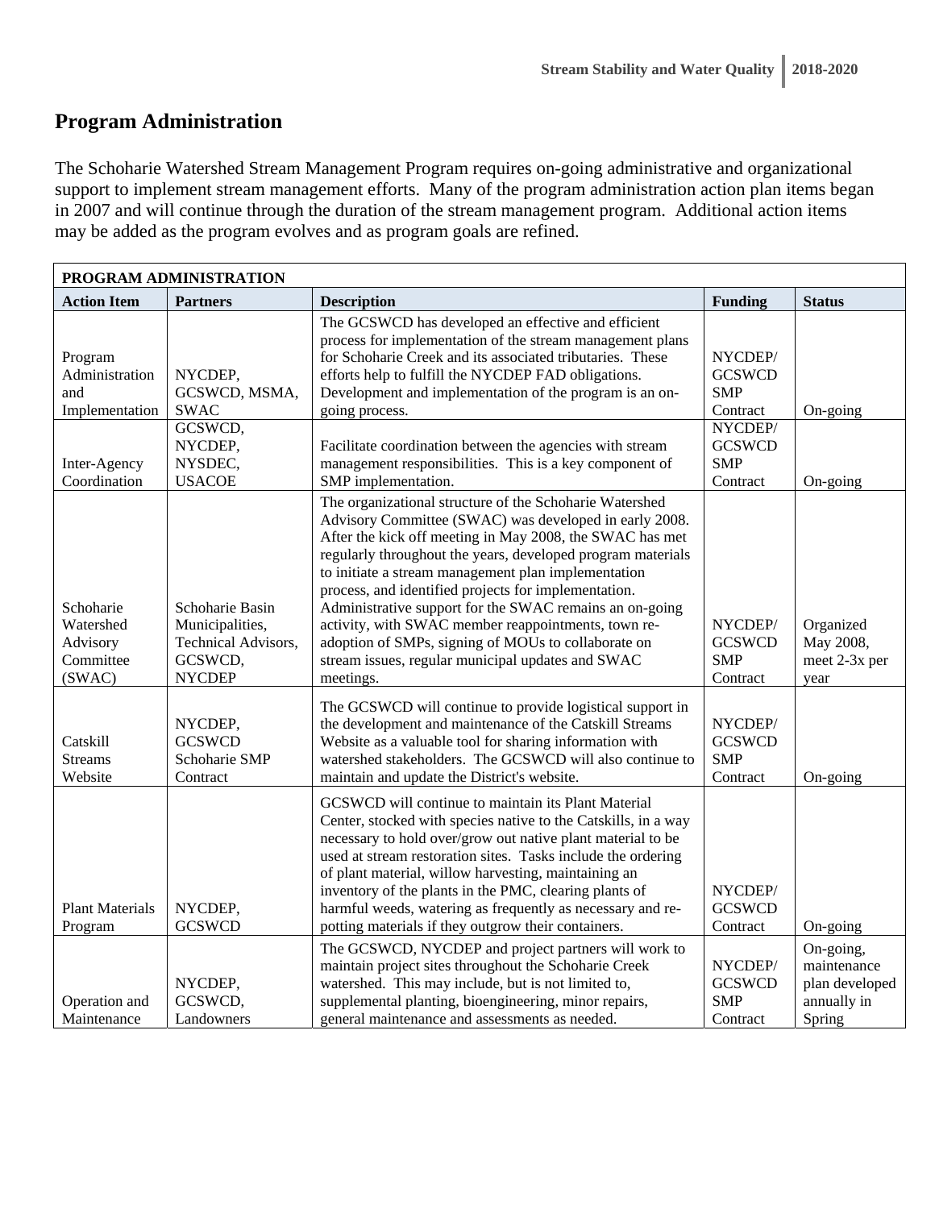## Program Administration

The Schoharie Watershed Stream Management Program requires on-going administrative and organizational support to implement stream management efforts. Many of the program administration action plan items began in 2007 and will continue through the duration of the stream management program. Additional action items may be added as the program evolves and as program goals are refined.

| PROGRAM ADMINISTRATION | | | | |
|---|---|---|---|---|
| **Action Item** | **Partners** | **Description** | **Funding** | **Status** |
| Program Administration and Implementation | NYCDEP, GCSWCD, MSMA, SWAC | The GCSWCD has developed an effective and efficient process for implementation of the stream management plans for Schoharie Creek and its associated tributaries. These efforts help to fulfill the NYCDEP FAD obligations. Development and implementation of the program is an on-going process. | NYCDEP/ GCSWCD SMP Contract | On-going |
| Inter-Agency Coordination | GCSWCD, NYCDEP, NYSDEC, USACOE | Facilitate coordination between the agencies with stream management responsibilities. This is a key component of SMP implementation. | NYCDEP/ GCSWCD SMP Contract | On-going |
| Schoharie Watershed Advisory Committee (SWAC) | Schoharie Basin Municipalities, Technical Advisors, GCSWCD, NYCDEP | The organizational structure of the Schoharie Watershed Advisory Committee (SWAC) was developed in early 2008. After the kick off meeting in May 2008, the SWAC has met regularly throughout the years, developed program materials to initiate a stream management plan implementation process, and identified projects for implementation. Administrative support for the SWAC remains an on-going activity, with SWAC member reappointments, town re-adoption of SMPs, signing of MOUs to collaborate on stream issues, regular municipal updates and SWAC meetings. | NYCDEP/ GCSWCD SMP Contract | Organized May 2008, meet 2-3x per year |
| Catskill Streams Website | NYCDEP, GCSWCD Schoharie SMP Contract | The GCSWCD will continue to provide logistical support in the development and maintenance of the Catskill Streams Website as a valuable tool for sharing information with watershed stakeholders. The GCSWCD will also continue to maintain and update the District's website. | NYCDEP/ GCSWCD SMP Contract | On-going |
| Plant Materials Program | NYCDEP, GCSWCD | GCSWCD will continue to maintain its Plant Material Center, stocked with species native to the Catskills, in a way necessary to hold over/grow out native plant material to be used at stream restoration sites. Tasks include the ordering of plant material, willow harvesting, maintaining an inventory of the plants in the PMC, clearing plants of harmful weeds, watering as frequently as necessary and re-potting materials if they outgrow their containers. | NYCDEP/ GCSWCD Contract | On-going |
| Operation and Maintenance | NYCDEP, GCSWCD, Landowners | The GCSWCD, NYCDEP and project partners will work to maintain project sites throughout the Schoharie Creek watershed. This may include, but is not limited to, supplemental planting, bioengineering, minor repairs, general maintenance and assessments as needed. | NYCDEP/ GCSWCD SMP Contract | On-going, maintenance plan developed annually in Spring |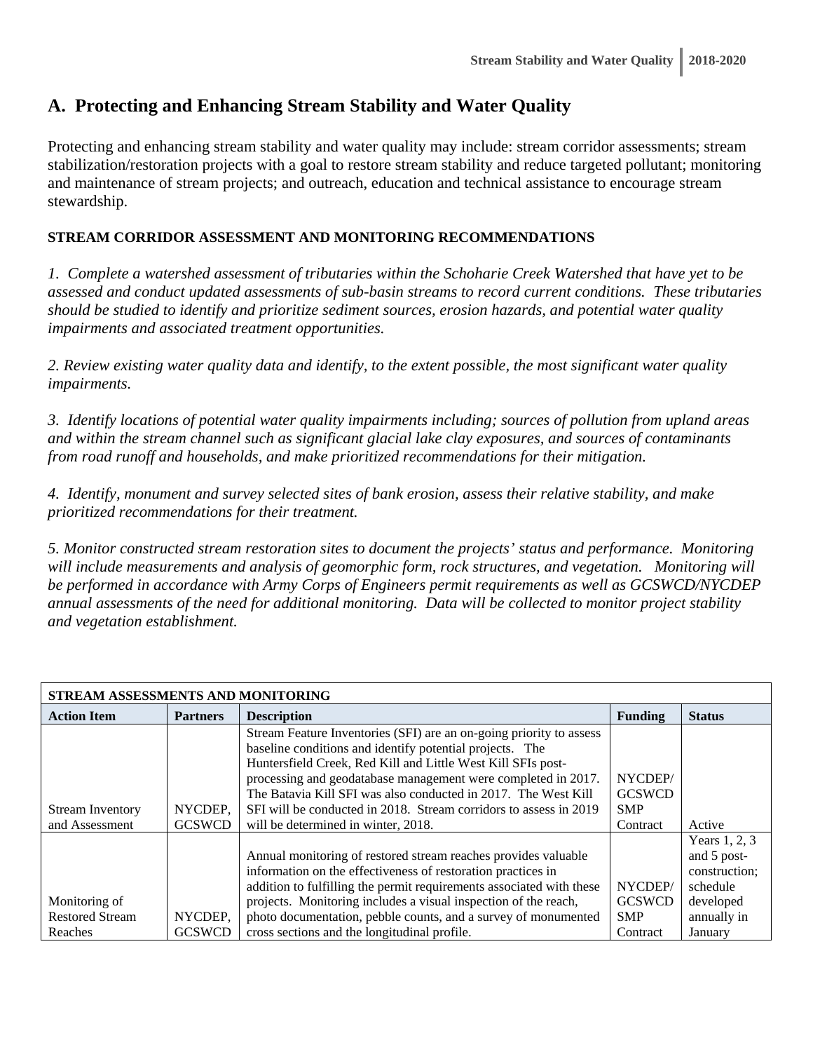## A. Protecting and Enhancing Stream Stability and Water Quality

Protecting and enhancing stream stability and water quality may include: stream corridor assessments; stream stabilization/restoration projects with a goal to restore stream stability and reduce targeted pollutant; monitoring and maintenance of stream projects; and outreach, education and technical assistance to encourage stream stewardship.

**STREAM CORRIDOR ASSESSMENT AND MONITORING RECOMMENDATIONS**

*1. Complete a watershed assessment of tributaries within the Schoharie Creek Watershed that have yet to be assessed and conduct updated assessments of sub-basin streams to record current conditions. These tributaries should be studied to identify and prioritize sediment sources, erosion hazards, and potential water quality impairments and associated treatment opportunities.*

*2. Review existing water quality data and identify, to the extent possible, the most significant water quality impairments.*

*3. Identify locations of potential water quality impairments including; sources of pollution from upland areas and within the stream channel such as significant glacial lake clay exposures, and sources of contaminants from road runoff and households, and make prioritized recommendations for their mitigation.*

*4. Identify, monument and survey selected sites of bank erosion, assess their relative stability, and make prioritized recommendations for their treatment.*

*5. Monitor constructed stream restoration sites to document the projects' status and performance. Monitoring will include measurements and analysis of geomorphic form, rock structures, and vegetation. Monitoring will be performed in accordance with Army Corps of Engineers permit requirements as well as GCSWCD/NYCDEP annual assessments of the need for additional monitoring. Data will be collected to monitor project stability and vegetation establishment.*

| STREAM ASSESSMENTS AND MONITORING | | | | |
|---|---|---|---|---|
| **Action Item** | **Partners** | **Description** | **Funding** | **Status** |
| Stream Inventory and Assessment | NYCDEP, GCSWCD | Stream Feature Inventories (SFI) are an on-going priority to assess baseline conditions and identify potential projects. The Huntersfield Creek, Red Kill and Little West Kill SFIs post-processing and geodatabase management were completed in 2017. The Batavia Kill SFI was also conducted in 2017. The West Kill SFI will be conducted in 2018. Stream corridors to assess in 2019 will be determined in winter, 2018. | NYCDEP/ GCSWCD SMP Contract | Active |
| Monitoring of Restored Stream Reaches | NYCDEP, GCSWCD | Annual monitoring of restored stream reaches provides valuable information on the effectiveness of restoration practices in addition to fulfilling the permit requirements associated with these projects. Monitoring includes a visual inspection of the reach, photo documentation, pebble counts, and a survey of monumented cross sections and the longitudinal profile. | NYCDEP/ GCSWCD SMP Contract | Years 1, 2, 3 and 5 post-construction; schedule developed annually in January |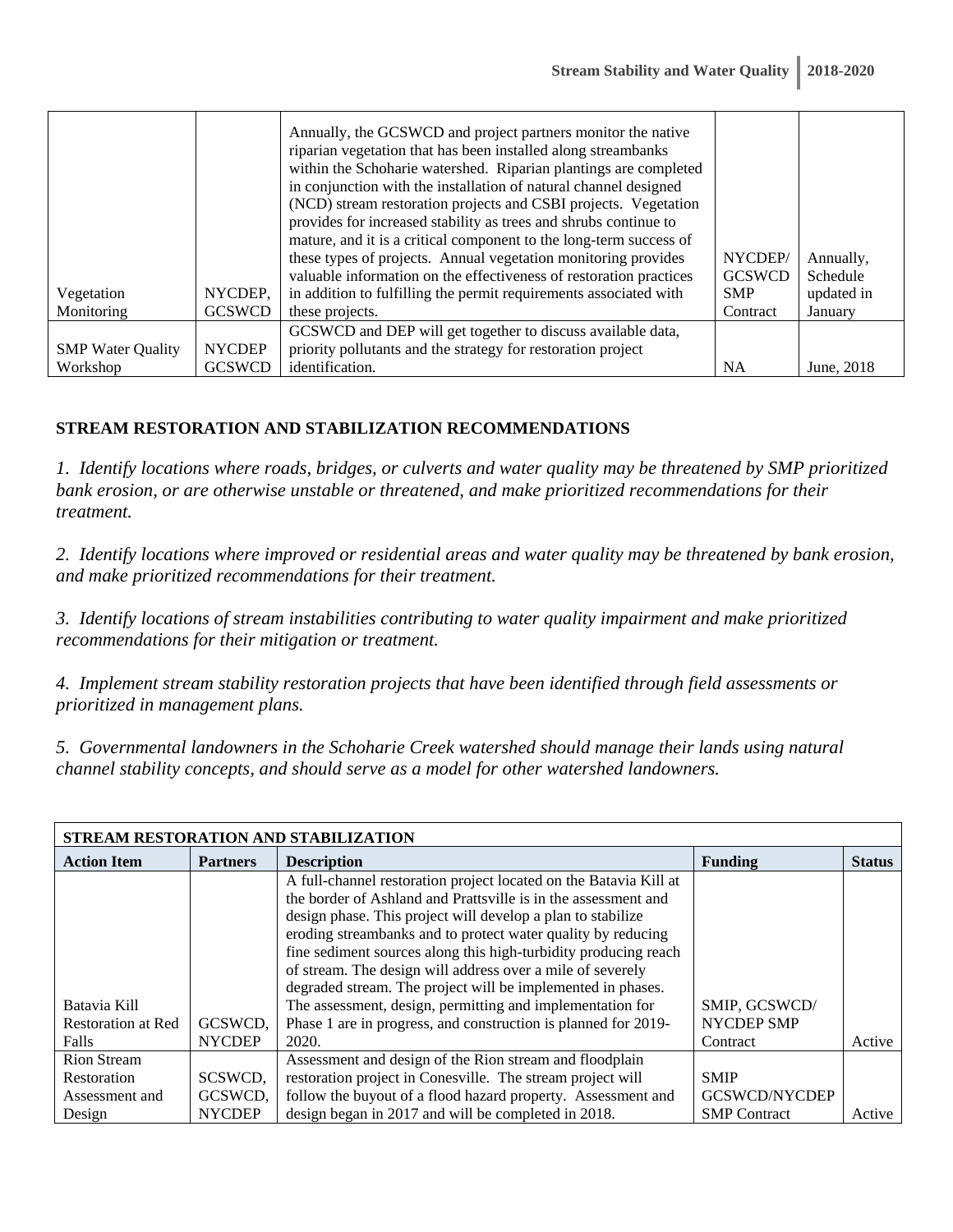| | | | | |
|---|---|---|---|---|
| Vegetation Monitoring | NYCDEP, GCSWCD | Annually, the GCSWCD and project partners monitor the native riparian vegetation that has been installed along streambanks within the Schoharie watershed. Riparian plantings are completed in conjunction with the installation of natural channel designed (NCD) stream restoration projects and CSBI projects. Vegetation provides for increased stability as trees and shrubs continue to mature, and it is a critical component to the long-term success of these types of projects. Annual vegetation monitoring provides valuable information on the effectiveness of restoration practices in addition to fulfilling the permit requirements associated with these projects. | NYCDEP/ GCSWCD SMP Contract | Annually, Schedule updated in January |
| SMP Water Quality Workshop | NYCDEP GCSWCD | GCSWCD and DEP will get together to discuss available data, priority pollutants and the strategy for restoration project identification. | NA | June, 2018 |

**STREAM RESTORATION AND STABILIZATION RECOMMENDATIONS**

*1. Identify locations where roads, bridges, or culverts and water quality may be threatened by SMP prioritized bank erosion, or are otherwise unstable or threatened, and make prioritized recommendations for their treatment.*

*2. Identify locations where improved or residential areas and water quality may be threatened by bank erosion, and make prioritized recommendations for their treatment.*

*3. Identify locations of stream instabilities contributing to water quality impairment and make prioritized recommendations for their mitigation or treatment.*

*4. Implement stream stability restoration projects that have been identified through field assessments or prioritized in management plans.*

*5. Governmental landowners in the Schoharie Creek watershed should manage their lands using natural channel stability concepts, and should serve as a model for other watershed landowners.*

| **STREAM RESTORATION AND STABILIZATION** | | | | |
|---|---|---|---|---|
| **Action Item** | **Partners** | **Description** | **Funding** | **Status** |
| Batavia Kill Restoration at Red Falls | GCSWCD, NYCDEP | A full-channel restoration project located on the Batavia Kill at the border of Ashland and Prattsville is in the assessment and design phase. This project will develop a plan to stabilize eroding streambanks and to protect water quality by reducing fine sediment sources along this high-turbidity producing reach of stream. The design will address over a mile of severely degraded stream. The project will be implemented in phases. The assessment, design, permitting and implementation for Phase 1 are in progress, and construction is planned for 2019-2020. | SMIP, GCSWCD/ NYCDEP SMP Contract | Active |
| Rion Stream Restoration Assessment and Design | SCSWCD, GCSWCD, NYCDEP | Assessment and design of the Rion stream and floodplain restoration project in Conesville. The stream project will follow the buyout of a flood hazard property. Assessment and design began in 2017 and will be completed in 2018. | SMIP GCSWCD/NYCDEP SMP Contract | Active |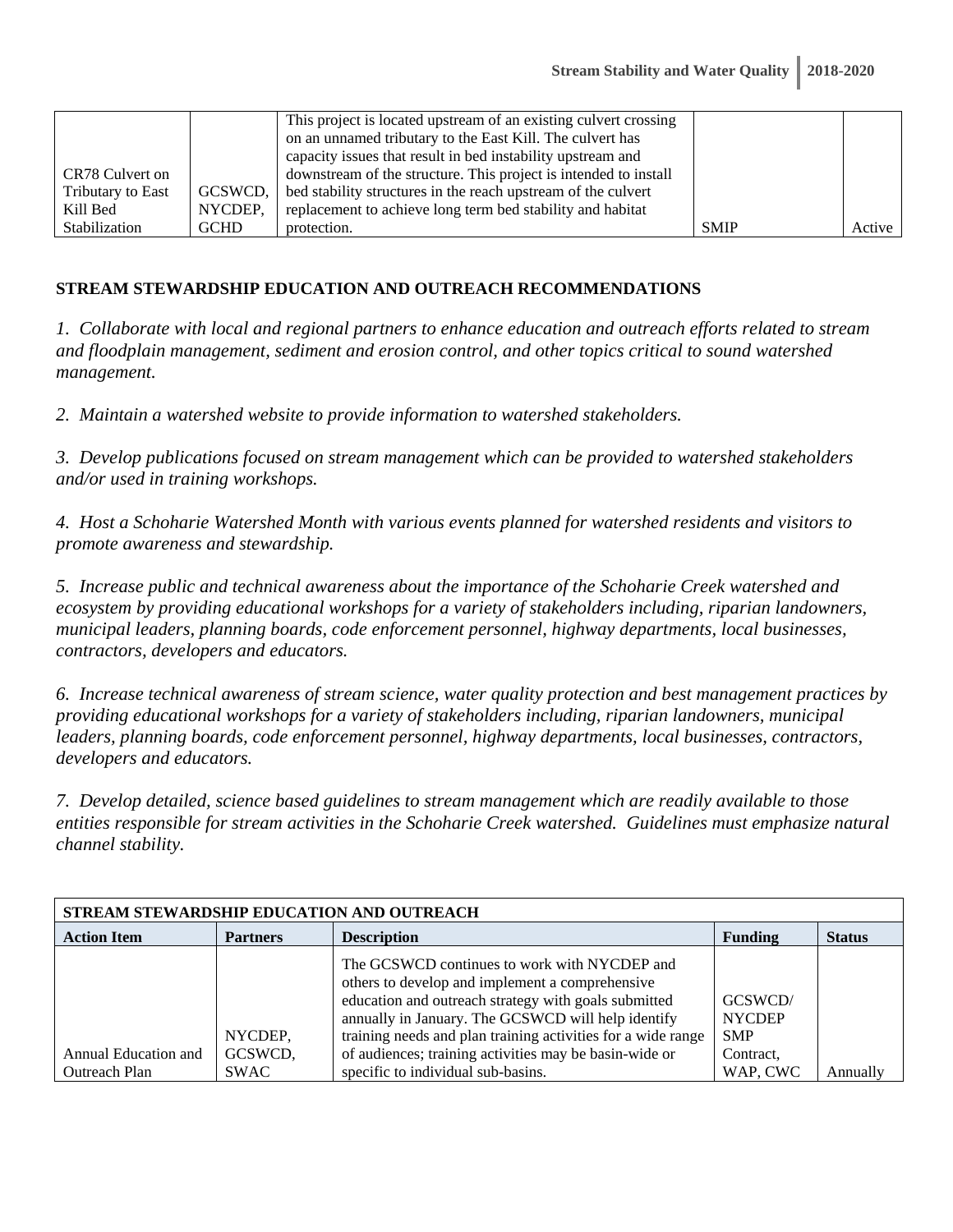| | | | | |
|---|---|---|---|---|
| CR78 Culvert on Tributary to East Kill Bed Stabilization | GCSWCD, NYCDEP, GCHD | This project is located upstream of an existing culvert crossing on an unnamed tributary to the East Kill. The culvert has capacity issues that result in bed instability upstream and downstream of the structure. This project is intended to install bed stability structures in the reach upstream of the culvert replacement to achieve long term bed stability and habitat protection. | SMIP | Active |

**STREAM STEWARDSHIP EDUCATION AND OUTREACH RECOMMENDATIONS**

*1. Collaborate with local and regional partners to enhance education and outreach efforts related to stream and floodplain management, sediment and erosion control, and other topics critical to sound watershed management.*

*2. Maintain a watershed website to provide information to watershed stakeholders.*

*3. Develop publications focused on stream management which can be provided to watershed stakeholders and/or used in training workshops.*

*4. Host a Schoharie Watershed Month with various events planned for watershed residents and visitors to promote awareness and stewardship.*

*5. Increase public and technical awareness about the importance of the Schoharie Creek watershed and ecosystem by providing educational workshops for a variety of stakeholders including, riparian landowners, municipal leaders, planning boards, code enforcement personnel, highway departments, local businesses, contractors, developers and educators.*

*6. Increase technical awareness of stream science, water quality protection and best management practices by providing educational workshops for a variety of stakeholders including, riparian landowners, municipal leaders, planning boards, code enforcement personnel, highway departments, local businesses, contractors, developers and educators.*

*7. Develop detailed, science based guidelines to stream management which are readily available to those entities responsible for stream activities in the Schoharie Creek watershed. Guidelines must emphasize natural channel stability.*

| **STREAM STEWARDSHIP EDUCATION AND OUTREACH** | | | | |
|---|---|---|---|---|
| **Action Item** | **Partners** | **Description** | **Funding** | **Status** |
| Annual Education and Outreach Plan | NYCDEP, GCSWCD, SWAC | The GCSWCD continues to work with NYCDEP and others to develop and implement a comprehensive education and outreach strategy with goals submitted annually in January. The GCSWCD will help identify training needs and plan training activities for a wide range of audiences; training activities may be basin-wide or specific to individual sub-basins. | GCSWCD/ NYCDEP SMP Contract, WAP, CWC | Annually |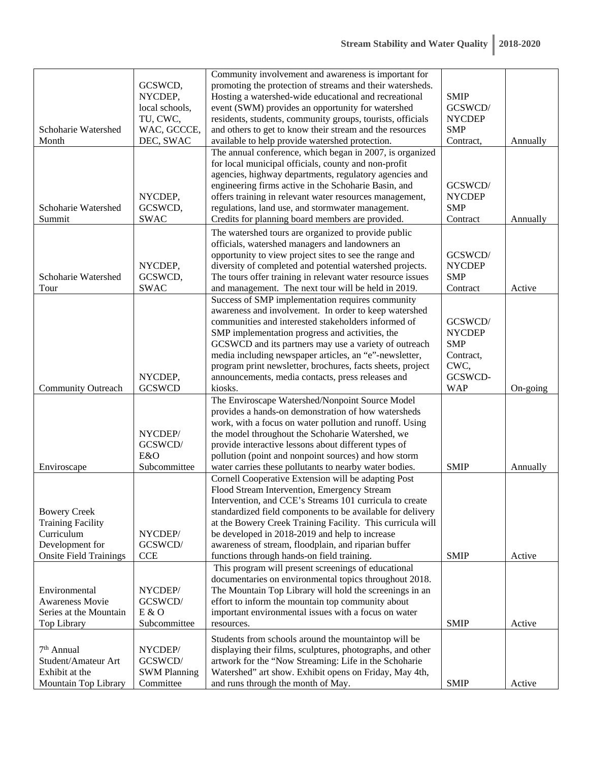| Schoharie Watershed Month | GCSWCD, NYCDEP, local schools, TU, CWC, WAC, GCCCE, DEC, SWAC | Community involvement and awareness is important for promoting the protection of streams and their watersheds. Hosting a watershed-wide educational and recreational event (SWM) provides an opportunity for watershed residents, students, community groups, tourists, officials and others to get to know their stream and the resources available to help provide watershed protection. | SMIP GCSWCD/ NYCDEP SMP Contract, | Annually |
|---|---|---|---|---|
| Schoharie Watershed Summit | NYCDEP, GCSWCD, SWAC | The annual conference, which began in 2007, is organized for local municipal officials, county and non-profit agencies, highway departments, regulatory agencies and engineering firms active in the Schoharie Basin, and offers training in relevant water resources management, regulations, land use, and stormwater management. Credits for planning board members are provided. | GCSWCD/ NYCDEP SMP Contract | Annually |
| Schoharie Watershed Tour | NYCDEP, GCSWCD, SWAC | The watershed tours are organized to provide public officials, watershed managers and landowners an opportunity to view project sites to see the range and diversity of completed and potential watershed projects. The tours offer training in relevant water resource issues and management. The next tour will be held in 2019. | GCSWCD/ NYCDEP SMP Contract | Active |
| Community Outreach | NYCDEP, GCSWCD | Success of SMP implementation requires community awareness and involvement. In order to keep watershed communities and interested stakeholders informed of SMP implementation progress and activities, the GCSWCD and its partners may use a variety of outreach media including newspaper articles, an "e"-newsletter, program print newsletter, brochures, facts sheets, project announcements, media contacts, press releases and kiosks. | GCSWCD/ NYCDEP SMP Contract, CWC, GCSWCD-WAP | On-going |
| Enviroscape | NYCDEP/ GCSWCD/ E&O Subcommittee | The Enviroscape Watershed/Nonpoint Source Model provides a hands-on demonstration of how watersheds work, with a focus on water pollution and runoff. Using the model throughout the Schoharie Watershed, we provide interactive lessons about different types of pollution (point and nonpoint sources) and how storm water carries these pollutants to nearby water bodies. | SMIP | Annually |
| Bowery Creek Training Facility Curriculum Development for Onsite Field Trainings | NYCDEP/ GCSWCD/ CCE | Cornell Cooperative Extension will be adapting Post Flood Stream Intervention, Emergency Stream Intervention, and CCE's Streams 101 curricula to create standardized field components to be available for delivery at the Bowery Creek Training Facility. This curricula will be developed in 2018-2019 and help to increase awareness of stream, floodplain, and riparian buffer functions through hands-on field training. | SMIP | Active |
| Environmental Awareness Movie Series at the Mountain Top Library | NYCDEP/ GCSWCD/ E & O Subcommittee | This program will present screenings of educational documentaries on environmental topics throughout 2018. The Mountain Top Library will hold the screenings in an effort to inform the mountain top community about important environmental issues with a focus on water resources. | SMIP | Active |
| 7th Annual Student/Amateur Art Exhibit at the Mountain Top Library | NYCDEP/ GCSWCD/ SWM Planning Committee | Students from schools around the mountaintop will be displaying their films, sculptures, photographs, and other artwork for the "Now Streaming: Life in the Schoharie Watershed" art show. Exhibit opens on Friday, May 4th, and runs through the month of May. | SMIP | Active |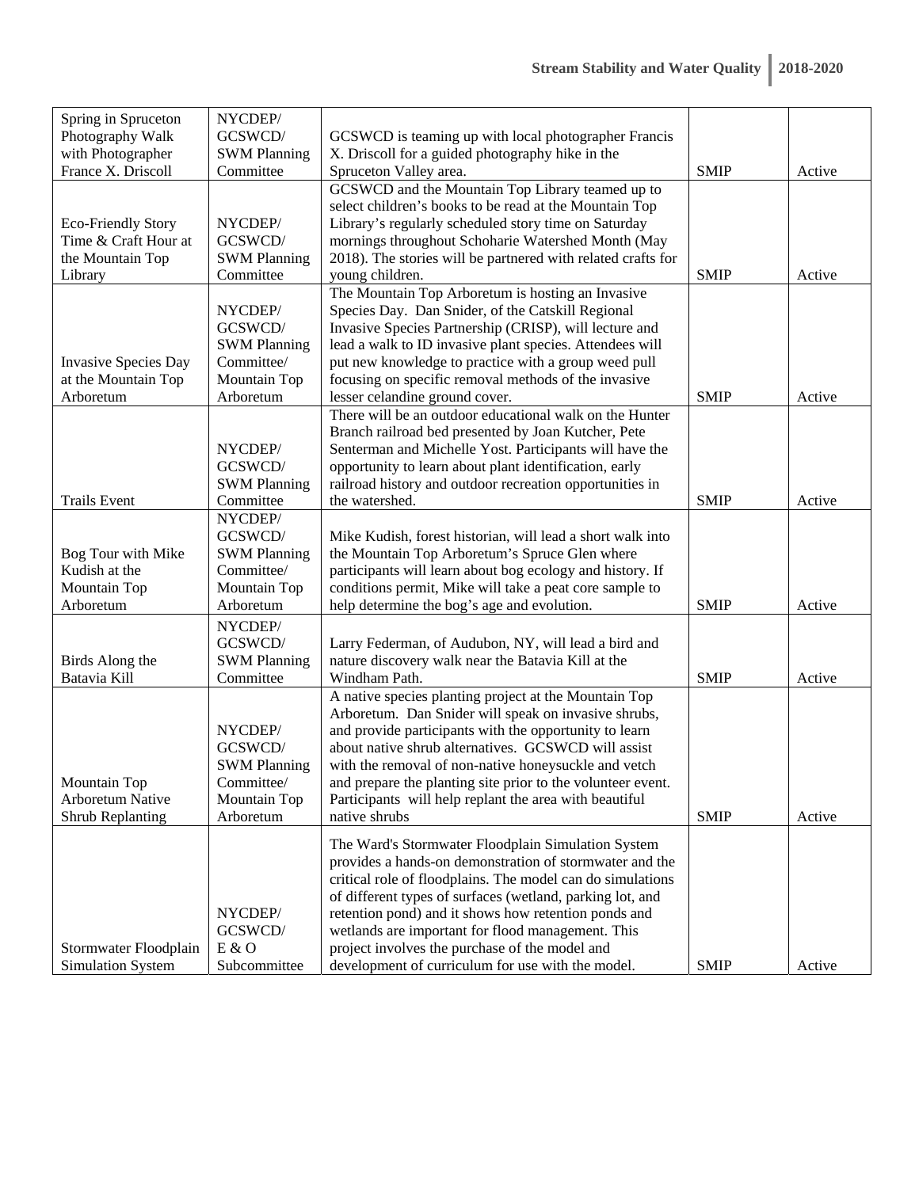| Spring in Spruceton Photography Walk with Photographer France X. Driscoll | NYCDEP/ GCSWCD/ SWM Planning Committee | GCSWCD is teaming up with local photographer Francis X. Driscoll for a guided photography hike in the Spruceton Valley area. | SMIP | Active |
|---|---|---|---|---|
| Eco-Friendly Story Time & Craft Hour at the Mountain Top Library | NYCDEP/ GCSWCD/ SWM Planning Committee | GCSWCD and the Mountain Top Library teamed up to select children's books to be read at the Mountain Top Library's regularly scheduled story time on Saturday mornings throughout Schoharie Watershed Month (May 2018). The stories will be partnered with related crafts for young children. | SMIP | Active |
| Invasive Species Day at the Mountain Top Arboretum | NYCDEP/ GCSWCD/ SWM Planning Committee/ Mountain Top Arboretum | The Mountain Top Arboretum is hosting an Invasive Species Day. Dan Snider, of the Catskill Regional Invasive Species Partnership (CRISP), will lecture and lead a walk to ID invasive plant species. Attendees will put new knowledge to practice with a group weed pull focusing on specific removal methods of the invasive lesser celandine ground cover. | SMIP | Active |
| Trails Event | NYCDEP/ GCSWCD/ SWM Planning Committee | There will be an outdoor educational walk on the Hunter Branch railroad bed presented by Joan Kutcher, Pete Senterman and Michelle Yost. Participants will have the opportunity to learn about plant identification, early railroad history and outdoor recreation opportunities in the watershed. | SMIP | Active |
| Bog Tour with Mike Kudish at the Mountain Top Arboretum | NYCDEP/ GCSWCD/ SWM Planning Committee/ Mountain Top Arboretum | Mike Kudish, forest historian, will lead a short walk into the Mountain Top Arboretum's Spruce Glen where participants will learn about bog ecology and history. If conditions permit, Mike will take a peat core sample to help determine the bog's age and evolution. | SMIP | Active |
| Birds Along the Batavia Kill | NYCDEP/ GCSWCD/ SWM Planning Committee | Larry Federman, of Audubon, NY, will lead a bird and nature discovery walk near the Batavia Kill at the Windham Path. | SMIP | Active |
| Mountain Top Arboretum Native Shrub Replanting | NYCDEP/ GCSWCD/ SWM Planning Committee/ Mountain Top Arboretum | A native species planting project at the Mountain Top Arboretum. Dan Snider will speak on invasive shrubs, and provide participants with the opportunity to learn about native shrub alternatives. GCSWCD will assist with the removal of non-native honeysuckle and vetch and prepare the planting site prior to the volunteer event. Participants will help replant the area with beautiful native shrubs | SMIP | Active |
| Stormwater Floodplain Simulation System | NYCDEP/ GCSWCD/ E & O Subcommittee | The Ward's Stormwater Floodplain Simulation System provides a hands-on demonstration of stormwater and the critical role of floodplains. The model can do simulations of different types of surfaces (wetland, parking lot, and retention pond) and it shows how retention ponds and wetlands are important for flood management. This project involves the purchase of the model and development of curriculum for use with the model. | SMIP | Active |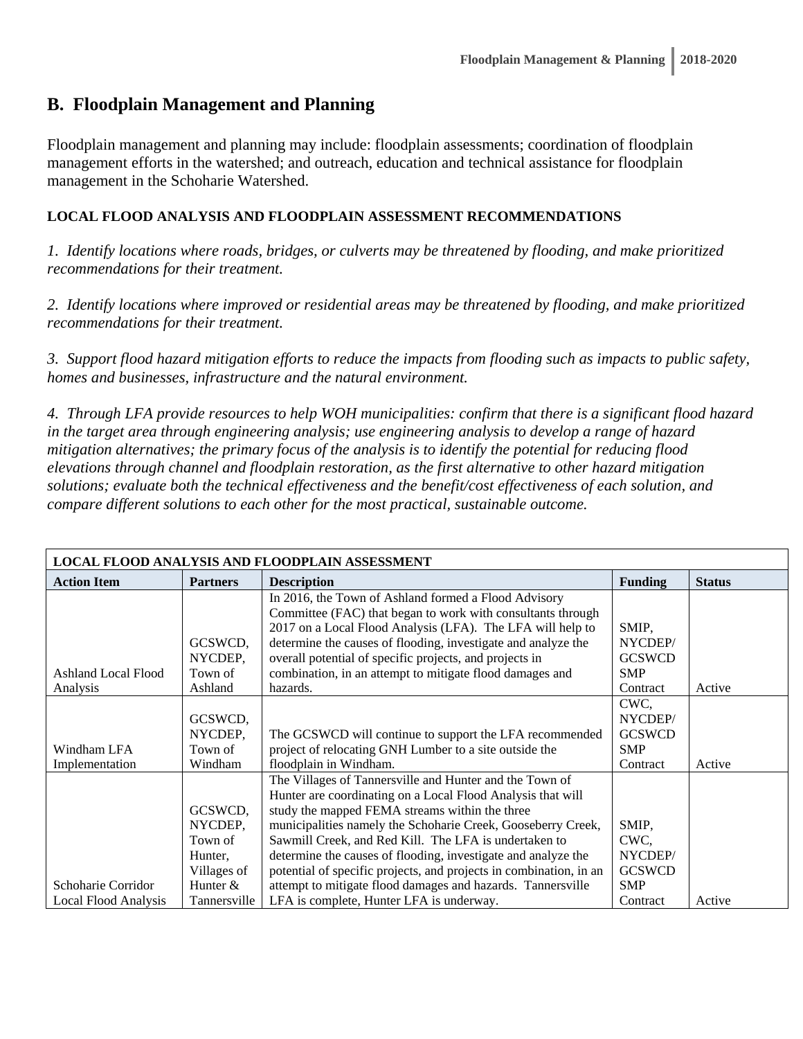## B. Floodplain Management and Planning

Floodplain management and planning may include: floodplain assessments; coordination of floodplain management efforts in the watershed; and outreach, education and technical assistance for floodplain management in the Schoharie Watershed.

**LOCAL FLOOD ANALYSIS AND FLOODPLAIN ASSESSMENT RECOMMENDATIONS**

*1. Identify locations where roads, bridges, or culverts may be threatened by flooding, and make prioritized recommendations for their treatment.*

*2. Identify locations where improved or residential areas may be threatened by flooding, and make prioritized recommendations for their treatment.*

*3. Support flood hazard mitigation efforts to reduce the impacts from flooding such as impacts to public safety, homes and businesses, infrastructure and the natural environment.*

*4. Through LFA provide resources to help WOH municipalities: confirm that there is a significant flood hazard in the target area through engineering analysis; use engineering analysis to develop a range of hazard mitigation alternatives; the primary focus of the analysis is to identify the potential for reducing flood elevations through channel and floodplain restoration, as the first alternative to other hazard mitigation solutions; evaluate both the technical effectiveness and the benefit/cost effectiveness of each solution, and compare different solutions to each other for the most practical, sustainable outcome.*

| **LOCAL FLOOD ANALYSIS AND FLOODPLAIN ASSESSMENT** | | | | |
|---|---|---|---|---|
| **Action Item** | **Partners** | **Description** | **Funding** | **Status** |
| Ashland Local Flood Analysis | GCSWCD, NYCDEP, Town of Ashland | In 2016, the Town of Ashland formed a Flood Advisory Committee (FAC) that began to work with consultants through 2017 on a Local Flood Analysis (LFA). The LFA will help to determine the causes of flooding, investigate and analyze the overall potential of specific projects, and projects in combination, in an attempt to mitigate flood damages and hazards. | SMIP, NYCDEP/ GCSWCD SMP Contract | Active |
| Windham LFA Implementation | GCSWCD, NYCDEP, Town of Windham | The GCSWCD will continue to support the LFA recommended project of relocating GNH Lumber to a site outside the floodplain in Windham. | CWC, NYCDEP/ GCSWCD SMP Contract | Active |
| Schoharie Corridor Local Flood Analysis | GCSWCD, NYCDEP, Town of Hunter, Villages of Hunter & Tannersville | The Villages of Tannersville and Hunter and the Town of Hunter are coordinating on a Local Flood Analysis that will study the mapped FEMA streams within the three municipalities namely the Schoharie Creek, Gooseberry Creek, Sawmill Creek, and Red Kill. The LFA is undertaken to determine the causes of flooding, investigate and analyze the potential of specific projects, and projects in combination, in an attempt to mitigate flood damages and hazards. Tannersville LFA is complete, Hunter LFA is underway. | SMIP, CWC, NYCDEP/ GCSWCD SMP Contract | Active |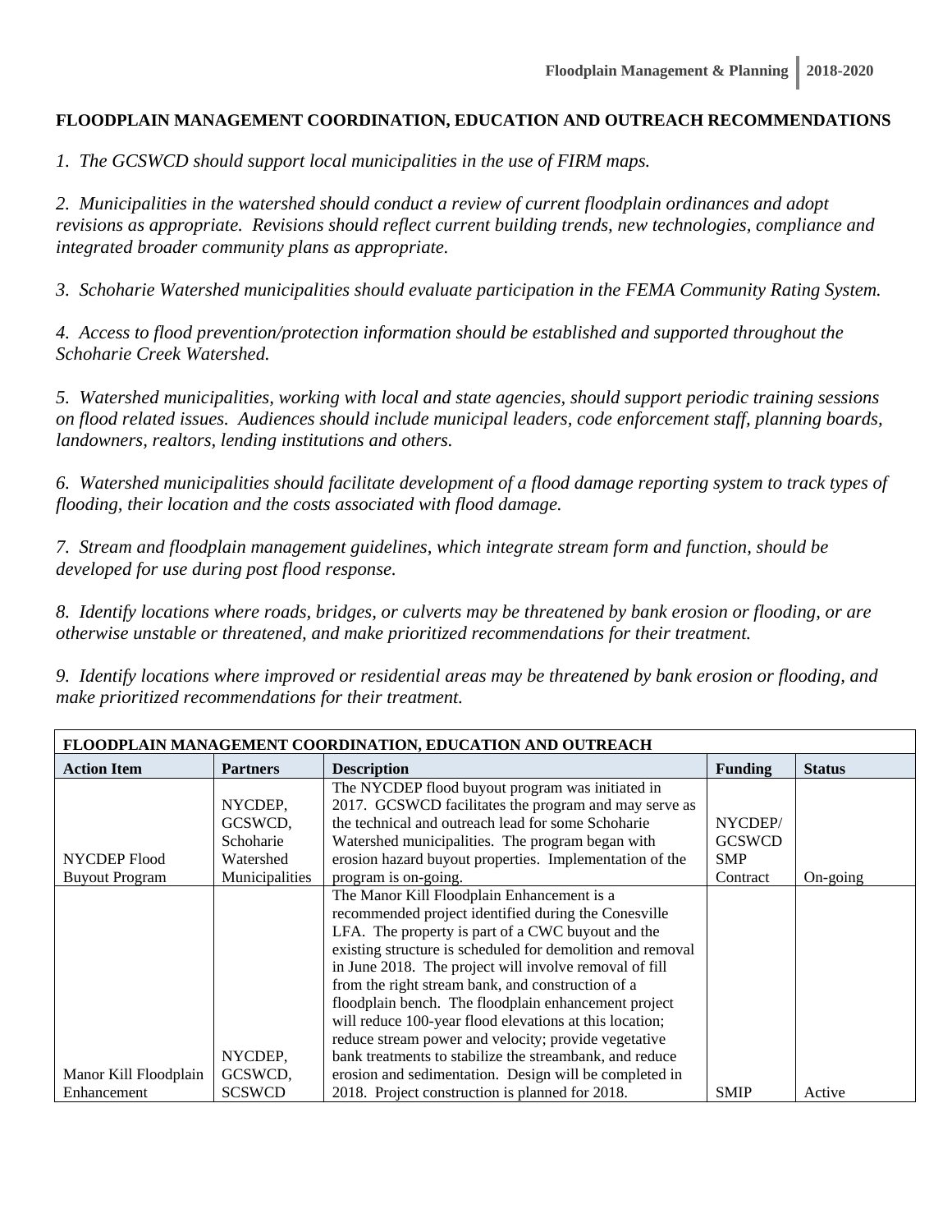**FLOODPLAIN MANAGEMENT COORDINATION, EDUCATION AND OUTREACH RECOMMENDATIONS**

*1. The GCSWCD should support local municipalities in the use of FIRM maps.*

*2. Municipalities in the watershed should conduct a review of current floodplain ordinances and adopt revisions as appropriate. Revisions should reflect current building trends, new technologies, compliance and integrated broader community plans as appropriate.*

*3. Schoharie Watershed municipalities should evaluate participation in the FEMA Community Rating System.*

*4. Access to flood prevention/protection information should be established and supported throughout the Schoharie Creek Watershed.*

*5. Watershed municipalities, working with local and state agencies, should support periodic training sessions on flood related issues. Audiences should include municipal leaders, code enforcement staff, planning boards, landowners, realtors, lending institutions and others.*

*6. Watershed municipalities should facilitate development of a flood damage reporting system to track types of flooding, their location and the costs associated with flood damage.*

*7. Stream and floodplain management guidelines, which integrate stream form and function, should be developed for use during post flood response.*

*8. Identify locations where roads, bridges, or culverts may be threatened by bank erosion or flooding, or are otherwise unstable or threatened, and make prioritized recommendations for their treatment.*

*9. Identify locations where improved or residential areas may be threatened by bank erosion or flooding, and make prioritized recommendations for their treatment.*

| **FLOODPLAIN MANAGEMENT COORDINATION, EDUCATION AND OUTREACH** | | | | |
|---|---|---|---|---|
| **Action Item** | **Partners** | **Description** | **Funding** | **Status** |
| NYCDEP Flood Buyout Program | NYCDEP, GCSWCD, Schoharie Watershed Municipalities | The NYCDEP flood buyout program was initiated in 2017. GCSWCD facilitates the program and may serve as the technical and outreach lead for some Schoharie Watershed municipalities. The program began with erosion hazard buyout properties. Implementation of the program is on-going. | NYCDEP/ GCSWCD SMP Contract | On-going |
| Manor Kill Floodplain Enhancement | NYCDEP, GCSWCD, SCSWCD | The Manor Kill Floodplain Enhancement is a recommended project identified during the Conesville LFA. The property is part of a CWC buyout and the existing structure is scheduled for demolition and removal in June 2018. The project will involve removal of fill from the right stream bank, and construction of a floodplain bench. The floodplain enhancement project will reduce 100-year flood elevations at this location; reduce stream power and velocity; provide vegetative bank treatments to stabilize the streambank, and reduce erosion and sedimentation. Design will be completed in 2018. Project construction is planned for 2018. | SMIP | Active |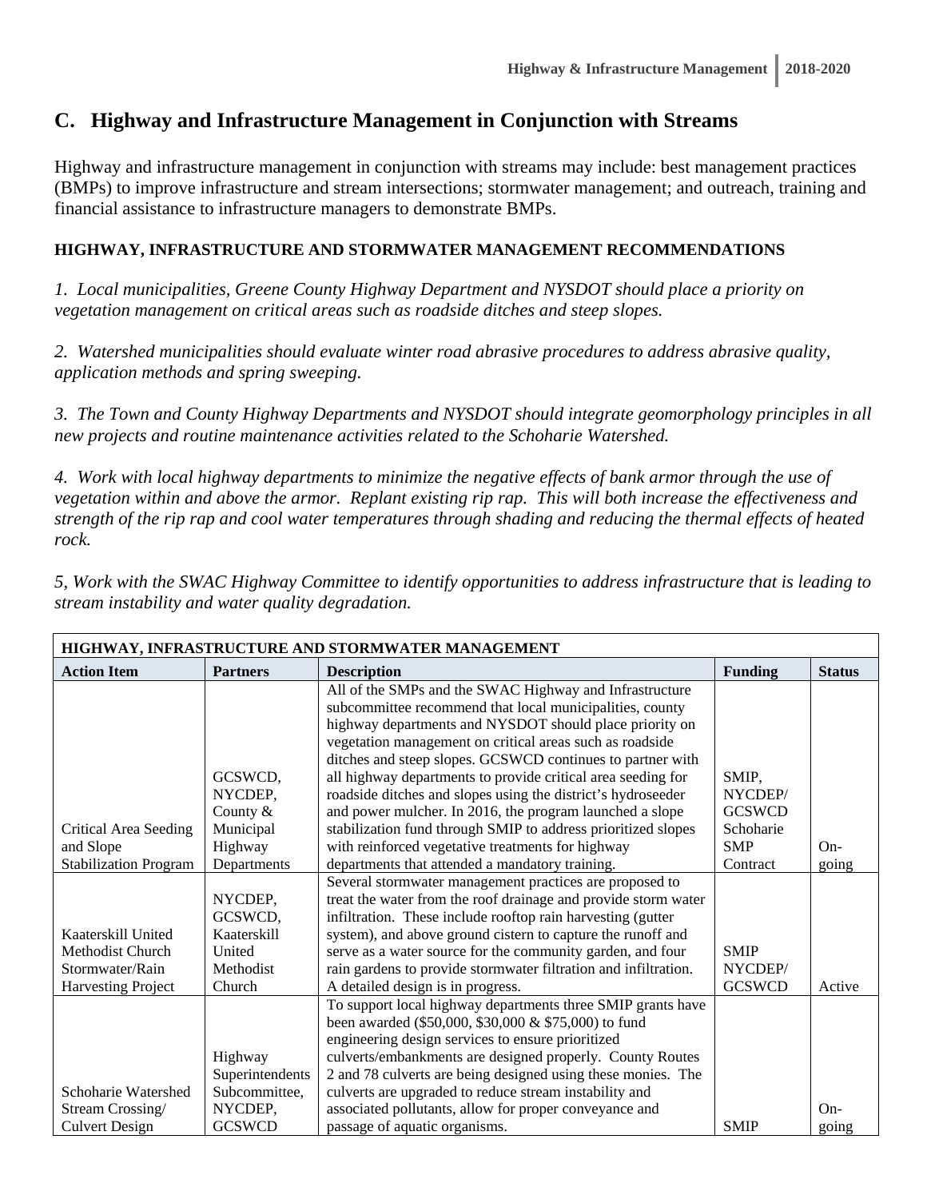## C. Highway and Infrastructure Management in Conjunction with Streams

Highway and infrastructure management in conjunction with streams may include: best management practices (BMPs) to improve infrastructure and stream intersections; stormwater management; and outreach, training and financial assistance to infrastructure managers to demonstrate BMPs.

**HIGHWAY, INFRASTRUCTURE AND STORMWATER MANAGEMENT RECOMMENDATIONS**

*1. Local municipalities, Greene County Highway Department and NYSDOT should place a priority on vegetation management on critical areas such as roadside ditches and steep slopes.*

*2. Watershed municipalities should evaluate winter road abrasive procedures to address abrasive quality, application methods and spring sweeping.*

*3. The Town and County Highway Departments and NYSDOT should integrate geomorphology principles in all new projects and routine maintenance activities related to the Schoharie Watershed.*

*4. Work with local highway departments to minimize the negative effects of bank armor through the use of vegetation within and above the armor. Replant existing rip rap. This will both increase the effectiveness and strength of the rip rap and cool water temperatures through shading and reducing the thermal effects of heated rock.*

*5, Work with the SWAC Highway Committee to identify opportunities to address infrastructure that is leading to stream instability and water quality degradation.*

| HIGHWAY, INFRASTRUCTURE AND STORMWATER MANAGEMENT | | | | |
|---|---|---|---|---|
| **Action Item** | **Partners** | **Description** | **Funding** | **Status** |
| Critical Area Seeding and Slope Stabilization Program | GCSWCD, NYCDEP, County & Municipal Highway Departments | All of the SMPs and the SWAC Highway and Infrastructure subcommittee recommend that local municipalities, county highway departments and NYSDOT should place priority on vegetation management on critical areas such as roadside ditches and steep slopes. GCSWCD continues to partner with all highway departments to provide critical area seeding for roadside ditches and slopes using the district's hydroseeder and power mulcher. In 2016, the program launched a slope stabilization fund through SMIP to address prioritized slopes with reinforced vegetative treatments for highway departments that attended a mandatory training. | SMIP, NYCDEP/ GCSWCD Schoharie SMP Contract | On-going |
| Kaaterskill United Methodist Church Stormwater/Rain Harvesting Project | NYCDEP, GCSWCD, Kaaterskill United Methodist Church | Several stormwater management practices are proposed to treat the water from the roof drainage and provide storm water infiltration. These include rooftop rain harvesting (gutter system), and above ground cistern to capture the runoff and serve as a water source for the community garden, and four rain gardens to provide stormwater filtration and infiltration. A detailed design is in progress. | SMIP NYCDEP/ GCSWCD | Active |
| Schoharie Watershed Stream Crossing/ Culvert Design | Highway Superintendents Subcommittee, NYCDEP, GCSWCD | To support local highway departments three SMIP grants have been awarded ($50,000, $30,000 & $75,000) to fund engineering design services to ensure prioritized culverts/embankments are designed properly. County Routes 2 and 78 culverts are being designed using these monies. The culverts are upgraded to reduce stream instability and associated pollutants, allow for proper conveyance and passage of aquatic organisms. | SMIP | On-going |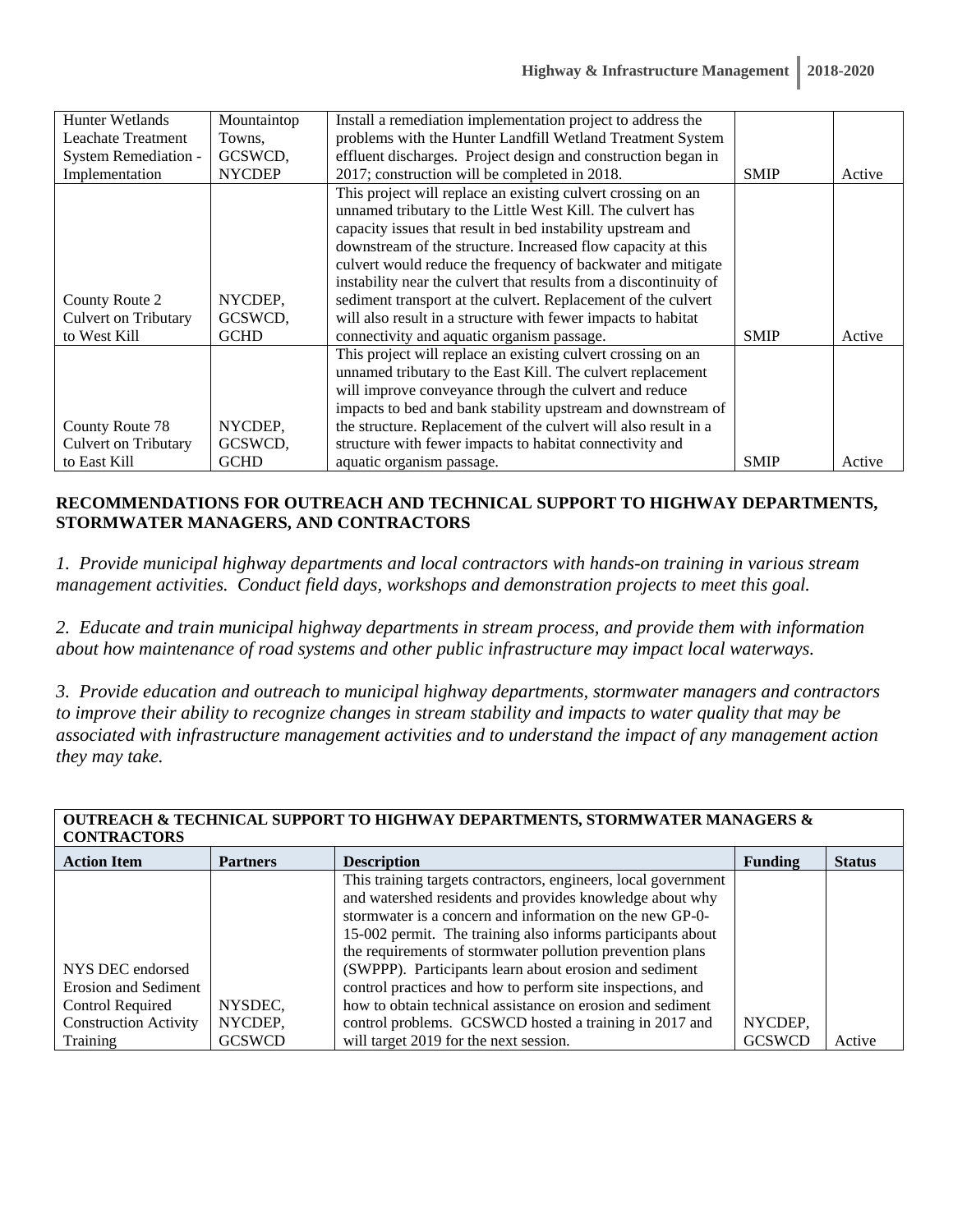| Hunter Wetlands Leachate Treatment System Remediation - Implementation | Mountaintop Towns, GCSWCD, NYCDEP | Install a remediation implementation project to address the problems with the Hunter Landfill Wetland Treatment System effluent discharges. Project design and construction began in 2017; construction will be completed in 2018. | SMIP | Active |
|---|---|---|---|---|
| County Route 2 Culvert on Tributary to West Kill | NYCDEP, GCSWCD, GCHD | This project will replace an existing culvert crossing on an unnamed tributary to the Little West Kill. The culvert has capacity issues that result in bed instability upstream and downstream of the structure. Increased flow capacity at this culvert would reduce the frequency of backwater and mitigate instability near the culvert that results from a discontinuity of sediment transport at the culvert. Replacement of the culvert will also result in a structure with fewer impacts to habitat connectivity and aquatic organism passage. | SMIP | Active |
| County Route 78 Culvert on Tributary to East Kill | NYCDEP, GCSWCD, GCHD | This project will replace an existing culvert crossing on an unnamed tributary to the East Kill. The culvert replacement will improve conveyance through the culvert and reduce impacts to bed and bank stability upstream and downstream of the structure. Replacement of the culvert will also result in a structure with fewer impacts to habitat connectivity and aquatic organism passage. | SMIP | Active |

**RECOMMENDATIONS FOR OUTREACH AND TECHNICAL SUPPORT TO HIGHWAY DEPARTMENTS, STORMWATER MANAGERS, AND CONTRACTORS**

*1. Provide municipal highway departments and local contractors with hands-on training in various stream management activities. Conduct field days, workshops and demonstration projects to meet this goal.*

*2. Educate and train municipal highway departments in stream process, and provide them with information about how maintenance of road systems and other public infrastructure may impact local waterways.*

*3. Provide education and outreach to municipal highway departments, stormwater managers and contractors to improve their ability to recognize changes in stream stability and impacts to water quality that may be associated with infrastructure management activities and to understand the impact of any management action they may take.*

| **OUTREACH & TECHNICAL SUPPORT TO HIGHWAY DEPARTMENTS, STORMWATER MANAGERS & CONTRACTORS** | | | | |
|---|---|---|---|---|
| **Action Item** | **Partners** | **Description** | **Funding** | **Status** |
| NYS DEC endorsed Erosion and Sediment Control Required Construction Activity Training | NYSDEC, NYCDEP, GCSWCD | This training targets contractors, engineers, local government and watershed residents and provides knowledge about why stormwater is a concern and information on the new GP-0-15-002 permit. The training also informs participants about the requirements of stormwater pollution prevention plans (SWPPP). Participants learn about erosion and sediment control practices and how to perform site inspections, and how to obtain technical assistance on erosion and sediment control problems. GCSWCD hosted a training in 2017 and will target 2019 for the next session. | NYCDEP, GCSWCD | Active |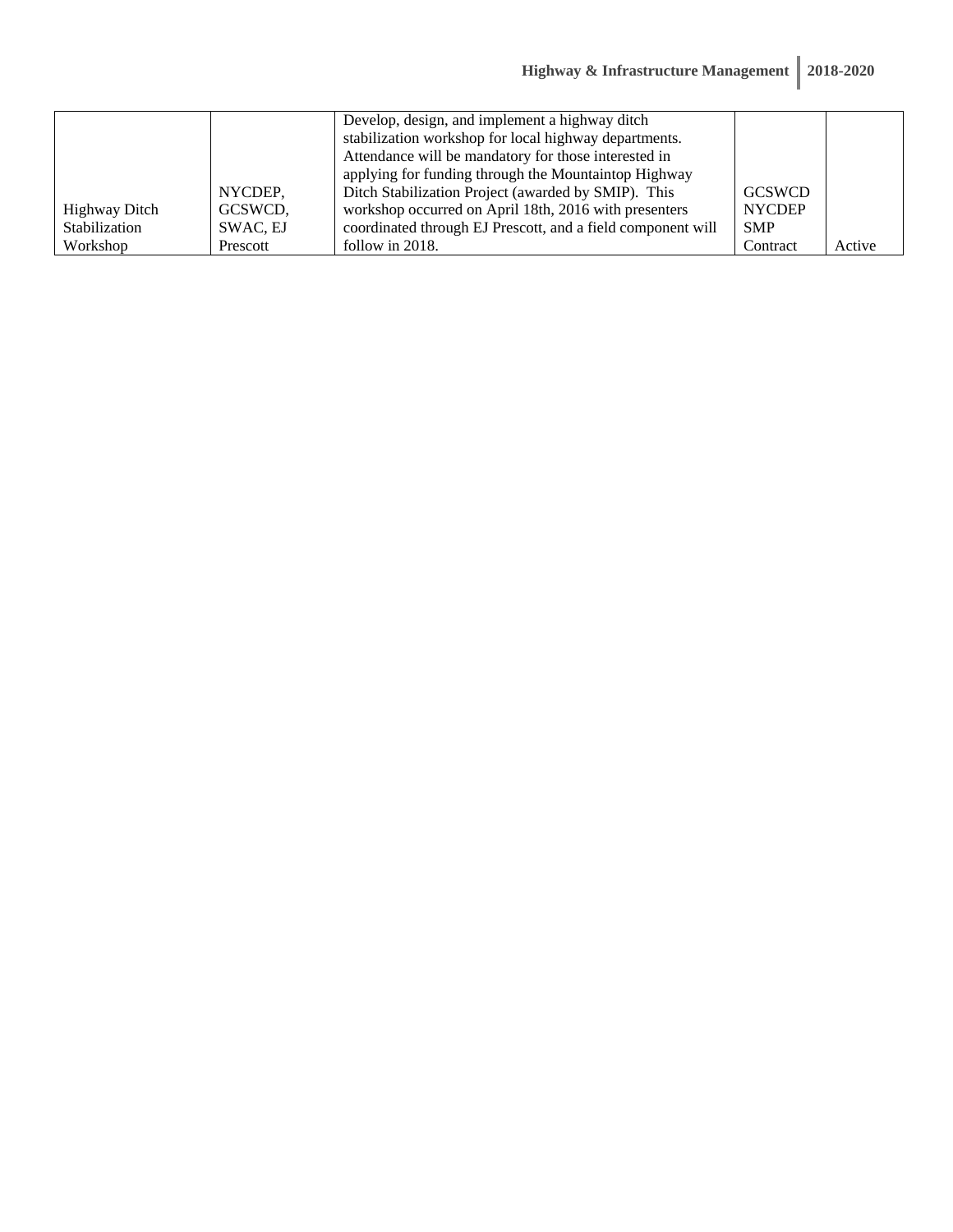| Highway Ditch Stabilization Workshop | NYCDEP, GCSWCD, SWAC, EJ Prescott | Develop, design, and implement a highway ditch stabilization workshop for local highway departments. Attendance will be mandatory for those interested in applying for funding through the Mountaintop Highway Ditch Stabilization Project (awarded by SMIP). This workshop occurred on April 18th, 2016 with presenters coordinated through EJ Prescott, and a field component will follow in 2018. | GCSWCD NYCDEP SMP Contract | Active |
|---|---|---|---|---|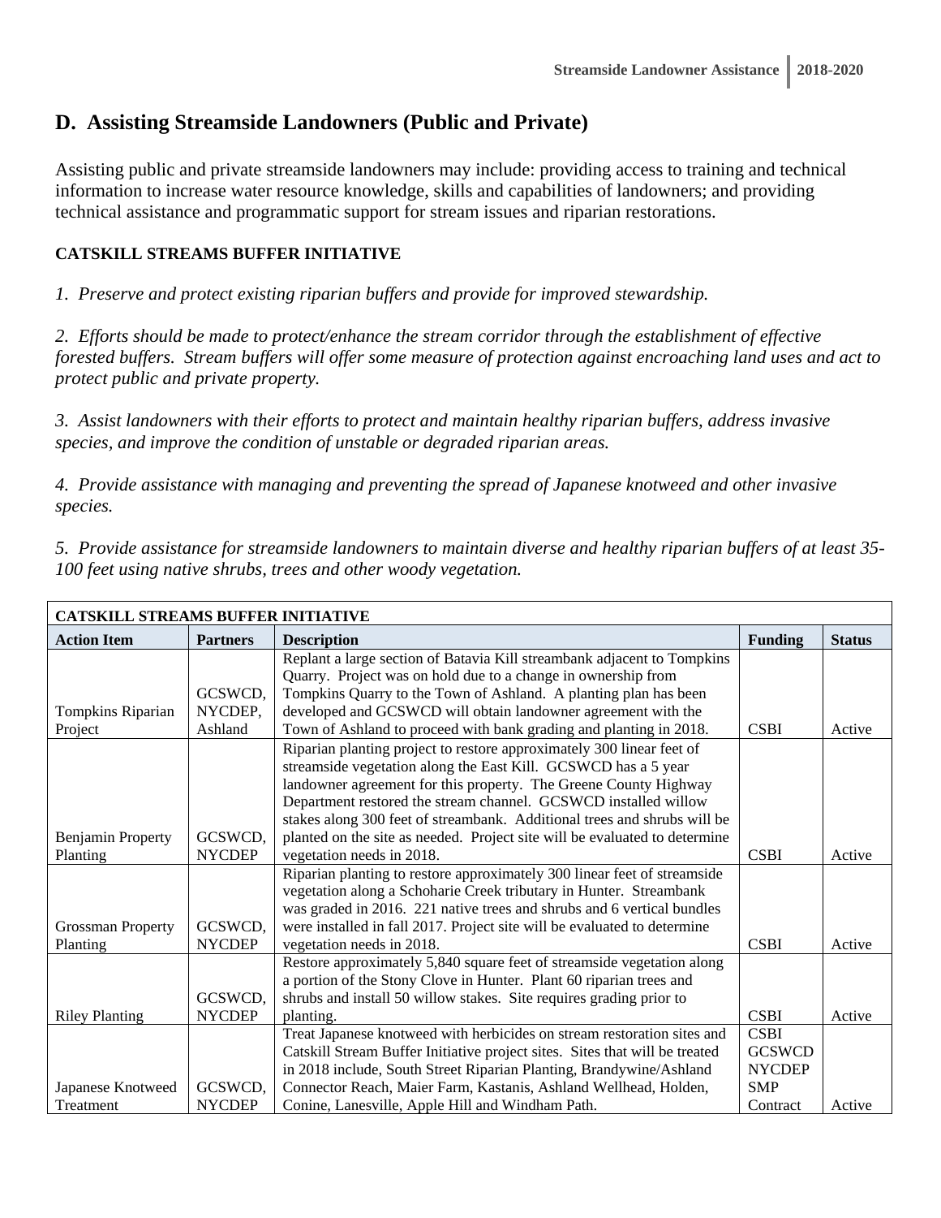## D. Assisting Streamside Landowners (Public and Private)

Assisting public and private streamside landowners may include: providing access to training and technical information to increase water resource knowledge, skills and capabilities of landowners; and providing technical assistance and programmatic support for stream issues and riparian restorations.

**CATSKILL STREAMS BUFFER INITIATIVE**

*1. Preserve and protect existing riparian buffers and provide for improved stewardship.*

*2. Efforts should be made to protect/enhance the stream corridor through the establishment of effective forested buffers. Stream buffers will offer some measure of protection against encroaching land uses and act to protect public and private property.*

*3. Assist landowners with their efforts to protect and maintain healthy riparian buffers, address invasive species, and improve the condition of unstable or degraded riparian areas.*

*4. Provide assistance with managing and preventing the spread of Japanese knotweed and other invasive species.*

*5. Provide assistance for streamside landowners to maintain diverse and healthy riparian buffers of at least 35-100 feet using native shrubs, trees and other woody vegetation.*

| CATSKILL STREAMS BUFFER INITIATIVE | | | | |
|---|---|---|---|---|
| **Action Item** | **Partners** | **Description** | **Funding** | **Status** |
| Tompkins Riparian Project | GCSWCD, NYCDEP, Ashland | Replant a large section of Batavia Kill streambank adjacent to Tompkins Quarry. Project was on hold due to a change in ownership from Tompkins Quarry to the Town of Ashland. A planting plan has been developed and GCSWCD will obtain landowner agreement with the Town of Ashland to proceed with bank grading and planting in 2018. | CSBI | Active |
| Benjamin Property Planting | GCSWCD, NYCDEP | Riparian planting project to restore approximately 300 linear feet of streamside vegetation along the East Kill. GCSWCD has a 5 year landowner agreement for this property. The Greene County Highway Department restored the stream channel. GCSWCD installed willow stakes along 300 feet of streambank. Additional trees and shrubs will be planted on the site as needed. Project site will be evaluated to determine vegetation needs in 2018. | CSBI | Active |
| Grossman Property Planting | GCSWCD, NYCDEP | Riparian planting to restore approximately 300 linear feet of streamside vegetation along a Schoharie Creek tributary in Hunter. Streambank was graded in 2016. 221 native trees and shrubs and 6 vertical bundles were installed in fall 2017. Project site will be evaluated to determine vegetation needs in 2018. | CSBI | Active |
| Riley Planting | GCSWCD, NYCDEP | Restore approximately 5,840 square feet of streamside vegetation along a portion of the Stony Clove in Hunter. Plant 60 riparian trees and shrubs and install 50 willow stakes. Site requires grading prior to planting. | CSBI | Active |
| Japanese Knotweed Treatment | GCSWCD, NYCDEP | Treat Japanese knotweed with herbicides on stream restoration sites and Catskill Stream Buffer Initiative project sites. Sites that will be treated in 2018 include, South Street Riparian Planting, Brandywine/Ashland Connector Reach, Maier Farm, Kastanis, Ashland Wellhead, Holden, Conine, Lanesville, Apple Hill and Windham Path. | CSBI GCSWCD NYCDEP SMP Contract | Active |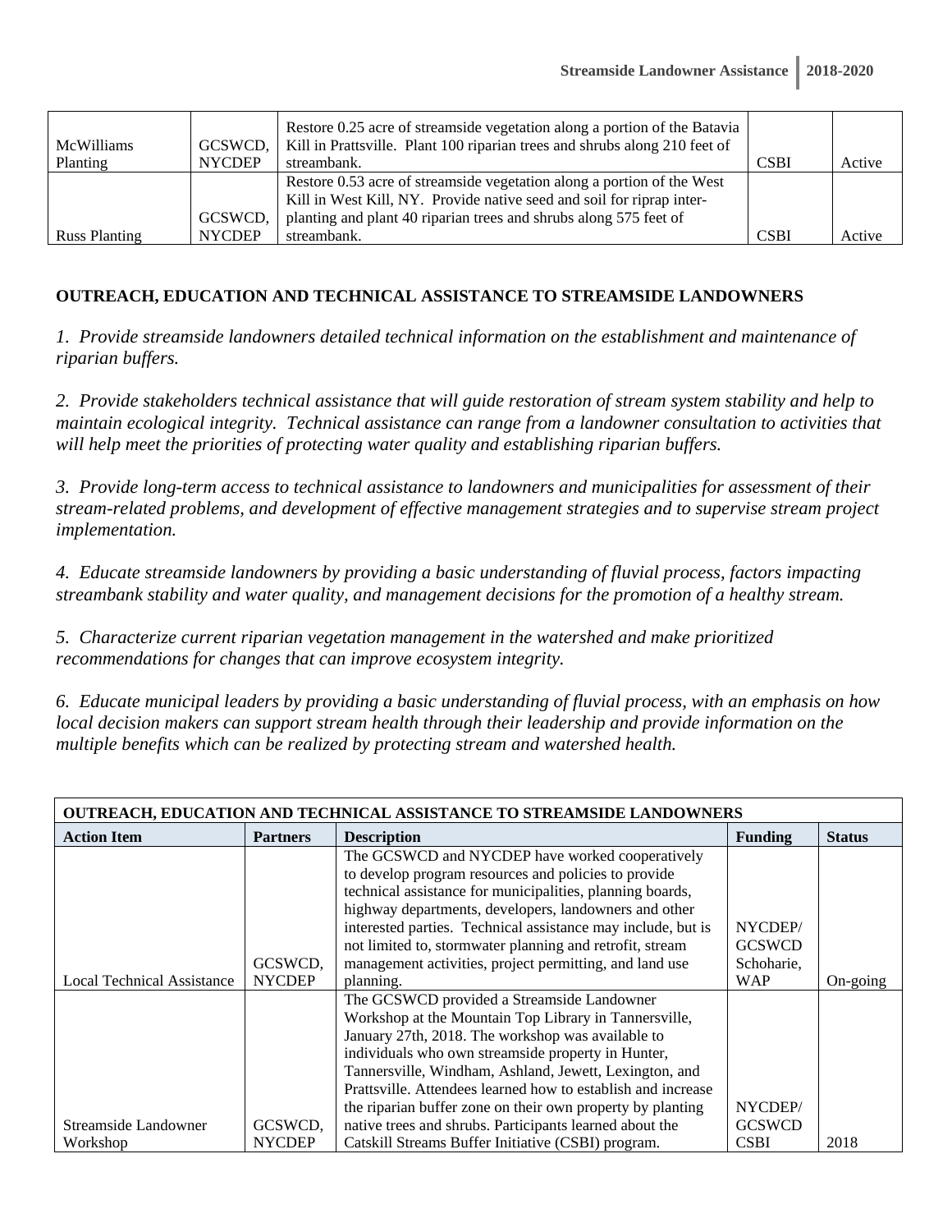| McWilliams Planting | GCSWCD, NYCDEP | Restore 0.25 acre of streamside vegetation along a portion of the Batavia Kill in Prattsville. Plant 100 riparian trees and shrubs along 210 feet of streambank. | CSBI | Active |
|---|---|---|---|---|
| Russ Planting | GCSWCD, NYCDEP | Restore 0.53 acre of streamside vegetation along a portion of the West Kill in West Kill, NY. Provide native seed and soil for riprap inter-planting and plant 40 riparian trees and shrubs along 575 feet of streambank. | CSBI | Active |

**OUTREACH, EDUCATION AND TECHNICAL ASSISTANCE TO STREAMSIDE LANDOWNERS**

*1. Provide streamside landowners detailed technical information on the establishment and maintenance of riparian buffers.*

*2. Provide stakeholders technical assistance that will guide restoration of stream system stability and help to maintain ecological integrity. Technical assistance can range from a landowner consultation to activities that will help meet the priorities of protecting water quality and establishing riparian buffers.*

*3. Provide long-term access to technical assistance to landowners and municipalities for assessment of their stream-related problems, and development of effective management strategies and to supervise stream project implementation.*

*4. Educate streamside landowners by providing a basic understanding of fluvial process, factors impacting streambank stability and water quality, and management decisions for the promotion of a healthy stream.*

*5. Characterize current riparian vegetation management in the watershed and make prioritized recommendations for changes that can improve ecosystem integrity.*

*6. Educate municipal leaders by providing a basic understanding of fluvial process, with an emphasis on how local decision makers can support stream health through their leadership and provide information on the multiple benefits which can be realized by protecting stream and watershed health.*

| **OUTREACH, EDUCATION AND TECHNICAL ASSISTANCE TO STREAMSIDE LANDOWNERS** | | | | |
|---|---|---|---|---|
| **Action Item** | **Partners** | **Description** | **Funding** | **Status** |
| Local Technical Assistance | GCSWCD, NYCDEP | The GCSWCD and NYCDEP have worked cooperatively to develop program resources and policies to provide technical assistance for municipalities, planning boards, highway departments, developers, landowners and other interested parties. Technical assistance may include, but is not limited to, stormwater planning and retrofit, stream management activities, project permitting, and land use planning. | NYCDEP/ GCSWCD Schoharie, WAP | On-going |
| Streamside Landowner Workshop | GCSWCD, NYCDEP | The GCSWCD provided a Streamside Landowner Workshop at the Mountain Top Library in Tannersville, January 27th, 2018. The workshop was available to individuals who own streamside property in Hunter, Tannersville, Windham, Ashland, Jewett, Lexington, and Prattsville. Attendees learned how to establish and increase the riparian buffer zone on their own property by planting native trees and shrubs. Participants learned about the Catskill Streams Buffer Initiative (CSBI) program. | NYCDEP/ GCSWCD CSBI | 2018 |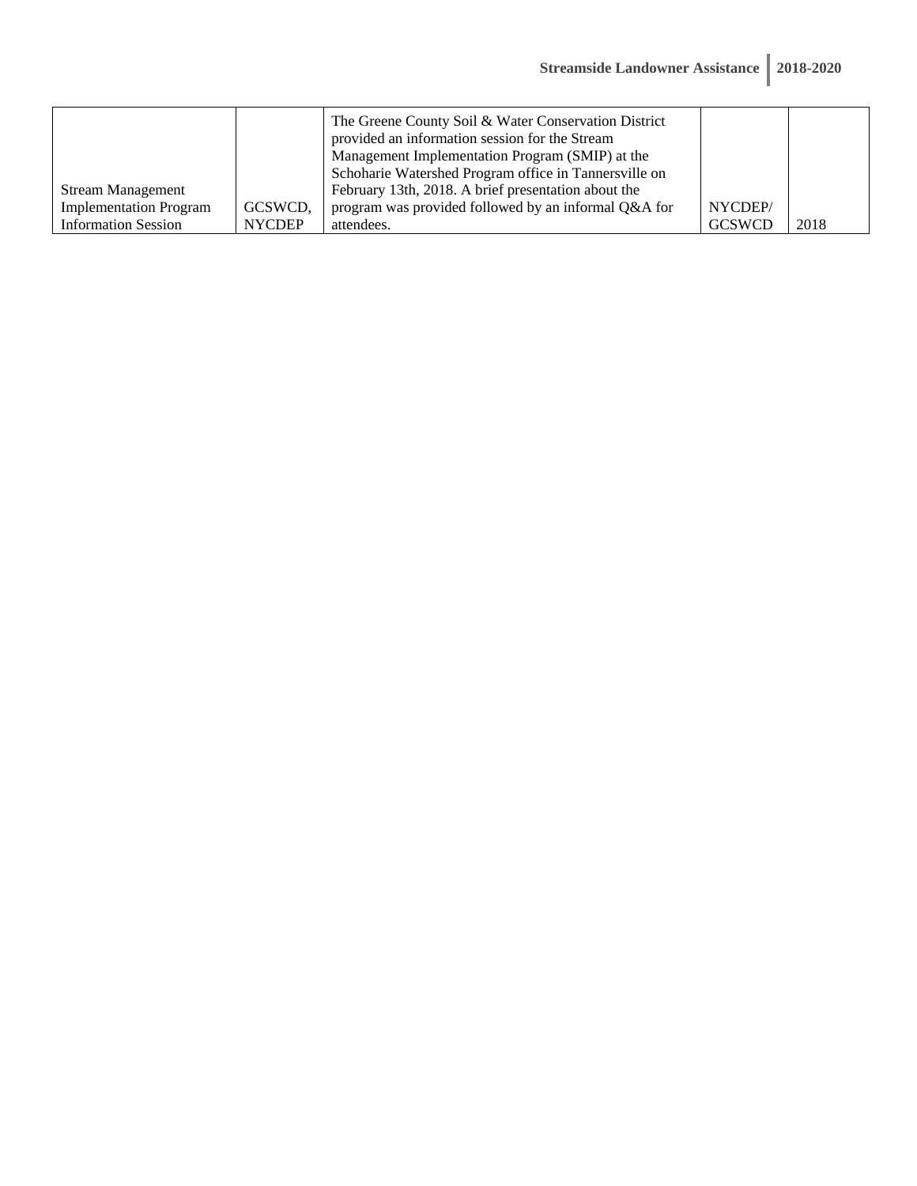| Stream Management Implementation Program Information Session | GCSWCD, NYCDEP | The Greene County Soil & Water Conservation District provided an information session for the Stream Management Implementation Program (SMIP) at the Schoharie Watershed Program office in Tannersville on February 13th, 2018. A brief presentation about the program was provided followed by an informal Q&A for attendees. | NYCDEP/ GCSWCD | 2018 |
|---|---|---|---|---|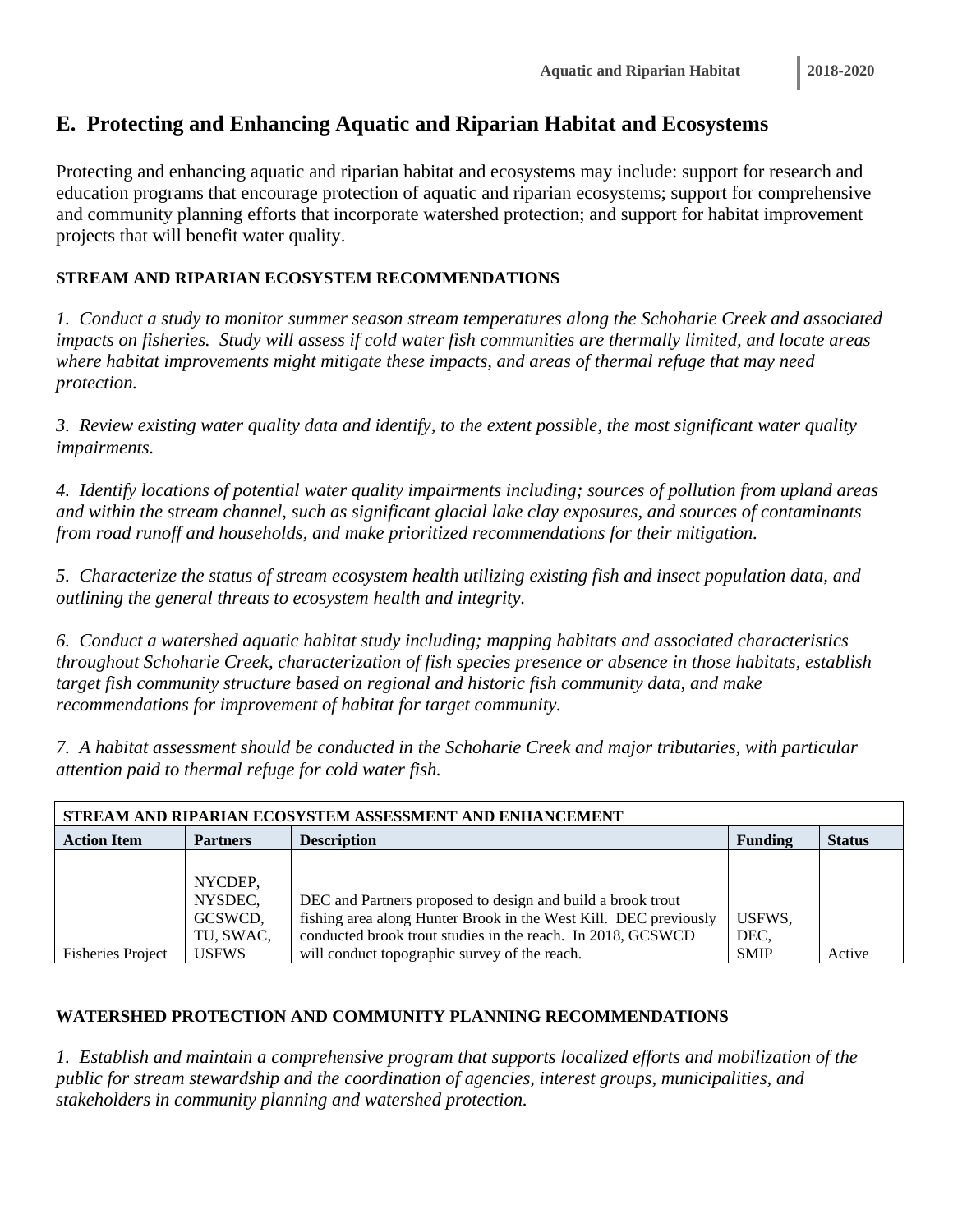## E. Protecting and Enhancing Aquatic and Riparian Habitat and Ecosystems

Protecting and enhancing aquatic and riparian habitat and ecosystems may include: support for research and education programs that encourage protection of aquatic and riparian ecosystems; support for comprehensive and community planning efforts that incorporate watershed protection; and support for habitat improvement projects that will benefit water quality.

**STREAM AND RIPARIAN ECOSYSTEM RECOMMENDATIONS**

*1. Conduct a study to monitor summer season stream temperatures along the Schoharie Creek and associated impacts on fisheries. Study will assess if cold water fish communities are thermally limited, and locate areas where habitat improvements might mitigate these impacts, and areas of thermal refuge that may need protection.*

*3. Review existing water quality data and identify, to the extent possible, the most significant water quality impairments.*

*4. Identify locations of potential water quality impairments including; sources of pollution from upland areas and within the stream channel, such as significant glacial lake clay exposures, and sources of contaminants from road runoff and households, and make prioritized recommendations for their mitigation.*

*5. Characterize the status of stream ecosystem health utilizing existing fish and insect population data, and outlining the general threats to ecosystem health and integrity.*

*6. Conduct a watershed aquatic habitat study including; mapping habitats and associated characteristics throughout Schoharie Creek, characterization of fish species presence or absence in those habitats, establish target fish community structure based on regional and historic fish community data, and make recommendations for improvement of habitat for target community.*

*7. A habitat assessment should be conducted in the Schoharie Creek and major tributaries, with particular attention paid to thermal refuge for cold water fish.*

| **STREAM AND RIPARIAN ECOSYSTEM ASSESSMENT AND ENHANCEMENT** | | | | |
|---|---|---|---|---|
| **Action Item** | **Partners** | **Description** | **Funding** | **Status** |
| Fisheries Project | NYCDEP, NYSDEC, GCSWCD, TU, SWAC, USFWS | DEC and Partners proposed to design and build a brook trout fishing area along Hunter Brook in the West Kill. DEC previously conducted brook trout studies in the reach. In 2018, GCSWCD will conduct topographic survey of the reach. | USFWS, DEC, SMIP | Active |

**WATERSHED PROTECTION AND COMMUNITY PLANNING RECOMMENDATIONS**

*1. Establish and maintain a comprehensive program that supports localized efforts and mobilization of the public for stream stewardship and the coordination of agencies, interest groups, municipalities, and stakeholders in community planning and watershed protection.*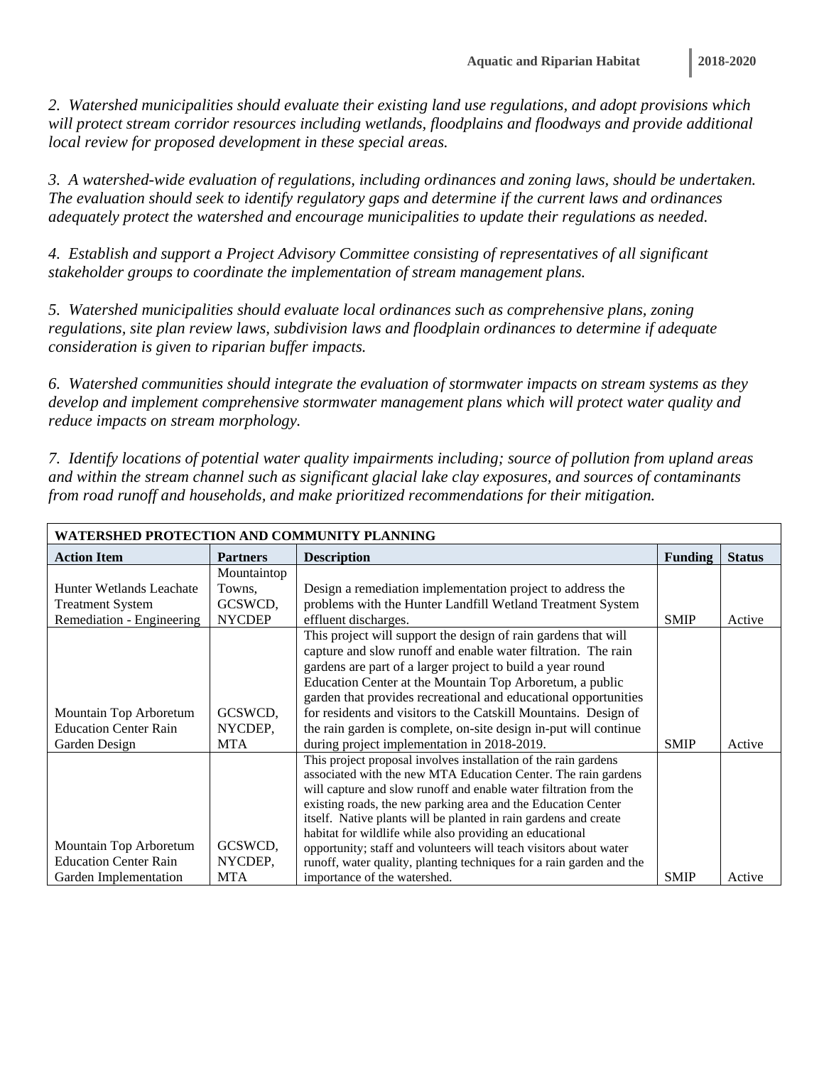*2. Watershed municipalities should evaluate their existing land use regulations, and adopt provisions which will protect stream corridor resources including wetlands, floodplains and floodways and provide additional local review for proposed development in these special areas.*

*3. A watershed-wide evaluation of regulations, including ordinances and zoning laws, should be undertaken. The evaluation should seek to identify regulatory gaps and determine if the current laws and ordinances adequately protect the watershed and encourage municipalities to update their regulations as needed.*

*4. Establish and support a Project Advisory Committee consisting of representatives of all significant stakeholder groups to coordinate the implementation of stream management plans.*

*5. Watershed municipalities should evaluate local ordinances such as comprehensive plans, zoning regulations, site plan review laws, subdivision laws and floodplain ordinances to determine if adequate consideration is given to riparian buffer impacts.*

*6. Watershed communities should integrate the evaluation of stormwater impacts on stream systems as they develop and implement comprehensive stormwater management plans which will protect water quality and reduce impacts on stream morphology.*

*7. Identify locations of potential water quality impairments including; source of pollution from upland areas and within the stream channel such as significant glacial lake clay exposures, and sources of contaminants from road runoff and households, and make prioritized recommendations for their mitigation.*

| **WATERSHED PROTECTION AND COMMUNITY PLANNING** | | | | |
|---|---|---|---|---|
| **Action Item** | **Partners** | **Description** | **Funding** | **Status** |
| Hunter Wetlands Leachate Treatment System Remediation - Engineering | Mountaintop Towns, GCSWCD, NYCDEP | Design a remediation implementation project to address the problems with the Hunter Landfill Wetland Treatment System effluent discharges. | SMIP | Active |
| Mountain Top Arboretum Education Center Rain Garden Design | GCSWCD, NYCDEP, MTA | This project will support the design of rain gardens that will capture and slow runoff and enable water filtration. The rain gardens are part of a larger project to build a year round Education Center at the Mountain Top Arboretum, a public garden that provides recreational and educational opportunities for residents and visitors to the Catskill Mountains. Design of the rain garden is complete, on-site design in-put will continue during project implementation in 2018-2019. | SMIP | Active |
| Mountain Top Arboretum Education Center Rain Garden Implementation | GCSWCD, NYCDEP, MTA | This project proposal involves installation of the rain gardens associated with the new MTA Education Center. The rain gardens will capture and slow runoff and enable water filtration from the existing roads, the new parking area and the Education Center itself. Native plants will be planted in rain gardens and create habitat for wildlife while also providing an educational opportunity; staff and volunteers will teach visitors about water runoff, water quality, planting techniques for a rain garden and the importance of the watershed. | SMIP | Active |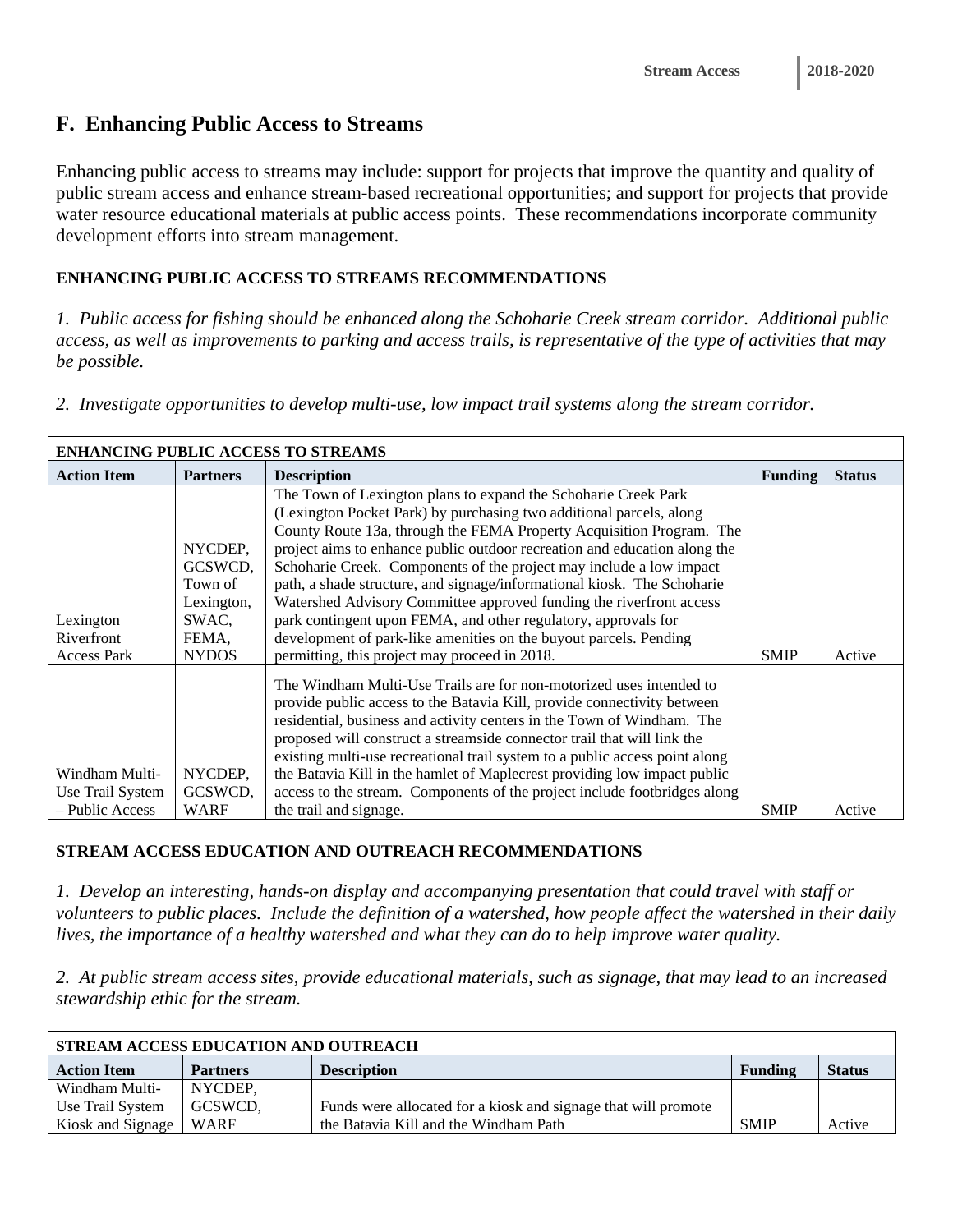## F. Enhancing Public Access to Streams

Enhancing public access to streams may include: support for projects that improve the quantity and quality of public stream access and enhance stream-based recreational opportunities; and support for projects that provide water resource educational materials at public access points. These recommendations incorporate community development efforts into stream management.

**ENHANCING PUBLIC ACCESS TO STREAMS RECOMMENDATIONS**

*1. Public access for fishing should be enhanced along the Schoharie Creek stream corridor. Additional public access, as well as improvements to parking and access trails, is representative of the type of activities that may be possible.*

*2. Investigate opportunities to develop multi-use, low impact trail systems along the stream corridor.*

| **ENHANCING PUBLIC ACCESS TO STREAMS** | | | | |
|---|---|---|---|---|
| **Action Item** | **Partners** | **Description** | **Funding** | **Status** |
| Lexington Riverfront Access Park | NYCDEP, GCSWCD, Town of Lexington, SWAC, FEMA, NYDOS | The Town of Lexington plans to expand the Schoharie Creek Park (Lexington Pocket Park) by purchasing two additional parcels, along County Route 13a, through the FEMA Property Acquisition Program. The project aims to enhance public outdoor recreation and education along the Schoharie Creek. Components of the project may include a low impact path, a shade structure, and signage/informational kiosk. The Schoharie Watershed Advisory Committee approved funding the riverfront access park contingent upon FEMA, and other regulatory, approvals for development of park-like amenities on the buyout parcels. Pending permitting, this project may proceed in 2018. | SMIP | Active |
| Windham Multi-Use Trail System – Public Access | NYCDEP, GCSWCD, WARF | The Windham Multi-Use Trails are for non-motorized uses intended to provide public access to the Batavia Kill, provide connectivity between residential, business and activity centers in the Town of Windham. The proposed will construct a streamside connector trail that will link the existing multi-use recreational trail system to a public access point along the Batavia Kill in the hamlet of Maplecrest providing low impact public access to the stream. Components of the project include footbridges along the trail and signage. | SMIP | Active |

**STREAM ACCESS EDUCATION AND OUTREACH RECOMMENDATIONS**

*1. Develop an interesting, hands-on display and accompanying presentation that could travel with staff or volunteers to public places. Include the definition of a watershed, how people affect the watershed in their daily lives, the importance of a healthy watershed and what they can do to help improve water quality.*

*2. At public stream access sites, provide educational materials, such as signage, that may lead to an increased stewardship ethic for the stream.*

| **STREAM ACCESS EDUCATION AND OUTREACH** | | | | |
|---|---|---|---|---|
| **Action Item** | **Partners** | **Description** | **Funding** | **Status** |
| Windham Multi-Use Trail System Kiosk and Signage | NYCDEP, GCSWCD, WARF | Funds were allocated for a kiosk and signage that will promote the Batavia Kill and the Windham Path | SMIP | Active |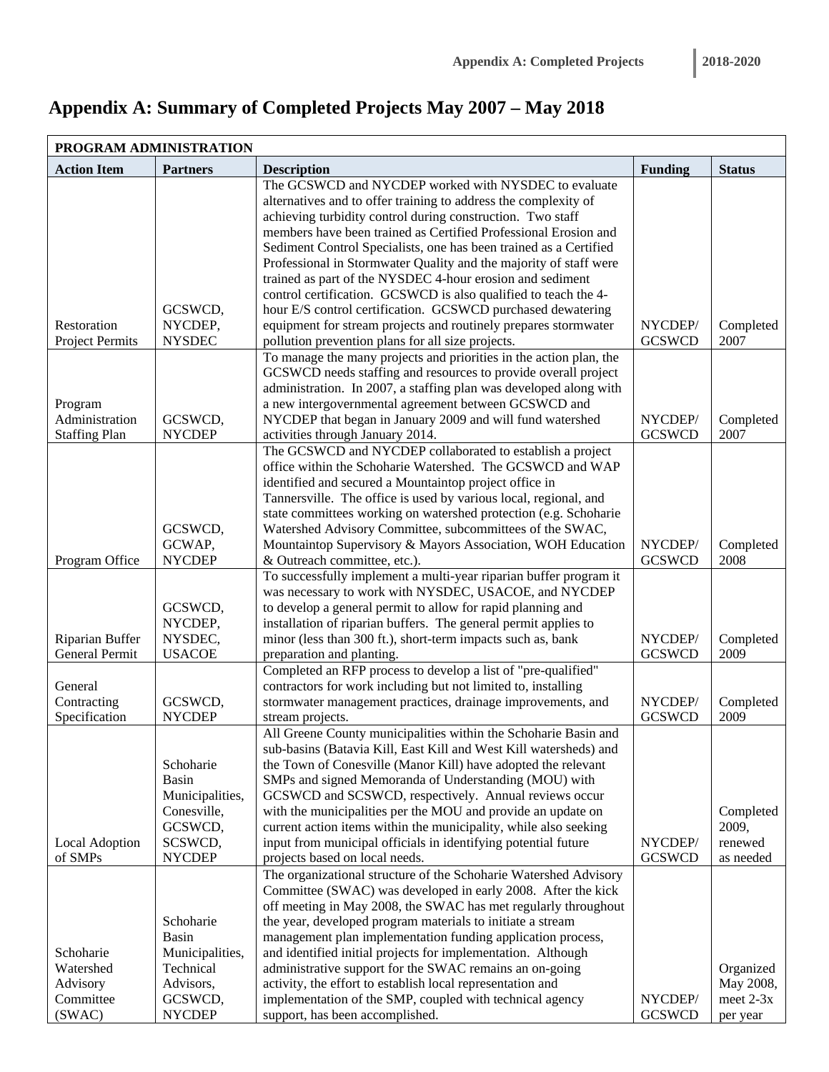# Appendix A: Summary of Completed Projects May 2007 – May 2018

| PROGRAM ADMINISTRATION | | | | |
|---|---|---|---|---|
| **Action Item** | **Partners** | **Description** | **Funding** | **Status** |
| Restoration Project Permits | GCSWCD, NYCDEP, NYSDEC | The GCSWCD and NYCDEP worked with NYSDEC to evaluate alternatives and to offer training to address the complexity of achieving turbidity control during construction. Two staff members have been trained as Certified Professional Erosion and Sediment Control Specialists, one has been trained as a Certified Professional in Stormwater Quality and the majority of staff were trained as part of the NYSDEC 4-hour erosion and sediment control certification. GCSWCD is also qualified to teach the 4-hour E/S control certification. GCSWCD purchased dewatering equipment for stream projects and routinely prepares stormwater pollution prevention plans for all size projects. | NYCDEP/ GCSWCD | Completed 2007 |
| Program Administration Staffing Plan | GCSWCD, NYCDEP | To manage the many projects and priorities in the action plan, the GCSWCD needs staffing and resources to provide overall project administration. In 2007, a staffing plan was developed along with a new intergovernmental agreement between GCSWCD and NYCDEP that began in January 2009 and will fund watershed activities through January 2014. | NYCDEP/ GCSWCD | Completed 2007 |
| Program Office | GCSWCD, GCWAP, NYCDEP | The GCSWCD and NYCDEP collaborated to establish a project office within the Schoharie Watershed. The GCSWCD and WAP identified and secured a Mountaintop project office in Tannersville. The office is used by various local, regional, and state committees working on watershed protection (e.g. Schoharie Watershed Advisory Committee, subcommittees of the SWAC, Mountaintop Supervisory & Mayors Association, WOH Education & Outreach committee, etc.). | NYCDEP/ GCSWCD | Completed 2008 |
| Riparian Buffer General Permit | GCSWCD, NYCDEP, NYSDEC, USACOE | To successfully implement a multi-year riparian buffer program it was necessary to work with NYSDEC, USACOE, and NYCDEP to develop a general permit to allow for rapid planning and installation of riparian buffers. The general permit applies to minor (less than 300 ft.), short-term impacts such as, bank preparation and planting. | NYCDEP/ GCSWCD | Completed 2009 |
| General Contracting Specification | GCSWCD, NYCDEP | Completed an RFP process to develop a list of "pre-qualified" contractors for work including but not limited to, installing stormwater management practices, drainage improvements, and stream projects. | NYCDEP/ GCSWCD | Completed 2009 |
| Local Adoption of SMPs | Schoharie Basin Municipalities, Conesville, GCSWCD, SCSWCD, NYCDEP | All Greene County municipalities within the Schoharie Basin and sub-basins (Batavia Kill, East Kill and West Kill watersheds) and the Town of Conesville (Manor Kill) have adopted the relevant SMPs and signed Memoranda of Understanding (MOU) with GCSWCD and SCSWCD, respectively. Annual reviews occur with the municipalities per the MOU and provide an update on current action items within the municipality, while also seeking input from municipal officials in identifying potential future projects based on local needs. | NYCDEP/ GCSWCD | Completed 2009, renewed as needed |
| Schoharie Watershed Advisory Committee (SWAC) | Schoharie Basin Municipalities, Technical Advisors, GCSWCD, NYCDEP | The organizational structure of the Schoharie Watershed Advisory Committee (SWAC) was developed in early 2008. After the kick off meeting in May 2008, the SWAC has met regularly throughout the year, developed program materials to initiate a stream management plan implementation funding application process, and identified initial projects for implementation. Although administrative support for the SWAC remains an on-going activity, the effort to establish local representation and implementation of the SMP, coupled with technical agency support, has been accomplished. | NYCDEP/ GCSWCD | Organized May 2008, meet 2-3x per year |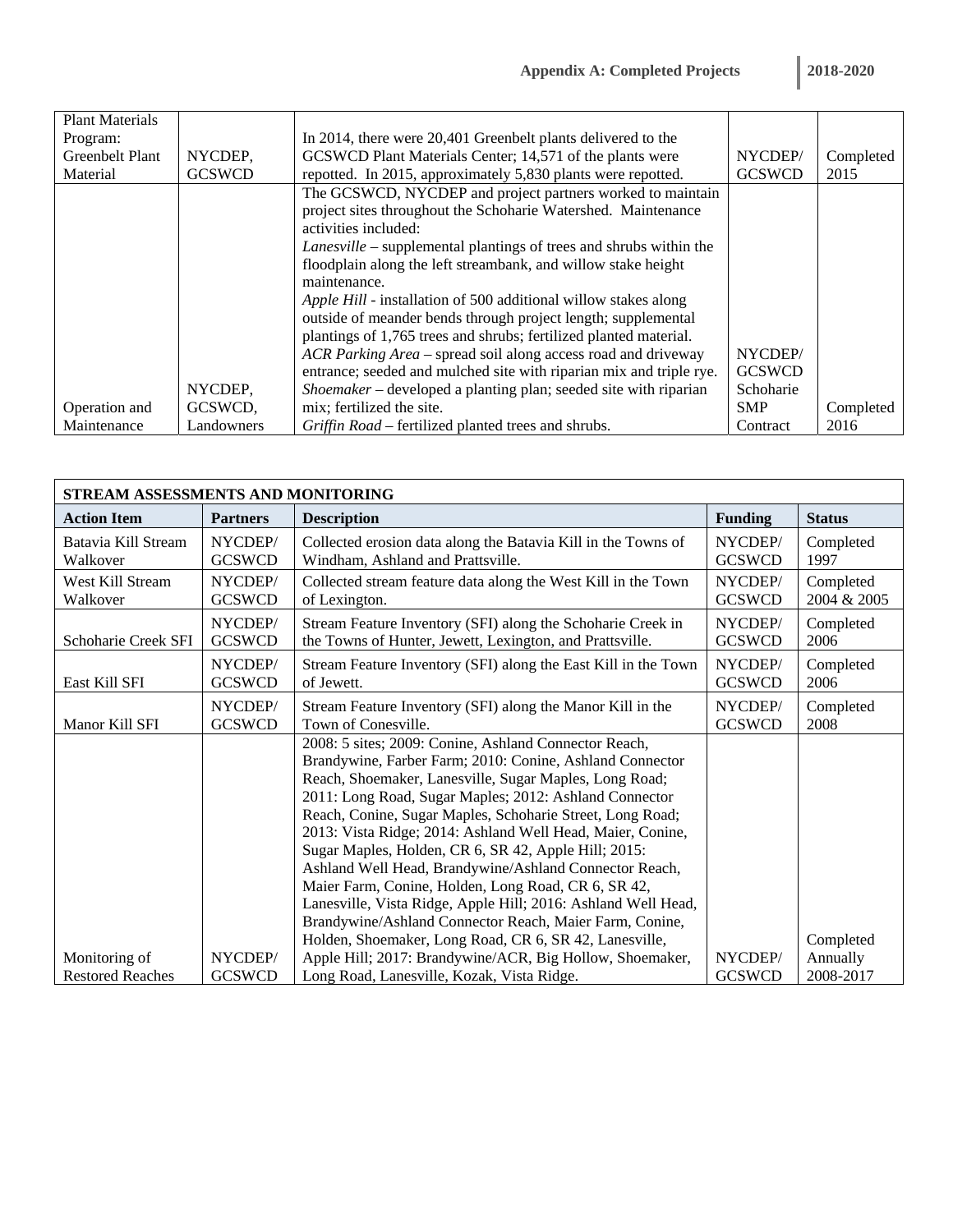| | | | | |
|---|---|---|---|---|
| Plant Materials Program: Greenbelt Plant Material | NYCDEP, GCSWCD | In 2014, there were 20,401 Greenbelt plants delivered to the GCSWCD Plant Materials Center; 14,571 of the plants were repotted. In 2015, approximately 5,830 plants were repotted. | NYCDEP/ GCSWCD | Completed 2015 |
| Operation and Maintenance | NYCDEP, GCSWCD, Landowners | The GCSWCD, NYCDEP and project partners worked to maintain project sites throughout the Schoharie Watershed. Maintenance activities included: *Lanesville* – supplemental plantings of trees and shrubs within the floodplain along the left streambank, and willow stake height maintenance. *Apple Hill* - installation of 500 additional willow stakes along outside of meander bends through project length; supplemental plantings of 1,765 trees and shrubs; fertilized planted material. *ACR Parking Area* – spread soil along access road and driveway entrance; seeded and mulched site with riparian mix and triple rye. *Shoemaker* – developed a planting plan; seeded site with riparian mix; fertilized the site. *Griffin Road* – fertilized planted trees and shrubs. | NYCDEP/ GCSWCD Schoharie SMP Contract | Completed 2016 |

| **STREAM ASSESSMENTS AND MONITORING** | | | | |
|---|---|---|---|---|
| **Action Item** | **Partners** | **Description** | **Funding** | **Status** |
| Batavia Kill Stream Walkover | NYCDEP/ GCSWCD | Collected erosion data along the Batavia Kill in the Towns of Windham, Ashland and Prattsville. | NYCDEP/ GCSWCD | Completed 1997 |
| West Kill Stream Walkover | NYCDEP/ GCSWCD | Collected stream feature data along the West Kill in the Town of Lexington. | NYCDEP/ GCSWCD | Completed 2004 & 2005 |
| Schoharie Creek SFI | NYCDEP/ GCSWCD | Stream Feature Inventory (SFI) along the Schoharie Creek in the Towns of Hunter, Jewett, Lexington, and Prattsville. | NYCDEP/ GCSWCD | Completed 2006 |
| East Kill SFI | NYCDEP/ GCSWCD | Stream Feature Inventory (SFI) along the East Kill in the Town of Jewett. | NYCDEP/ GCSWCD | Completed 2006 |
| Manor Kill SFI | NYCDEP/ GCSWCD | Stream Feature Inventory (SFI) along the Manor Kill in the Town of Conesville. | NYCDEP/ GCSWCD | Completed 2008 |
| Monitoring of Restored Reaches | NYCDEP/ GCSWCD | 2008: 5 sites; 2009: Conine, Ashland Connector Reach, Brandywine, Farber Farm; 2010: Conine, Ashland Connector Reach, Shoemaker, Lanesville, Sugar Maples, Long Road; 2011: Long Road, Sugar Maples; 2012: Ashland Connector Reach, Conine, Sugar Maples, Schoharie Street, Long Road; 2013: Vista Ridge; 2014: Ashland Well Head, Maier, Conine, Sugar Maples, Holden, CR 6, SR 42, Apple Hill; 2015: Ashland Well Head, Brandywine/Ashland Connector Reach, Maier Farm, Conine, Holden, Long Road, CR 6, SR 42, Lanesville, Vista Ridge, Apple Hill; 2016: Ashland Well Head, Brandywine/Ashland Connector Reach, Maier Farm, Conine, Holden, Shoemaker, Long Road, CR 6, SR 42, Lanesville, Apple Hill; 2017: Brandywine/ACR, Big Hollow, Shoemaker, Long Road, Lanesville, Kozak, Vista Ridge. | NYCDEP/ GCSWCD | Completed Annually 2008-2017 |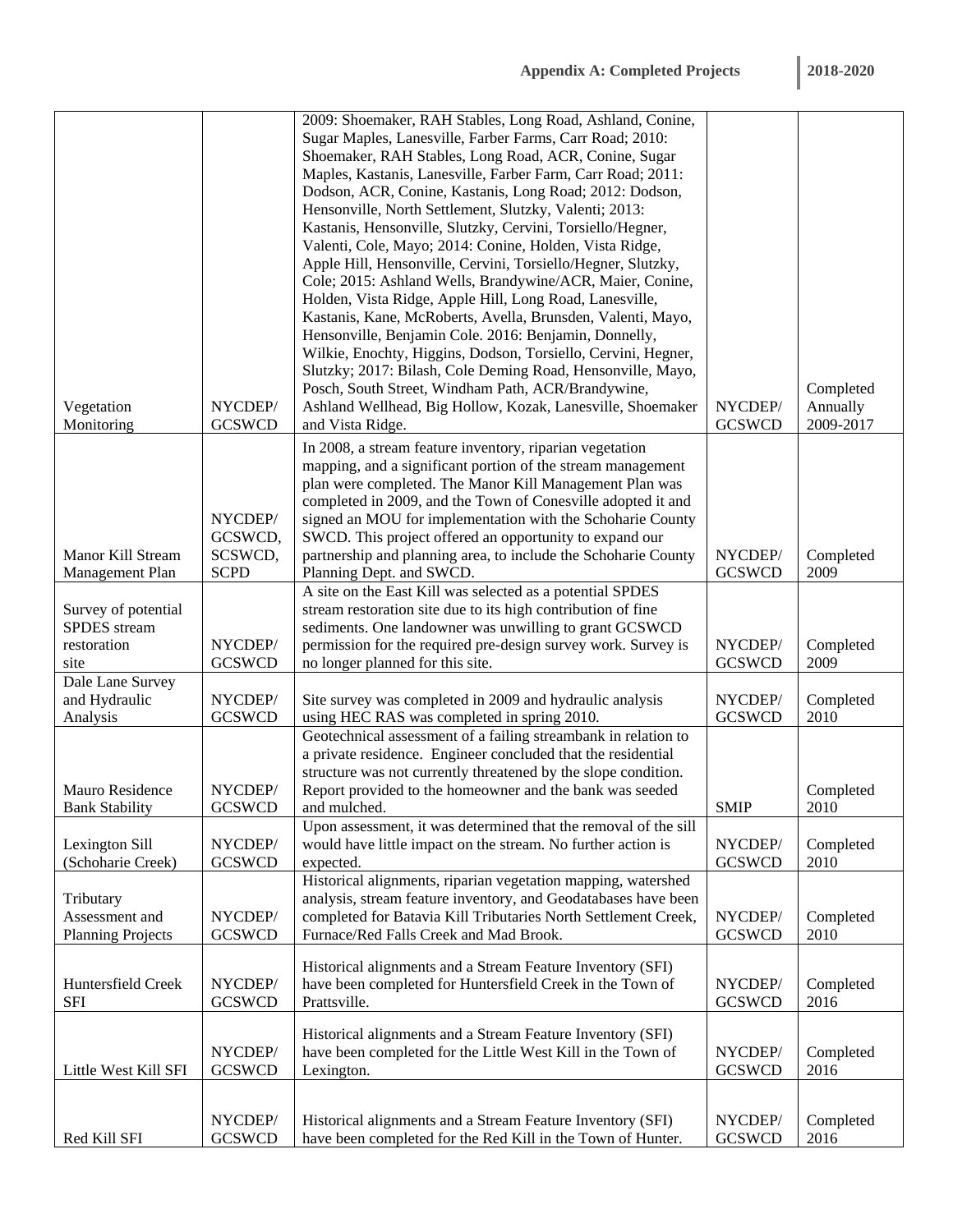| | | | | |
|---|---|---|---|---|
| Vegetation Monitoring | NYCDEP/ GCSWCD | 2009: Shoemaker, RAH Stables, Long Road, Ashland, Conine, Sugar Maples, Lanesville, Farber Farms, Carr Road; 2010: Shoemaker, RAH Stables, Long Road, ACR, Conine, Sugar Maples, Kastanis, Lanesville, Farber Farm, Carr Road; 2011: Dodson, ACR, Conine, Kastanis, Long Road; 2012: Dodson, Hensonville, North Settlement, Slutzky, Valenti; 2013: Kastanis, Hensonville, Slutzky, Cervini, Torsiello/Hegner, Valenti, Cole, Mayo; 2014: Conine, Holden, Vista Ridge, Apple Hill, Hensonville, Cervini, Torsiello/Hegner, Slutzky, Cole; 2015: Ashland Wells, Brandywine/ACR, Maier, Conine, Holden, Vista Ridge, Apple Hill, Long Road, Lanesville, Kastanis, Kane, McRoberts, Avella, Brunsden, Valenti, Mayo, Hensonville, Benjamin Cole. 2016: Benjamin, Donnelly, Wilkie, Enochty, Higgins, Dodson, Torsiello, Cervini, Hegner, Slutzky; 2017: Bilash, Cole Deming Road, Hensonville, Mayo, Posch, South Street, Windham Path, ACR/Brandywine, Ashland Wellhead, Big Hollow, Kozak, Lanesville, Shoemaker and Vista Ridge. | NYCDEP/ GCSWCD | Completed Annually 2009-2017 |
| Manor Kill Stream Management Plan | NYCDEP/ GCSWCD, SCSWCD, SCPD | In 2008, a stream feature inventory, riparian vegetation mapping, and a significant portion of the stream management plan were completed. The Manor Kill Management Plan was completed in 2009, and the Town of Conesville adopted it and signed an MOU for implementation with the Schoharie County SWCD. This project offered an opportunity to expand our partnership and planning area, to include the Schoharie County Planning Dept. and SWCD. | NYCDEP/ GCSWCD | Completed 2009 |
| Survey of potential SPDES stream restoration site | NYCDEP/ GCSWCD | A site on the East Kill was selected as a potential SPDES stream restoration site due to its high contribution of fine sediments. One landowner was unwilling to grant GCSWCD permission for the required pre-design survey work. Survey is no longer planned for this site. | NYCDEP/ GCSWCD | Completed 2009 |
| Dale Lane Survey and Hydraulic Analysis | NYCDEP/ GCSWCD | Site survey was completed in 2009 and hydraulic analysis using HEC RAS was completed in spring 2010. | NYCDEP/ GCSWCD | Completed 2010 |
| Mauro Residence Bank Stability | NYCDEP/ GCSWCD | Geotechnical assessment of a failing streambank in relation to a private residence. Engineer concluded that the residential structure was not currently threatened by the slope condition. Report provided to the homeowner and the bank was seeded and mulched. | SMIP | Completed 2010 |
| Lexington Sill (Schoharie Creek) | NYCDEP/ GCSWCD | Upon assessment, it was determined that the removal of the sill would have little impact on the stream. No further action is expected. | NYCDEP/ GCSWCD | Completed 2010 |
| Tributary Assessment and Planning Projects | NYCDEP/ GCSWCD | Historical alignments, riparian vegetation mapping, watershed analysis, stream feature inventory, and Geodatabases have been completed for Batavia Kill Tributaries North Settlement Creek, Furnace/Red Falls Creek and Mad Brook. | NYCDEP/ GCSWCD | Completed 2010 |
| Huntersfield Creek SFI | NYCDEP/ GCSWCD | Historical alignments and a Stream Feature Inventory (SFI) have been completed for Huntersfield Creek in the Town of Prattsville. | NYCDEP/ GCSWCD | Completed 2016 |
| Little West Kill SFI | NYCDEP/ GCSWCD | Historical alignments and a Stream Feature Inventory (SFI) have been completed for the Little West Kill in the Town of Lexington. | NYCDEP/ GCSWCD | Completed 2016 |
| Red Kill SFI | NYCDEP/ GCSWCD | Historical alignments and a Stream Feature Inventory (SFI) have been completed for the Red Kill in the Town of Hunter. | NYCDEP/ GCSWCD | Completed 2016 |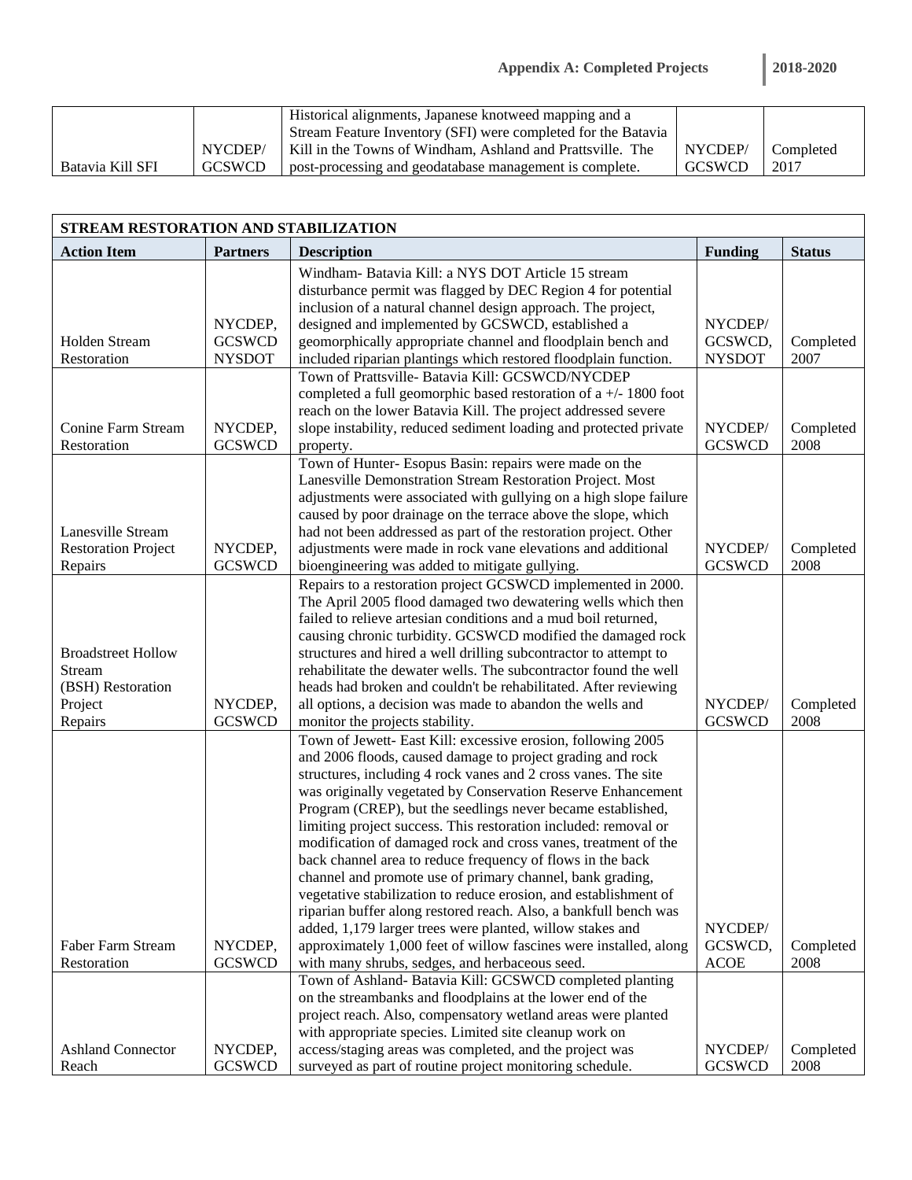| Batavia Kill SFI | NYCDEP/ GCSWCD | Historical alignments, Japanese knotweed mapping and a Stream Feature Inventory (SFI) were completed for the Batavia Kill in the Towns of Windham, Ashland and Prattsville. The post-processing and geodatabase management is complete. | NYCDEP/ GCSWCD | Completed 2017 |
|---|---|---|---|---|

| STREAM RESTORATION AND STABILIZATION | | | | |
|---|---|---|---|---|
| **Action Item** | **Partners** | **Description** | **Funding** | **Status** |
| Holden Stream Restoration | NYCDEP, GCSWCD NYSDOT | Windham- Batavia Kill: a NYS DOT Article 15 stream disturbance permit was flagged by DEC Region 4 for potential inclusion of a natural channel design approach. The project, designed and implemented by GCSWCD, established a geomorphically appropriate channel and floodplain bench and included riparian plantings which restored floodplain function. | NYCDEP/ GCSWCD, NYSDOT | Completed 2007 |
| Conine Farm Stream Restoration | NYCDEP, GCSWCD | Town of Prattsville- Batavia Kill: GCSWCD/NYCDEP completed a full geomorphic based restoration of a +/- 1800 foot reach on the lower Batavia Kill. The project addressed severe slope instability, reduced sediment loading and protected private property. | NYCDEP/ GCSWCD | Completed 2008 |
| Lanesville Stream Restoration Project Repairs | NYCDEP, GCSWCD | Town of Hunter- Esopus Basin: repairs were made on the Lanesville Demonstration Stream Restoration Project. Most adjustments were associated with gullying on a high slope failure caused by poor drainage on the terrace above the slope, which had not been addressed as part of the restoration project. Other adjustments were made in rock vane elevations and additional bioengineering was added to mitigate gullying. | NYCDEP/ GCSWCD | Completed 2008 |
| Broadstreet Hollow Stream (BSH) Restoration Project Repairs | NYCDEP, GCSWCD | Repairs to a restoration project GCSWCD implemented in 2000. The April 2005 flood damaged two dewatering wells which then failed to relieve artesian conditions and a mud boil returned, causing chronic turbidity. GCSWCD modified the damaged rock structures and hired a well drilling subcontractor to attempt to rehabilitate the dewater wells. The subcontractor found the well heads had broken and couldn't be rehabilitated. After reviewing all options, a decision was made to abandon the wells and monitor the projects stability. | NYCDEP/ GCSWCD | Completed 2008 |
| Faber Farm Stream Restoration | NYCDEP, GCSWCD | Town of Jewett- East Kill: excessive erosion, following 2005 and 2006 floods, caused damage to project grading and rock structures, including 4 rock vanes and 2 cross vanes. The site was originally vegetated by Conservation Reserve Enhancement Program (CREP), but the seedlings never became established, limiting project success. This restoration included: removal or modification of damaged rock and cross vanes, treatment of the back channel area to reduce frequency of flows in the back channel and promote use of primary channel, bank grading, vegetative stabilization to reduce erosion, and establishment of riparian buffer along restored reach. Also, a bankfull bench was added, 1,179 larger trees were planted, willow stakes and approximately 1,000 feet of willow fascines were installed, along with many shrubs, sedges, and herbaceous seed. | NYCDEP/ GCSWCD, ACOE | Completed 2008 |
| Ashland Connector Reach | NYCDEP, GCSWCD | Town of Ashland- Batavia Kill: GCSWCD completed planting on the streambanks and floodplains at the lower end of the project reach. Also, compensatory wetland areas were planted with appropriate species. Limited site cleanup work on access/staging areas was completed, and the project was surveyed as part of routine project monitoring schedule. | NYCDEP/ GCSWCD | Completed 2008 |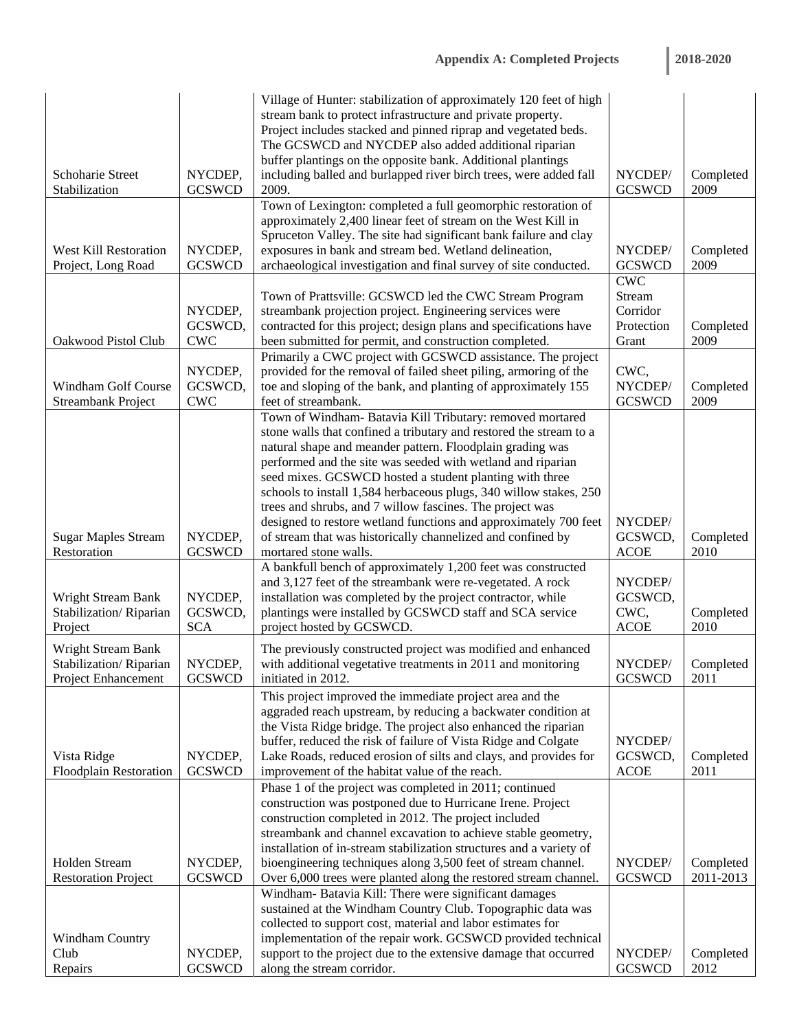| Schoharie Street Stabilization | NYCDEP, GCSWCD | Village of Hunter: stabilization of approximately 120 feet of high stream bank to protect infrastructure and private property. Project includes stacked and pinned riprap and vegetated beds. The GCSWCD and NYCDEP also added additional riparian buffer plantings on the opposite bank. Additional plantings including balled and burlapped river birch trees, were added fall 2009. | NYCDEP/ GCSWCD | Completed 2009 |
|---|---|---|---|---|
| West Kill Restoration Project, Long Road | NYCDEP, GCSWCD | Town of Lexington: completed a full geomorphic restoration of approximately 2,400 linear feet of stream on the West Kill in Spruceton Valley. The site had significant bank failure and clay exposures in bank and stream bed. Wetland delineation, archaeological investigation and final survey of site conducted. | NYCDEP/ GCSWCD | Completed 2009 |
| Oakwood Pistol Club | NYCDEP, GCSWCD, CWC | Town of Prattsville: GCSWCD led the CWC Stream Program streambank projection project. Engineering services were contracted for this project; design plans and specifications have been submitted for permit, and construction completed. | CWC Stream Corridor Protection Grant | Completed 2009 |
| Windham Golf Course Streambank Project | NYCDEP, GCSWCD, CWC | Primarily a CWC project with GCSWCD assistance. The project provided for the removal of failed sheet piling, armoring of the toe and sloping of the bank, and planting of approximately 155 feet of streambank. | CWC, NYCDEP/ GCSWCD | Completed 2009 |
| Sugar Maples Stream Restoration | NYCDEP, GCSWCD | Town of Windham- Batavia Kill Tributary: removed mortared stone walls that confined a tributary and restored the stream to a natural shape and meander pattern. Floodplain grading was performed and the site was seeded with wetland and riparian seed mixes. GCSWCD hosted a student planting with three schools to install 1,584 herbaceous plugs, 340 willow stakes, 250 trees and shrubs, and 7 willow fascines. The project was designed to restore wetland functions and approximately 700 feet of stream that was historically channelized and confined by mortared stone walls. | NYCDEP/ GCSWCD, ACOE | Completed 2010 |
| Wright Stream Bank Stabilization/ Riparian Project | NYCDEP, GCSWCD, SCA | A bankfull bench of approximately 1,200 feet was constructed and 3,127 feet of the streambank were re-vegetated. A rock installation was completed by the project contractor, while plantings were installed by GCSWCD staff and SCA service project hosted by GCSWCD. | NYCDEP/ GCSWCD, CWC, ACOE | Completed 2010 |
| Wright Stream Bank Stabilization/ Riparian Project Enhancement | NYCDEP, GCSWCD | The previously constructed project was modified and enhanced with additional vegetative treatments in 2011 and monitoring initiated in 2012. | NYCDEP/ GCSWCD | Completed 2011 |
| Vista Ridge Floodplain Restoration | NYCDEP, GCSWCD | This project improved the immediate project area and the aggraded reach upstream, by reducing a backwater condition at the Vista Ridge bridge. The project also enhanced the riparian buffer, reduced the risk of failure of Vista Ridge and Colgate Lake Roads, reduced erosion of silts and clays, and provides for improvement of the habitat value of the reach. | NYCDEP/ GCSWCD, ACOE | Completed 2011 |
| Holden Stream Restoration Project | NYCDEP, GCSWCD | Phase 1 of the project was completed in 2011; continued construction was postponed due to Hurricane Irene. Project construction completed in 2012. The project included streambank and channel excavation to achieve stable geometry, installation of in-stream stabilization structures and a variety of bioengineering techniques along 3,500 feet of stream channel. Over 6,000 trees were planted along the restored stream channel. | NYCDEP/ GCSWCD | Completed 2011-2013 |
| Windham Country Club Repairs | NYCDEP, GCSWCD | Windham- Batavia Kill: There were significant damages sustained at the Windham Country Club. Topographic data was collected to support cost, material and labor estimates for implementation of the repair work. GCSWCD provided technical support to the project due to the extensive damage that occurred along the stream corridor. | NYCDEP/ GCSWCD | Completed 2012 |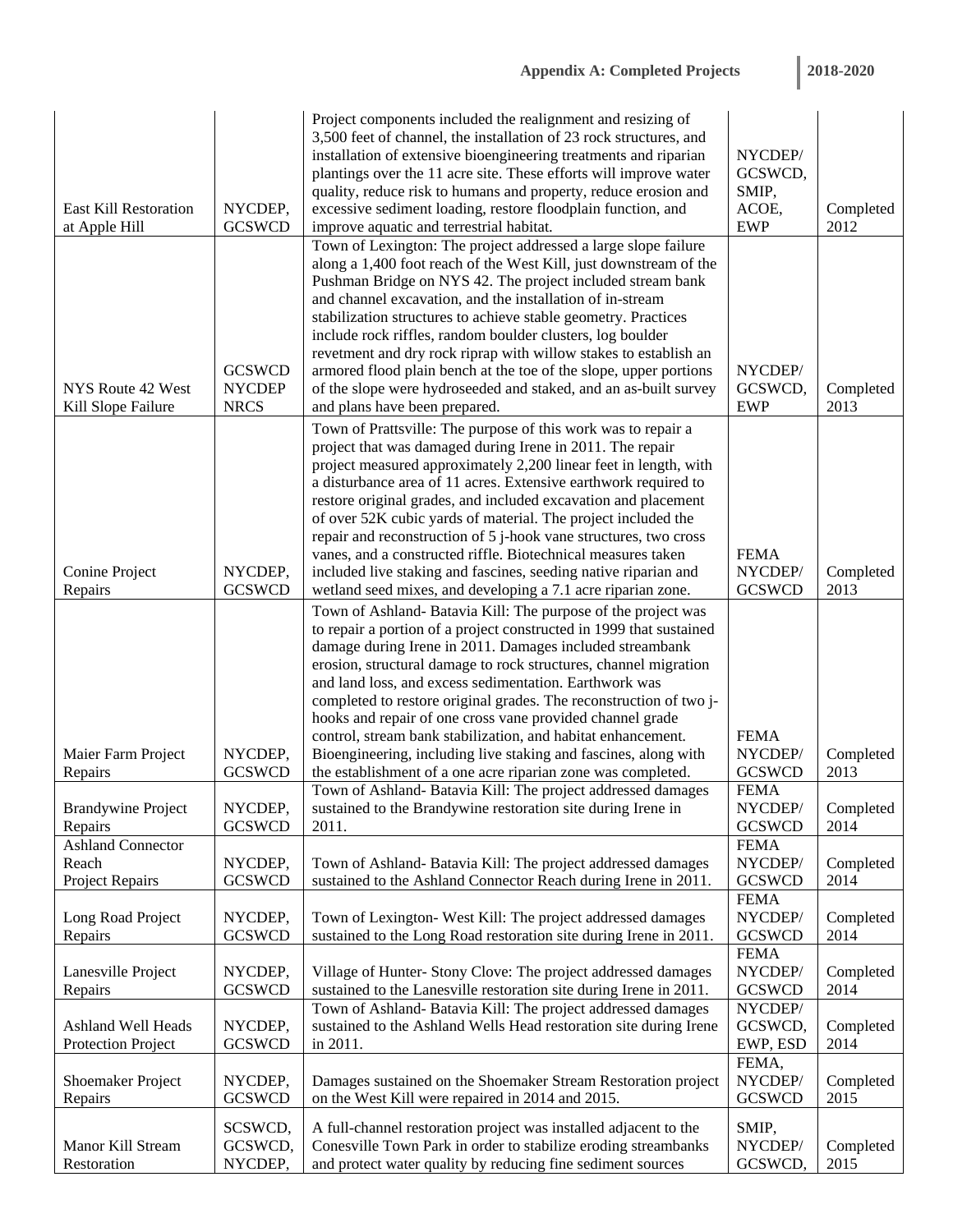| | | | | |
|---|---|---|---|---|
| East Kill Restoration at Apple Hill | NYCDEP, GCSWCD | Project components included the realignment and resizing of 3,500 feet of channel, the installation of 23 rock structures, and installation of extensive bioengineering treatments and riparian plantings over the 11 acre site. These efforts will improve water quality, reduce risk to humans and property, reduce erosion and excessive sediment loading, restore floodplain function, and improve aquatic and terrestrial habitat. | NYCDEP/ GCSWCD, SMIP, ACOE, EWP | Completed 2012 |
| NYS Route 42 West Kill Slope Failure | GCSWCD NYCDEP NRCS | Town of Lexington: The project addressed a large slope failure along a 1,400 foot reach of the West Kill, just downstream of the Pushman Bridge on NYS 42. The project included stream bank and channel excavation, and the installation of in-stream stabilization structures to achieve stable geometry. Practices include rock riffles, random boulder clusters, log boulder revetment and dry rock riprap with willow stakes to establish an armored flood plain bench at the toe of the slope, upper portions of the slope were hydroseeded and staked, and an as-built survey and plans have been prepared. | NYCDEP/ GCSWCD, EWP | Completed 2013 |
| Conine Project Repairs | NYCDEP, GCSWCD | Town of Prattsville: The purpose of this work was to repair a project that was damaged during Irene in 2011. The repair project measured approximately 2,200 linear feet in length, with a disturbance area of 11 acres. Extensive earthwork required to restore original grades, and included excavation and placement of over 52K cubic yards of material. The project included the repair and reconstruction of 5 j-hook vane structures, two cross vanes, and a constructed riffle. Biotechnical measures taken included live staking and fascines, seeding native riparian and wetland seed mixes, and developing a 7.1 acre riparian zone. | FEMA NYCDEP/ GCSWCD | Completed 2013 |
| Maier Farm Project Repairs | NYCDEP, GCSWCD | Town of Ashland- Batavia Kill: The purpose of the project was to repair a portion of a project constructed in 1999 that sustained damage during Irene in 2011. Damages included streambank erosion, structural damage to rock structures, channel migration and land loss, and excess sedimentation. Earthwork was completed to restore original grades. The reconstruction of two j-hooks and repair of one cross vane provided channel grade control, stream bank stabilization, and habitat enhancement. Bioengineering, including live staking and fascines, along with the establishment of a one acre riparian zone was completed. | FEMA NYCDEP/ GCSWCD | Completed 2013 |
| Brandywine Project Repairs | NYCDEP, GCSWCD | Town of Ashland- Batavia Kill: The project addressed damages sustained to the Brandywine restoration site during Irene in 2011. | FEMA NYCDEP/ GCSWCD | Completed 2014 |
| Ashland Connector Reach Project Repairs | NYCDEP, GCSWCD | Town of Ashland- Batavia Kill: The project addressed damages sustained to the Ashland Connector Reach during Irene in 2011. | FEMA NYCDEP/ GCSWCD | Completed 2014 |
| Long Road Project Repairs | NYCDEP, GCSWCD | Town of Lexington- West Kill: The project addressed damages sustained to the Long Road restoration site during Irene in 2011. | FEMA NYCDEP/ GCSWCD | Completed 2014 |
| Lanesville Project Repairs | NYCDEP, GCSWCD | Village of Hunter- Stony Clove: The project addressed damages sustained to the Lanesville restoration site during Irene in 2011. | FEMA NYCDEP/ GCSWCD | Completed 2014 |
| Ashland Well Heads Protection Project | NYCDEP, GCSWCD | Town of Ashland- Batavia Kill: The project addressed damages sustained to the Ashland Wells Head restoration site during Irene in 2011. | NYCDEP/ GCSWCD, EWP, ESD | Completed 2014 |
| Shoemaker Project Repairs | NYCDEP, GCSWCD | Damages sustained on the Shoemaker Stream Restoration project on the West Kill were repaired in 2014 and 2015. | FEMA, NYCDEP/ GCSWCD | Completed 2015 |
| Manor Kill Stream Restoration | SCSWCD, GCSWCD, NYCDEP, | A full-channel restoration project was installed adjacent to the Conesville Town Park in order to stabilize eroding streambanks and protect water quality by reducing fine sediment sources | SMIP, NYCDEP/ GCSWCD, | Completed 2015 |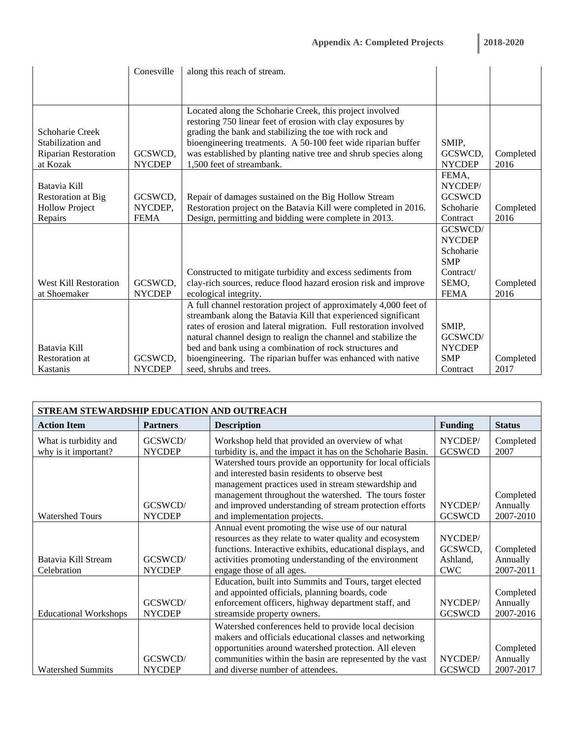| | Conesville | along this reach of stream. | | |
|---|---|---|---|---|
| Schoharie Creek Stabilization and Riparian Restoration at Kozak | GCSWCD, NYCDEP | Located along the Schoharie Creek, this project involved restoring 750 linear feet of erosion with clay exposures by grading the bank and stabilizing the toe with rock and bioengineering treatments. A 50-100 feet wide riparian buffer was established by planting native tree and shrub species along 1,500 feet of streambank. | SMIP, GCSWCD, NYCDEP | Completed 2016 |
| Batavia Kill Restoration at Big Hollow Project Repairs | GCSWCD, NYCDEP, FEMA | Repair of damages sustained on the Big Hollow Stream Restoration project on the Batavia Kill were completed in 2016. Design, permitting and bidding were complete in 2013. | FEMA, NYCDEP/ GCSWCD Schoharie Contract | Completed 2016 |
| West Kill Restoration at Shoemaker | GCSWCD, NYCDEP | Constructed to mitigate turbidity and excess sediments from clay-rich sources, reduce flood hazard erosion risk and improve ecological integrity. | GCSWCD/ NYCDEP Schoharie SMP Contract/ SEMO, FEMA | Completed 2016 |
| Batavia Kill Restoration at Kastanis | GCSWCD, NYCDEP | A full channel restoration project of approximately 4,000 feet of streambank along the Batavia Kill that experienced significant rates of erosion and lateral migration. Full restoration involved natural channel design to realign the channel and stabilize the bed and bank using a combination of rock structures and bioengineering. The riparian buffer was enhanced with native seed, shrubs and trees. | SMIP, GCSWCD/ NYCDEP SMP Contract | Completed 2017 |

| STREAM STEWARDSHIP EDUCATION AND OUTREACH | | | | |
|---|---|---|---|---|
| **Action Item** | **Partners** | **Description** | **Funding** | **Status** |
| What is turbidity and why is it important? | GCSWCD/ NYCDEP | Workshop held that provided an overview of what turbidity is, and the impact it has on the Schoharie Basin. | NYCDEP/ GCSWCD | Completed 2007 |
| Watershed Tours | GCSWCD/ NYCDEP | Watershed tours provide an opportunity for local officials and interested basin residents to observe best management practices used in stream stewardship and management throughout the watershed. The tours foster and improved understanding of stream protection efforts and implementation projects. | NYCDEP/ GCSWCD | Completed Annually 2007-2010 |
| Batavia Kill Stream Celebration | GCSWCD/ NYCDEP | Annual event promoting the wise use of our natural resources as they relate to water quality and ecosystem functions. Interactive exhibits, educational displays, and activities promoting understanding of the environment engage those of all ages. | NYCDEP/ GCSWCD, Ashland, CWC | Completed Annually 2007-2011 |
| Educational Workshops | GCSWCD/ NYCDEP | Education, built into Summits and Tours, target elected and appointed officials, planning boards, code enforcement officers, highway department staff, and streamside property owners. | NYCDEP/ GCSWCD | Completed Annually 2007-2016 |
| Watershed Summits | GCSWCD/ NYCDEP | Watershed conferences held to provide local decision makers and officials educational classes and networking opportunities around watershed protection. All eleven communities within the basin are represented by the vast and diverse number of attendees. | NYCDEP/ GCSWCD | Completed Annually 2007-2017 |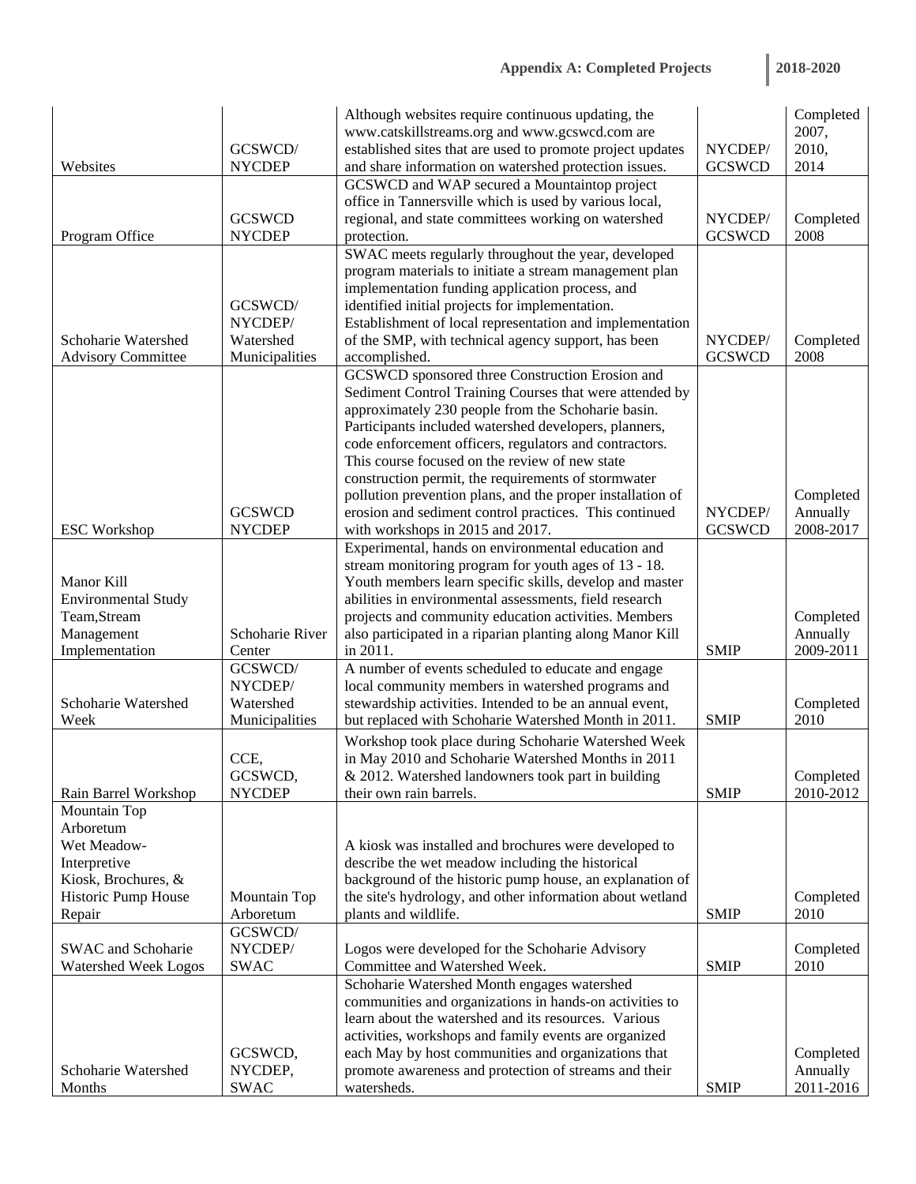| Websites | GCSWCD/ NYCDEP | Although websites require continuous updating, the www.catskillstreams.org and www.gcswcd.com are established sites that are used to promote project updates and share information on watershed protection issues. | NYCDEP/ GCSWCD | Completed 2007, 2010, 2014 |
|---|---|---|---|---|
| Program Office | GCSWCD NYCDEP | GCSWCD and WAP secured a Mountaintop project office in Tannersville which is used by various local, regional, and state committees working on watershed protection. | NYCDEP/ GCSWCD | Completed 2008 |
| Schoharie Watershed Advisory Committee | GCSWCD/ NYCDEP/ Watershed Municipalities | SWAC meets regularly throughout the year, developed program materials to initiate a stream management plan implementation funding application process, and identified initial projects for implementation. Establishment of local representation and implementation of the SMP, with technical agency support, has been accomplished. | NYCDEP/ GCSWCD | Completed 2008 |
| ESC Workshop | GCSWCD NYCDEP | GCSWCD sponsored three Construction Erosion and Sediment Control Training Courses that were attended by approximately 230 people from the Schoharie basin. Participants included watershed developers, planners, code enforcement officers, regulators and contractors. This course focused on the review of new state construction permit, the requirements of stormwater pollution prevention plans, and the proper installation of erosion and sediment control practices. This continued with workshops in 2015 and 2017. | NYCDEP/ GCSWCD | Completed Annually 2008-2017 |
| Manor Kill Environmental Study Team,Stream Management Implementation | Schoharie River Center | Experimental, hands on environmental education and stream monitoring program for youth ages of 13 - 18. Youth members learn specific skills, develop and master abilities in environmental assessments, field research projects and community education activities. Members also participated in a riparian planting along Manor Kill in 2011. | SMIP | Completed Annually 2009-2011 |
| Schoharie Watershed Week | GCSWCD/ NYCDEP/ Watershed Municipalities | A number of events scheduled to educate and engage local community members in watershed programs and stewardship activities. Intended to be an annual event, but replaced with Schoharie Watershed Month in 2011. | SMIP | Completed 2010 |
| Rain Barrel Workshop | CCE, GCSWCD, NYCDEP | Workshop took place during Schoharie Watershed Week in May 2010 and Schoharie Watershed Months in 2011 & 2012. Watershed landowners took part in building their own rain barrels. | SMIP | Completed 2010-2012 |
| Mountain Top Arboretum Wet Meadow-Interpretive Kiosk, Brochures, & Historic Pump House Repair | Mountain Top Arboretum | A kiosk was installed and brochures were developed to describe the wet meadow including the historical background of the historic pump house, an explanation of the site's hydrology, and other information about wetland plants and wildlife. | SMIP | Completed 2010 |
| SWAC and Schoharie Watershed Week Logos | GCSWCD/ NYCDEP/ SWAC | Logos were developed for the Schoharie Advisory Committee and Watershed Week. | SMIP | Completed 2010 |
| Schoharie Watershed Months | GCSWCD, NYCDEP, SWAC | Schoharie Watershed Month engages watershed communities and organizations in hands-on activities to learn about the watershed and its resources. Various activities, workshops and family events are organized each May by host communities and organizations that promote awareness and protection of streams and their watersheds. | SMIP | Completed Annually 2011-2016 |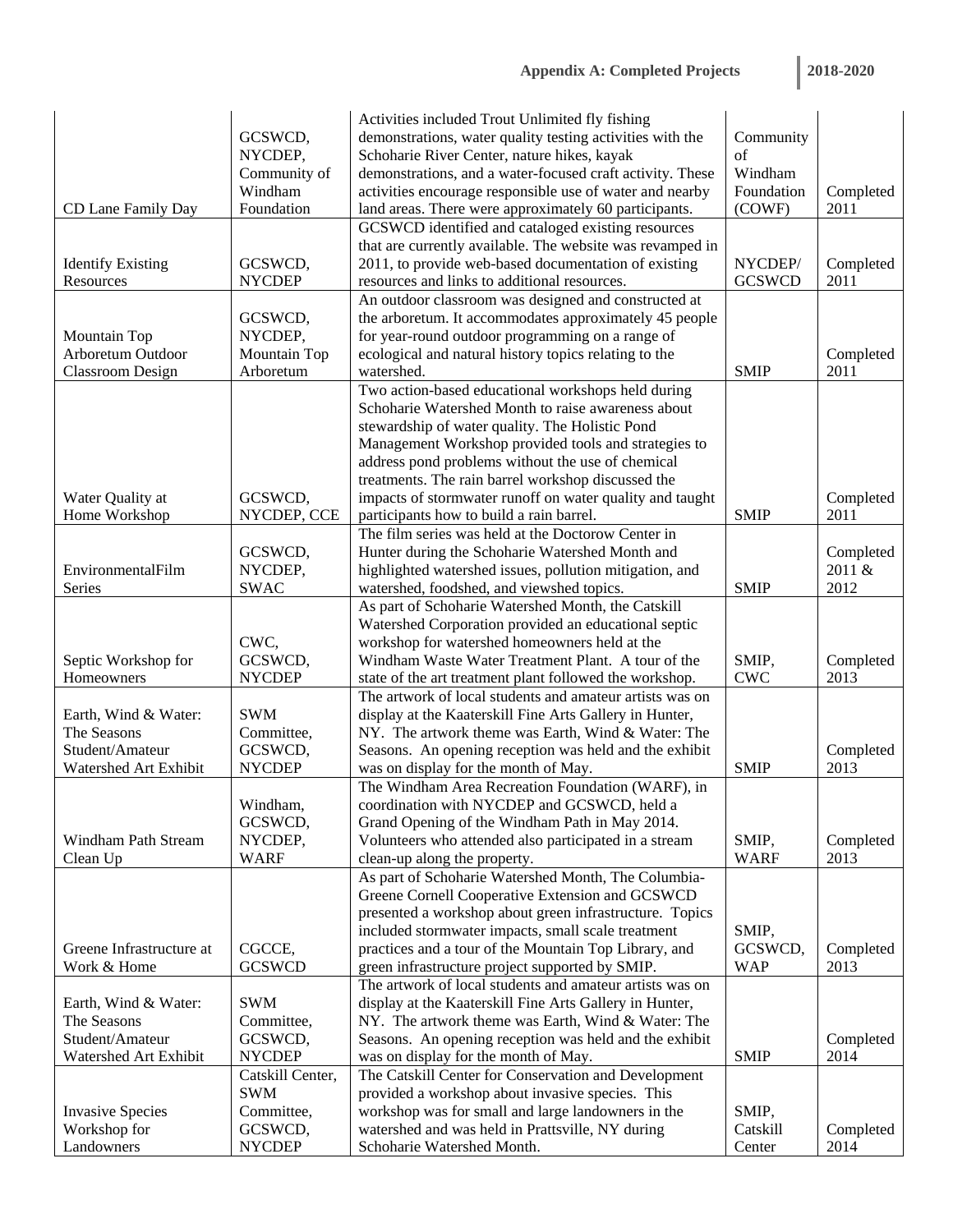| CD Lane Family Day | GCSWCD, NYCDEP, Community of Windham Foundation | Activities included Trout Unlimited fly fishing demonstrations, water quality testing activities with the Schoharie River Center, nature hikes, kayak demonstrations, and a water-focused craft activity. These activities encourage responsible use of water and nearby land areas. There were approximately 60 participants. | Community of Windham Foundation (COWF) | Completed 2011 |
|---|---|---|---|---|
| Identify Existing Resources | GCSWCD, NYCDEP | GCSWCD identified and cataloged existing resources that are currently available. The website was revamped in 2011, to provide web-based documentation of existing resources and links to additional resources. | NYCDEP/ GCSWCD | Completed 2011 |
| Mountain Top Arboretum Outdoor Classroom Design | GCSWCD, NYCDEP, Mountain Top Arboretum | An outdoor classroom was designed and constructed at the arboretum. It accommodates approximately 45 people for year-round outdoor programming on a range of ecological and natural history topics relating to the watershed. | SMIP | Completed 2011 |
| Water Quality at Home Workshop | GCSWCD, NYCDEP, CCE | Two action-based educational workshops held during Schoharie Watershed Month to raise awareness about stewardship of water quality. The Holistic Pond Management Workshop provided tools and strategies to address pond problems without the use of chemical treatments. The rain barrel workshop discussed the impacts of stormwater runoff on water quality and taught participants how to build a rain barrel. | SMIP | Completed 2011 |
| EnvironmentalFilm Series | GCSWCD, NYCDEP, SWAC | The film series was held at the Doctorow Center in Hunter during the Schoharie Watershed Month and highlighted watershed issues, pollution mitigation, and watershed, foodshed, and viewshed topics. | SMIP | Completed 2011 & 2012 |
| Septic Workshop for Homeowners | CWC, GCSWCD, NYCDEP | As part of Schoharie Watershed Month, the Catskill Watershed Corporation provided an educational septic workshop for watershed homeowners held at the Windham Waste Water Treatment Plant. A tour of the state of the art treatment plant followed the workshop. | SMIP, CWC | Completed 2013 |
| Earth, Wind & Water: The Seasons Student/Amateur Watershed Art Exhibit | SWM Committee, GCSWCD, NYCDEP | The artwork of local students and amateur artists was on display at the Kaaterskill Fine Arts Gallery in Hunter, NY. The artwork theme was Earth, Wind & Water: The Seasons. An opening reception was held and the exhibit was on display for the month of May. | SMIP | Completed 2013 |
| Windham Path Stream Clean Up | Windham, GCSWCD, NYCDEP, WARF | The Windham Area Recreation Foundation (WARF), in coordination with NYCDEP and GCSWCD, held a Grand Opening of the Windham Path in May 2014. Volunteers who attended also participated in a stream clean-up along the property. | SMIP, WARF | Completed 2013 |
| Greene Infrastructure at Work & Home | CGCCE, GCSWCD | As part of Schoharie Watershed Month, The Columbia-Greene Cornell Cooperative Extension and GCSWCD presented a workshop about green infrastructure. Topics included stormwater impacts, small scale treatment practices and a tour of the Mountain Top Library, and green infrastructure project supported by SMIP. | SMIP, GCSWCD, WAP | Completed 2013 |
| Earth, Wind & Water: The Seasons Student/Amateur Watershed Art Exhibit | SWM Committee, GCSWCD, NYCDEP | The artwork of local students and amateur artists was on display at the Kaaterskill Fine Arts Gallery in Hunter, NY. The artwork theme was Earth, Wind & Water: The Seasons. An opening reception was held and the exhibit was on display for the month of May. | SMIP | Completed 2014 |
| Invasive Species Workshop for Landowners | Catskill Center, SWM Committee, GCSWCD, NYCDEP | The Catskill Center for Conservation and Development provided a workshop about invasive species. This workshop was for small and large landowners in the watershed and was held in Prattsville, NY during Schoharie Watershed Month. | SMIP, Catskill Center | Completed 2014 |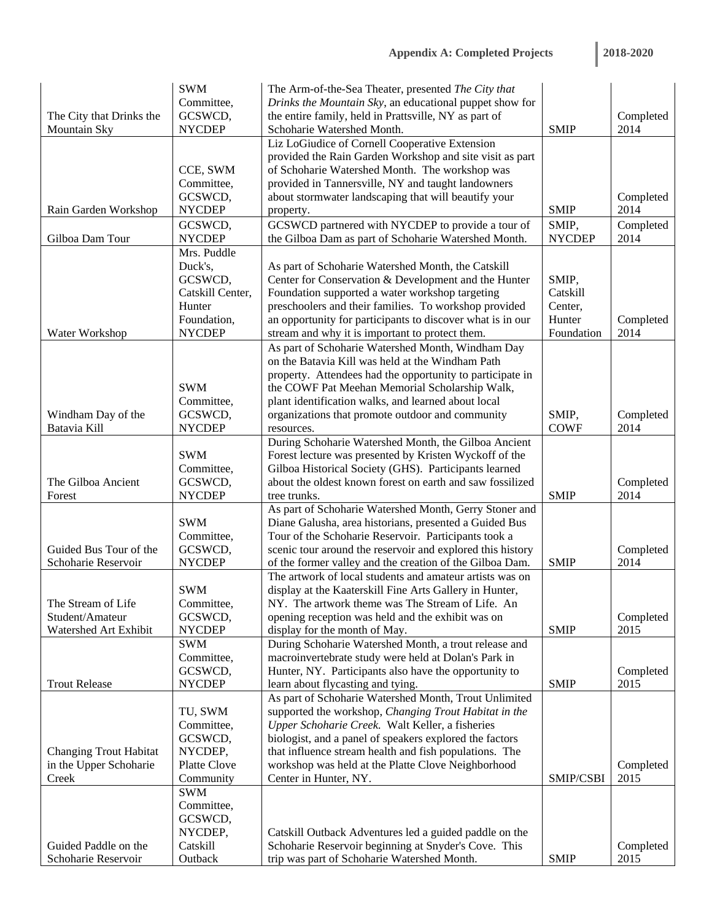| | | | | |
|---|---|---|---|---|
| The City that Drinks the Mountain Sky | SWM Committee, GCSWCD, NYCDEP | The Arm-of-the-Sea Theater, presented *The City that Drinks the Mountain Sky*, an educational puppet show for the entire family, held in Prattsville, NY as part of Schoharie Watershed Month. | SMIP | Completed 2014 |
| Rain Garden Workshop | CCE, SWM Committee, GCSWCD, NYCDEP | Liz LoGiudice of Cornell Cooperative Extension provided the Rain Garden Workshop and site visit as part of Schoharie Watershed Month. The workshop was provided in Tannersville, NY and taught landowners about stormwater landscaping that will beautify your property. | SMIP | Completed 2014 |
| Gilboa Dam Tour | GCSWCD, NYCDEP | GCSWCD partnered with NYCDEP to provide a tour of the Gilboa Dam as part of Schoharie Watershed Month. | SMIP, NYCDEP | Completed 2014 |
| Water Workshop | Mrs. Puddle Duck's, GCSWCD, Catskill Center, Hunter Foundation, NYCDEP | As part of Schoharie Watershed Month, the Catskill Center for Conservation & Development and the Hunter Foundation supported a water workshop targeting preschoolers and their families. To workshop provided an opportunity for participants to discover what is in our stream and why it is important to protect them. | SMIP, Catskill Center, Hunter Foundation | Completed 2014 |
| Windham Day of the Batavia Kill | SWM Committee, GCSWCD, NYCDEP | As part of Schoharie Watershed Month, Windham Day on the Batavia Kill was held at the Windham Path property. Attendees had the opportunity to participate in the COWF Pat Meehan Memorial Scholarship Walk, plant identification walks, and learned about local organizations that promote outdoor and community resources. | SMIP, COWF | Completed 2014 |
| The Gilboa Ancient Forest | SWM Committee, GCSWCD, NYCDEP | During Schoharie Watershed Month, the Gilboa Ancient Forest lecture was presented by Kristen Wyckoff of the Gilboa Historical Society (GHS). Participants learned about the oldest known forest on earth and saw fossilized tree trunks. | SMIP | Completed 2014 |
| Guided Bus Tour of the Schoharie Reservoir | SWM Committee, GCSWCD, NYCDEP | As part of Schoharie Watershed Month, Gerry Stoner and Diane Galusha, area historians, presented a Guided Bus Tour of the Schoharie Reservoir. Participants took a scenic tour around the reservoir and explored this history of the former valley and the creation of the Gilboa Dam. | SMIP | Completed 2014 |
| The Stream of Life Student/Amateur Watershed Art Exhibit | SWM Committee, GCSWCD, NYCDEP | The artwork of local students and amateur artists was on display at the Kaaterskill Fine Arts Gallery in Hunter, NY. The artwork theme was The Stream of Life. An opening reception was held and the exhibit was on display for the month of May. | SMIP | Completed 2015 |
| Trout Release | SWM Committee, GCSWCD, NYCDEP | During Schoharie Watershed Month, a trout release and macroinvertebrate study were held at Dolan's Park in Hunter, NY. Participants also have the opportunity to learn about flycasting and tying. | SMIP | Completed 2015 |
| Changing Trout Habitat in the Upper Schoharie Creek | TU, SWM Committee, GCSWCD, NYCDEP, Platte Clove Community | As part of Schoharie Watershed Month, Trout Unlimited supported the workshop, *Changing Trout Habitat in the Upper Schoharie Creek.* Walt Keller, a fisheries biologist, and a panel of speakers explored the factors that influence stream health and fish populations. The workshop was held at the Platte Clove Neighborhood Center in Hunter, NY. | SMIP/CSBI | Completed 2015 |
| Guided Paddle on the Schoharie Reservoir | SWM Committee, GCSWCD, NYCDEP, Catskill Outback | Catskill Outback Adventures led a guided paddle on the Schoharie Reservoir beginning at Snyder's Cove. This trip was part of Schoharie Watershed Month. | SMIP | Completed 2015 |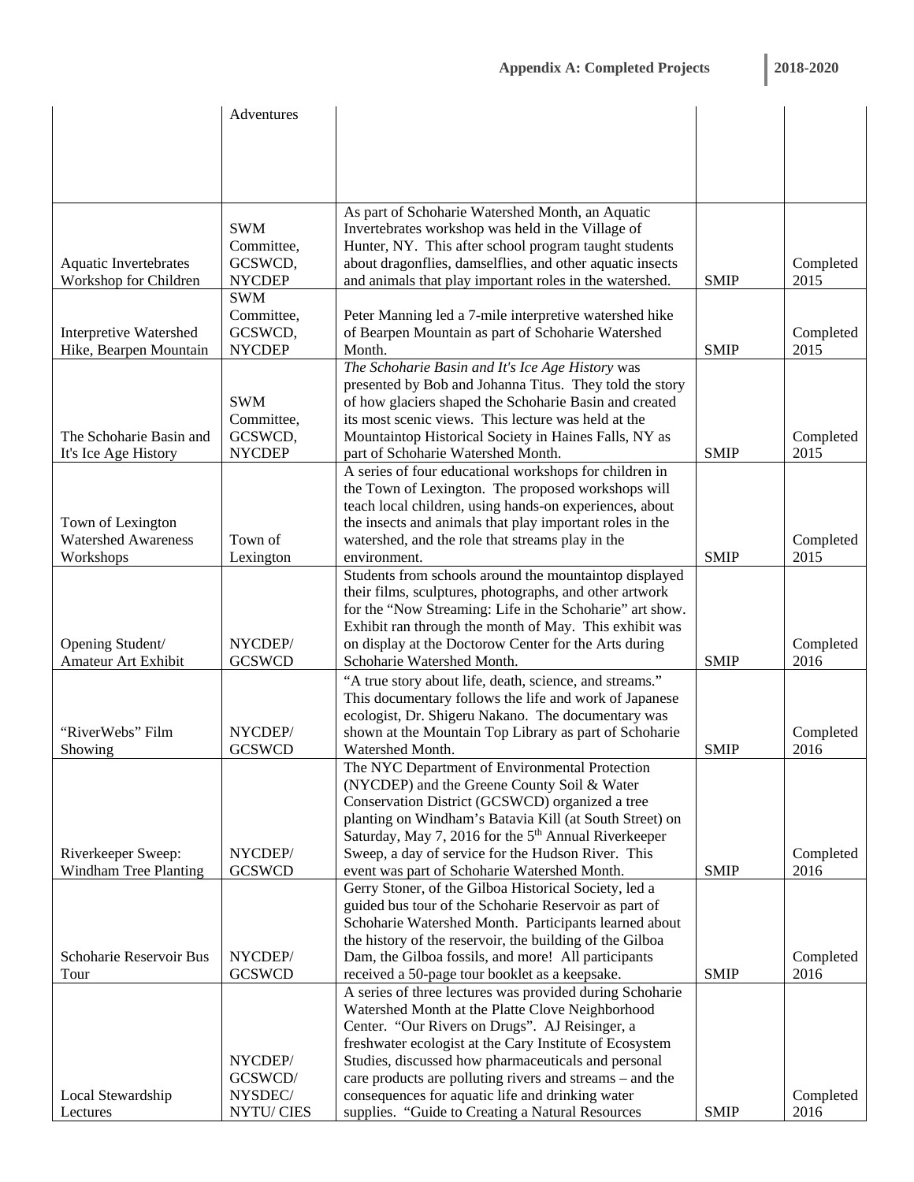| | Adventures | | | |
|---|---|---|---|---|
| Aquatic Invertebrates Workshop for Children | SWM Committee, GCSWCD, NYCDEP | As part of Schoharie Watershed Month, an Aquatic Invertebrates workshop was held in the Village of Hunter, NY. This after school program taught students about dragonflies, damselflies, and other aquatic insects and animals that play important roles in the watershed. | SMIP | Completed 2015 |
| Interpretive Watershed Hike, Bearpen Mountain | SWM Committee, GCSWCD, NYCDEP | Peter Manning led a 7-mile interpretive watershed hike of Bearpen Mountain as part of Schoharie Watershed Month. | SMIP | Completed 2015 |
| The Schoharie Basin and It's Ice Age History | SWM Committee, GCSWCD, NYCDEP | *The Schoharie Basin and It's Ice Age History* was presented by Bob and Johanna Titus. They told the story of how glaciers shaped the Schoharie Basin and created its most scenic views. This lecture was held at the Mountaintop Historical Society in Haines Falls, NY as part of Schoharie Watershed Month. | SMIP | Completed 2015 |
| Town of Lexington Watershed Awareness Workshops | Town of Lexington | A series of four educational workshops for children in the Town of Lexington. The proposed workshops will teach local children, using hands-on experiences, about the insects and animals that play important roles in the watershed, and the role that streams play in the environment. | SMIP | Completed 2015 |
| Opening Student/ Amateur Art Exhibit | NYCDEP/ GCSWCD | Students from schools around the mountaintop displayed their films, sculptures, photographs, and other artwork for the "Now Streaming: Life in the Schoharie" art show. Exhibit ran through the month of May. This exhibit was on display at the Doctorow Center for the Arts during Schoharie Watershed Month. | SMIP | Completed 2016 |
| "RiverWebs" Film Showing | NYCDEP/ GCSWCD | "A true story about life, death, science, and streams." This documentary follows the life and work of Japanese ecologist, Dr. Shigeru Nakano. The documentary was shown at the Mountain Top Library as part of Schoharie Watershed Month. | SMIP | Completed 2016 |
| Riverkeeper Sweep: Windham Tree Planting | NYCDEP/ GCSWCD | The NYC Department of Environmental Protection (NYCDEP) and the Greene County Soil & Water Conservation District (GCSWCD) organized a tree planting on Windham's Batavia Kill (at South Street) on Saturday, May 7, 2016 for the 5th Annual Riverkeeper Sweep, a day of service for the Hudson River. This event was part of Schoharie Watershed Month. | SMIP | Completed 2016 |
| Schoharie Reservoir Bus Tour | NYCDEP/ GCSWCD | Gerry Stoner, of the Gilboa Historical Society, led a guided bus tour of the Schoharie Reservoir as part of Schoharie Watershed Month. Participants learned about the history of the reservoir, the building of the Gilboa Dam, the Gilboa fossils, and more! All participants received a 50-page tour booklet as a keepsake. | SMIP | Completed 2016 |
| Local Stewardship Lectures | NYCDEP/ GCSWCD/ NYSDEC/ NYTU/ CIES | A series of three lectures was provided during Schoharie Watershed Month at the Platte Clove Neighborhood Center. "Our Rivers on Drugs". AJ Reisinger, a freshwater ecologist at the Cary Institute of Ecosystem Studies, discussed how pharmaceuticals and personal care products are polluting rivers and streams – and the consequences for aquatic life and drinking water supplies. "Guide to Creating a Natural Resources | SMIP | Completed 2016 |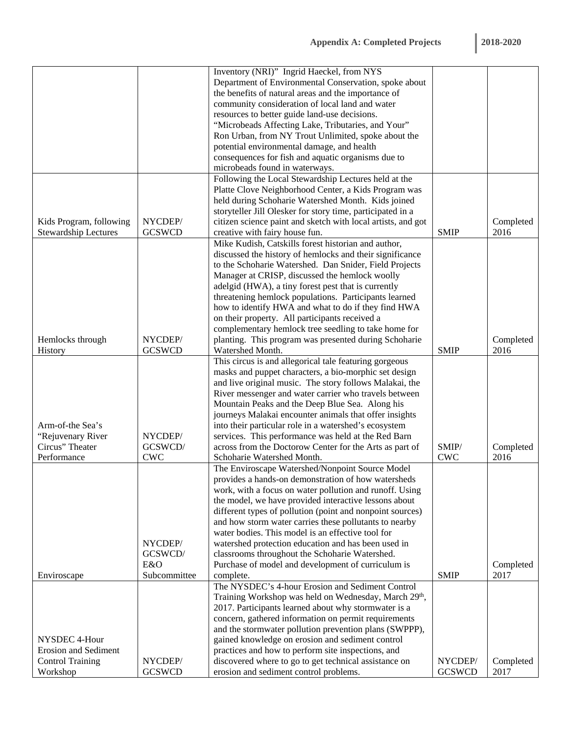| | | Inventory (NRI)" Ingrid Haeckel, from NYS Department of Environmental Conservation, spoke about the benefits of natural areas and the importance of community consideration of local land and water resources to better guide land-use decisions. "Microbeads Affecting Lake, Tributaries, and Your" Ron Urban, from NY Trout Unlimited, spoke about the potential environmental damage, and health consequences for fish and aquatic organisms due to microbeads found in waterways. | | |
|---|---|---|---|---|
| Kids Program, following Stewardship Lectures | NYCDEP/ GCSWCD | Following the Local Stewardship Lectures held at the Platte Clove Neighborhood Center, a Kids Program was held during Schoharie Watershed Month. Kids joined storyteller Jill Olesker for story time, participated in a citizen science paint and sketch with local artists, and got creative with fairy house fun. | SMIP | Completed 2016 |
| Hemlocks through History | NYCDEP/ GCSWCD | Mike Kudish, Catskills forest historian and author, discussed the history of hemlocks and their significance to the Schoharie Watershed. Dan Snider, Field Projects Manager at CRISP, discussed the hemlock woolly adelgid (HWA), a tiny forest pest that is currently threatening hemlock populations. Participants learned how to identify HWA and what to do if they find HWA on their property. All participants received a complementary hemlock tree seedling to take home for planting. This program was presented during Schoharie Watershed Month. | SMIP | Completed 2016 |
| Arm-of-the Sea's "Rejuvenary River Circus" Theater Performance | NYCDEP/ GCSWCD/ CWC | This circus is and allegorical tale featuring gorgeous masks and puppet characters, a bio-morphic set design and live original music. The story follows Malakai, the River messenger and water carrier who travels between Mountain Peaks and the Deep Blue Sea. Along his journeys Malakai encounter animals that offer insights into their particular role in a watershed's ecosystem services. This performance was held at the Red Barn across from the Doctorow Center for the Arts as part of Schoharie Watershed Month. | SMIP/ CWC | Completed 2016 |
| Enviroscape | NYCDEP/ GCSWCD/ E&O Subcommittee | The Enviroscape Watershed/Nonpoint Source Model provides a hands-on demonstration of how watersheds work, with a focus on water pollution and runoff. Using the model, we have provided interactive lessons about different types of pollution (point and nonpoint sources) and how storm water carries these pollutants to nearby water bodies. This model is an effective tool for watershed protection education and has been used in classrooms throughout the Schoharie Watershed. Purchase of model and development of curriculum is complete. | SMIP | Completed 2017 |
| NYSDEC 4-Hour Erosion and Sediment Control Training Workshop | NYCDEP/ GCSWCD | The NYSDEC's 4-hour Erosion and Sediment Control Training Workshop was held on Wednesday, March 29th, 2017. Participants learned about why stormwater is a concern, gathered information on permit requirements and the stormwater pollution prevention plans (SWPPP), gained knowledge on erosion and sediment control practices and how to perform site inspections, and discovered where to go to get technical assistance on erosion and sediment control problems. | NYCDEP/ GCSWCD | Completed 2017 |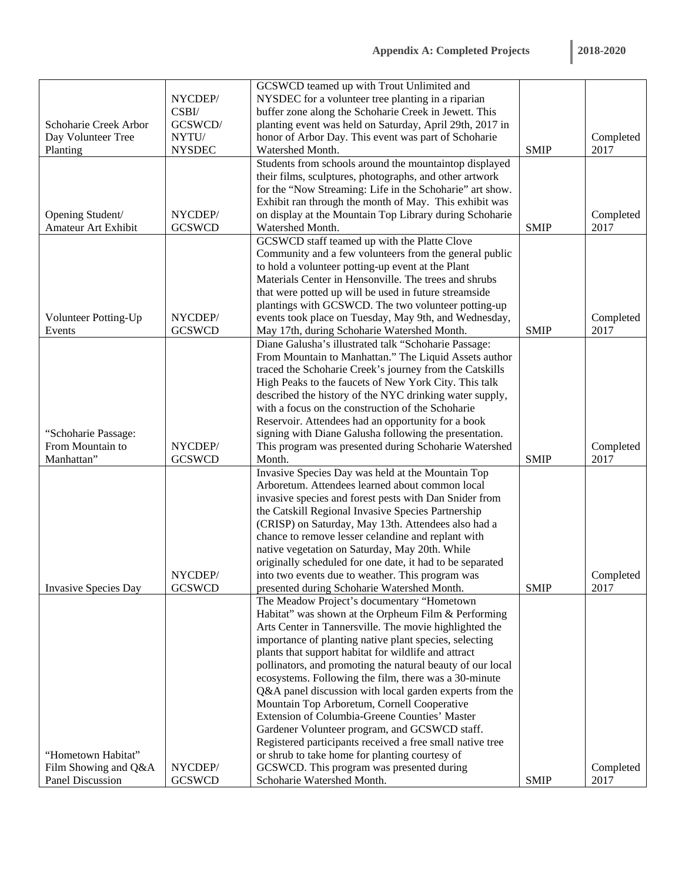| | | | | |
|---|---|---|---|---|
| Schoharie Creek Arbor Day Volunteer Tree Planting | NYCDEP/ CSBI/ GCSWCD/ NYTU/ NYSDEC | GCSWCD teamed up with Trout Unlimited and NYSDEC for a volunteer tree planting in a riparian buffer zone along the Schoharie Creek in Jewett. This planting event was held on Saturday, April 29th, 2017 in honor of Arbor Day. This event was part of Schoharie Watershed Month. | SMIP | Completed 2017 |
| Opening Student/ Amateur Art Exhibit | NYCDEP/ GCSWCD | Students from schools around the mountaintop displayed their films, sculptures, photographs, and other artwork for the "Now Streaming: Life in the Schoharie" art show. Exhibit ran through the month of May. This exhibit was on display at the Mountain Top Library during Schoharie Watershed Month. | SMIP | Completed 2017 |
| Volunteer Potting-Up Events | NYCDEP/ GCSWCD | GCSWCD staff teamed up with the Platte Clove Community and a few volunteers from the general public to hold a volunteer potting-up event at the Plant Materials Center in Hensonville. The trees and shrubs that were potted up will be used in future streamside plantings with GCSWCD. The two volunteer potting-up events took place on Tuesday, May 9th, and Wednesday, May 17th, during Schoharie Watershed Month. | SMIP | Completed 2017 |
| "Schoharie Passage: From Mountain to Manhattan" | NYCDEP/ GCSWCD | Diane Galusha's illustrated talk "Schoharie Passage: From Mountain to Manhattan." The Liquid Assets author traced the Schoharie Creek's journey from the Catskills High Peaks to the faucets of New York City. This talk described the history of the NYC drinking water supply, with a focus on the construction of the Schoharie Reservoir. Attendees had an opportunity for a book signing with Diane Galusha following the presentation. This program was presented during Schoharie Watershed Month. | SMIP | Completed 2017 |
| Invasive Species Day | NYCDEP/ GCSWCD | Invasive Species Day was held at the Mountain Top Arboretum. Attendees learned about common local invasive species and forest pests with Dan Snider from the Catskill Regional Invasive Species Partnership (CRISP) on Saturday, May 13th. Attendees also had a chance to remove lesser celandine and replant with native vegetation on Saturday, May 20th. While originally scheduled for one date, it had to be separated into two events due to weather. This program was presented during Schoharie Watershed Month. | SMIP | Completed 2017 |
| "Hometown Habitat" Film Showing and Q&A Panel Discussion | NYCDEP/ GCSWCD | The Meadow Project's documentary "Hometown Habitat" was shown at the Orpheum Film & Performing Arts Center in Tannersville. The movie highlighted the importance of planting native plant species, selecting plants that support habitat for wildlife and attract pollinators, and promoting the natural beauty of our local ecosystems. Following the film, there was a 30-minute Q&A panel discussion with local garden experts from the Mountain Top Arboretum, Cornell Cooperative Extension of Columbia-Greene Counties' Master Gardener Volunteer program, and GCSWCD staff. Registered participants received a free small native tree or shrub to take home for planting courtesy of GCSWCD. This program was presented during Schoharie Watershed Month. | SMIP | Completed 2017 |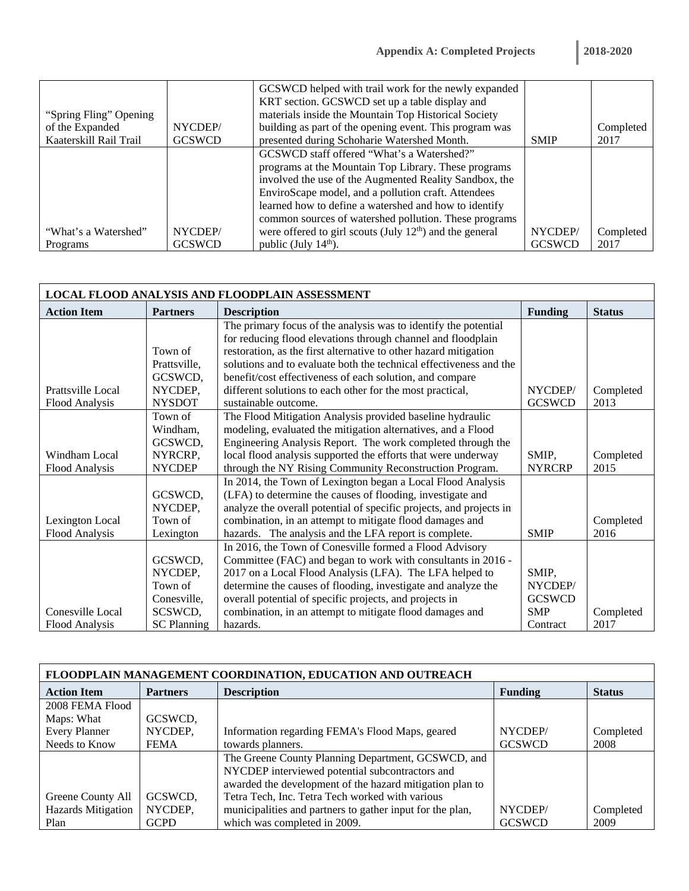| | | | | |
|---|---|---|---|---|
| "Spring Fling" Opening of the Expanded Kaaterskill Rail Trail | NYCDEP/ GCSWCD | GCSWCD helped with trail work for the newly expanded KRT section. GCSWCD set up a table display and materials inside the Mountain Top Historical Society building as part of the opening event. This program was presented during Schoharie Watershed Month. | SMIP | Completed 2017 |
| "What's a Watershed" Programs | NYCDEP/ GCSWCD | GCSWCD staff offered "What's a Watershed?" programs at the Mountain Top Library. These programs involved the use of the Augmented Reality Sandbox, the EnviroScape model, and a pollution craft. Attendees learned how to define a watershed and how to identify common sources of watershed pollution. These programs were offered to girl scouts (July 12th) and the general public (July 14th). | NYCDEP/ GCSWCD | Completed 2017 |

| LOCAL FLOOD ANALYSIS AND FLOODPLAIN ASSESSMENT | | | | |
|---|---|---|---|---|
| **Action Item** | **Partners** | **Description** | **Funding** | **Status** |
| Prattsville Local Flood Analysis | Town of Prattsville, GCSWCD, NYCDEP, NYSDOT | The primary focus of the analysis was to identify the potential for reducing flood elevations through channel and floodplain restoration, as the first alternative to other hazard mitigation solutions and to evaluate both the technical effectiveness and the benefit/cost effectiveness of each solution, and compare different solutions to each other for the most practical, sustainable outcome. | NYCDEP/ GCSWCD | Completed 2013 |
| Windham Local Flood Analysis | Town of Windham, GCSWCD, NYRCRP, NYCDEP | The Flood Mitigation Analysis provided baseline hydraulic modeling, evaluated the mitigation alternatives, and a Flood Engineering Analysis Report. The work completed through the local flood analysis supported the efforts that were underway through the NY Rising Community Reconstruction Program. | SMIP, NYRCRP | Completed 2015 |
| Lexington Local Flood Analysis | GCSWCD, NYCDEP, Town of Lexington | In 2014, the Town of Lexington began a Local Flood Analysis (LFA) to determine the causes of flooding, investigate and analyze the overall potential of specific projects, and projects in combination, in an attempt to mitigate flood damages and hazards. The analysis and the LFA report is complete. | SMIP | Completed 2016 |
| Conesville Local Flood Analysis | GCSWCD, NYCDEP, Town of Conesville, SCSWCD, SC Planning | In 2016, the Town of Conesville formed a Flood Advisory Committee (FAC) and began to work with consultants in 2016 - 2017 on a Local Flood Analysis (LFA). The LFA helped to determine the causes of flooding, investigate and analyze the overall potential of specific projects, and projects in combination, in an attempt to mitigate flood damages and hazards. | SMIP, NYCDEP/ GCSWCD SMP Contract | Completed 2017 |

| FLOODPLAIN MANAGEMENT COORDINATION, EDUCATION AND OUTREACH | | | | |
|---|---|---|---|---|
| **Action Item** | **Partners** | **Description** | **Funding** | **Status** |
| 2008 FEMA Flood Maps: What Every Planner Needs to Know | GCSWCD, NYCDEP, FEMA | Information regarding FEMA's Flood Maps, geared towards planners. | NYCDEP/ GCSWCD | Completed 2008 |
| Greene County All Hazards Mitigation Plan | GCSWCD, NYCDEP, GCPD | The Greene County Planning Department, GCSWCD, and NYCDEP interviewed potential subcontractors and awarded the development of the hazard mitigation plan to Tetra Tech, Inc. Tetra Tech worked with various municipalities and partners to gather input for the plan, which was completed in 2009. | NYCDEP/ GCSWCD | Completed 2009 |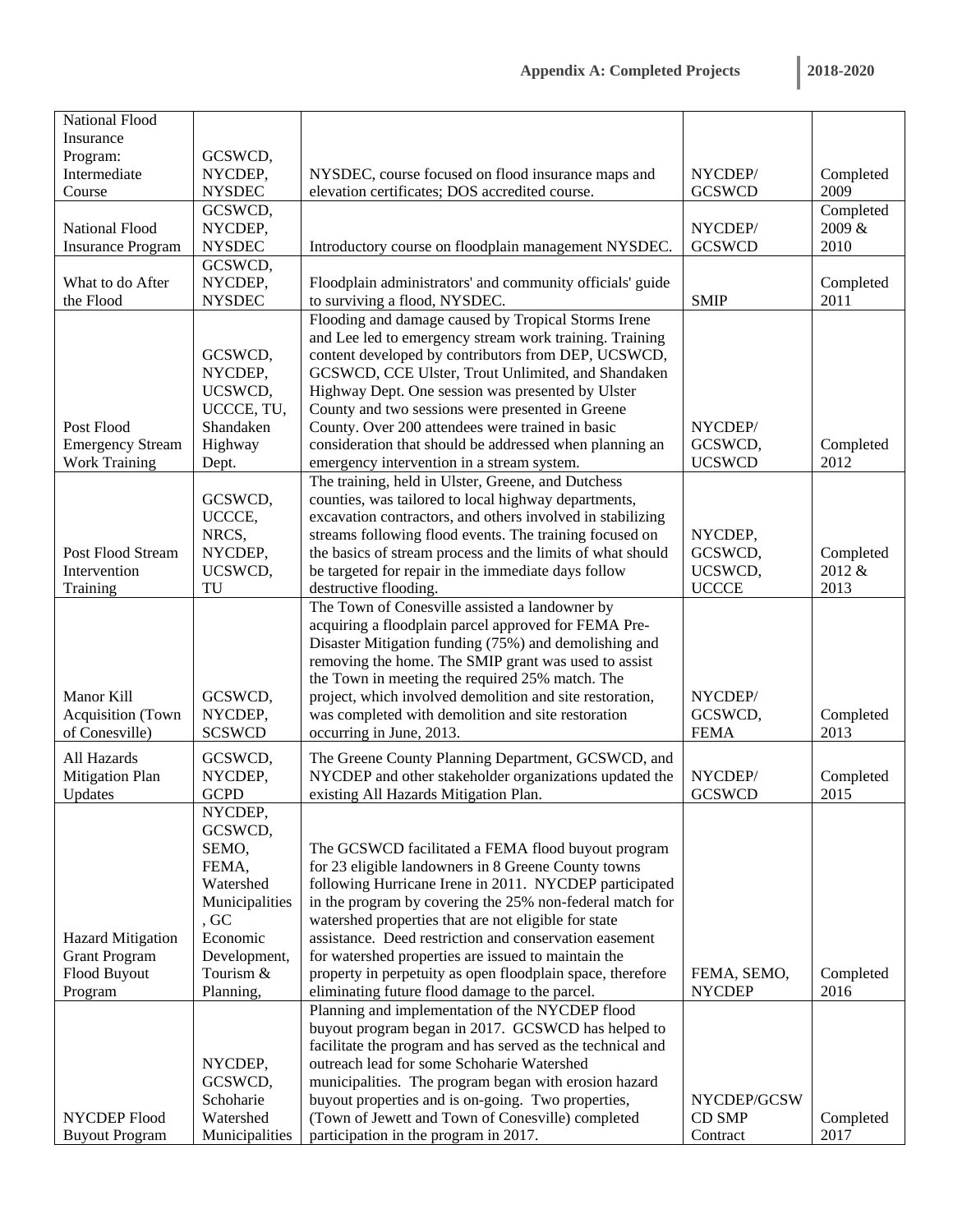| National Flood Insurance Program: Intermediate Course | GCSWCD, NYCDEP, NYSDEC | NYSDEC, course focused on flood insurance maps and elevation certificates; DOS accredited course. | NYCDEP/ GCSWCD | Completed 2009 |
|---|---|---|---|---|
| National Flood Insurance Program | GCSWCD, NYCDEP, NYSDEC | Introductory course on floodplain management NYSDEC. | NYCDEP/ GCSWCD | Completed 2009 & 2010 |
| What to do After the Flood | GCSWCD, NYCDEP, NYSDEC | Floodplain administrators' and community officials' guide to surviving a flood, NYSDEC. | SMIP | Completed 2011 |
| Post Flood Emergency Stream Work Training | GCSWCD, NYCDEP, UCSWCD, UCCCE, TU, Shandaken Highway Dept. | Flooding and damage caused by Tropical Storms Irene and Lee led to emergency stream work training. Training content developed by contributors from DEP, UCSWCD, GCSWCD, CCE Ulster, Trout Unlimited, and Shandaken Highway Dept. One session was presented by Ulster County and two sessions were presented in Greene County. Over 200 attendees were trained in basic consideration that should be addressed when planning an emergency intervention in a stream system. | NYCDEP/ GCSWCD, UCSWCD | Completed 2012 |
| Post Flood Stream Intervention Training | GCSWCD, UCCCE, NRCS, NYCDEP, UCSWCD, TU | The training, held in Ulster, Greene, and Dutchess counties, was tailored to local highway departments, excavation contractors, and others involved in stabilizing streams following flood events. The training focused on the basics of stream process and the limits of what should be targeted for repair in the immediate days follow destructive flooding. | NYCDEP, GCSWCD, UCSWCD, UCCCE | Completed 2012 & 2013 |
| Manor Kill Acquisition (Town of Conesville) | GCSWCD, NYCDEP, SCSWCD | The Town of Conesville assisted a landowner by acquiring a floodplain parcel approved for FEMA Pre-Disaster Mitigation funding (75%) and demolishing and removing the home. The SMIP grant was used to assist the Town in meeting the required 25% match. The project, which involved demolition and site restoration, was completed with demolition and site restoration occurring in June, 2013. | NYCDEP/ GCSWCD, FEMA | Completed 2013 |
| All Hazards Mitigation Plan Updates | GCSWCD, NYCDEP, GCPD | The Greene County Planning Department, GCSWCD, and NYCDEP and other stakeholder organizations updated the existing All Hazards Mitigation Plan. | NYCDEP/ GCSWCD | Completed 2015 |
| Hazard Mitigation Grant Program Flood Buyout Program | NYCDEP, GCSWCD, SEMO, FEMA, Watershed Municipalities, GC Economic Development, Tourism & Planning, | The GCSWCD facilitated a FEMA flood buyout program for 23 eligible landowners in 8 Greene County towns following Hurricane Irene in 2011. NYCDEP participated in the program by covering the 25% non-federal match for watershed properties that are not eligible for state assistance. Deed restriction and conservation easement for watershed properties are issued to maintain the property in perpetuity as open floodplain space, therefore eliminating future flood damage to the parcel. | FEMA, SEMO, NYCDEP | Completed 2016 |
| NYCDEP Flood Buyout Program | NYCDEP, GCSWCD, Schoharie Watershed Municipalities | Planning and implementation of the NYCDEP flood buyout program began in 2017. GCSWCD has helped to facilitate the program and has served as the technical and outreach lead for some Schoharie Watershed municipalities. The program began with erosion hazard buyout properties and is on-going. Two properties, (Town of Jewett and Town of Conesville) completed participation in the program in 2017. | NYCDEP/GCSWCD SMP Contract | Completed 2017 |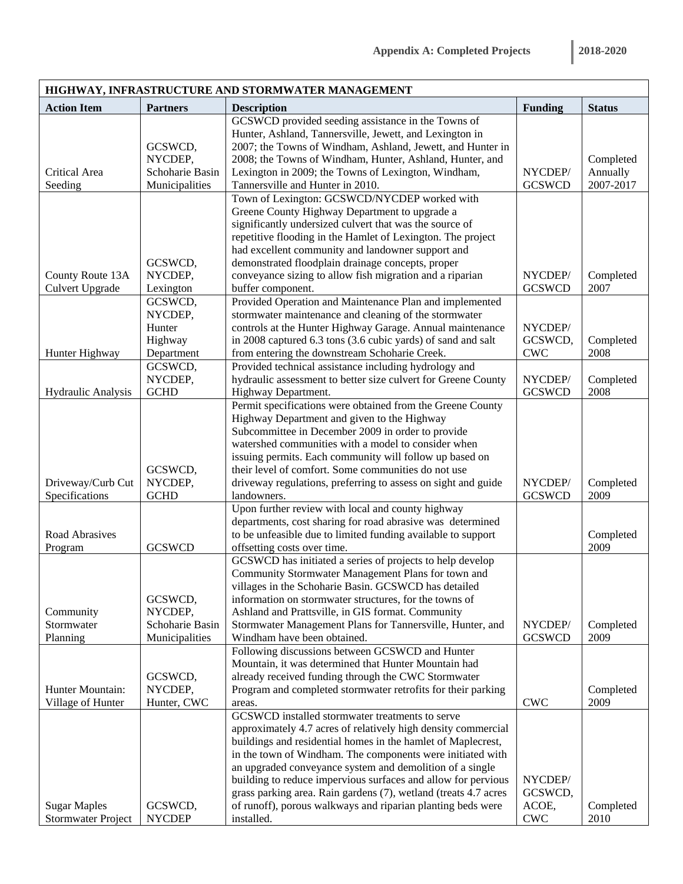| HIGHWAY, INFRASTRUCTURE AND STORMWATER MANAGEMENT | | | | |
|---|---|---|---|---|
| **Action Item** | **Partners** | **Description** | **Funding** | **Status** |
| Critical Area Seeding | GCSWCD, NYCDEP, Schoharie Basin Municipalities | GCSWCD provided seeding assistance in the Towns of Hunter, Ashland, Tannersville, Jewett, and Lexington in 2007; the Towns of Windham, Ashland, Jewett, and Hunter in 2008; the Towns of Windham, Hunter, Ashland, Hunter, and Lexington in 2009; the Towns of Lexington, Windham, Tannersville and Hunter in 2010. | NYCDEP/ GCSWCD | Completed Annually 2007-2017 |
| County Route 13A Culvert Upgrade | GCSWCD, NYCDEP, Lexington | Town of Lexington: GCSWCD/NYCDEP worked with Greene County Highway Department to upgrade a significantly undersized culvert that was the source of repetitive flooding in the Hamlet of Lexington. The project had excellent community and landowner support and demonstrated floodplain drainage concepts, proper conveyance sizing to allow fish migration and a riparian buffer component. | NYCDEP/ GCSWCD | Completed 2007 |
| Hunter Highway | GCSWCD, NYCDEP, Hunter Highway Department | Provided Operation and Maintenance Plan and implemented stormwater maintenance and cleaning of the stormwater controls at the Hunter Highway Garage. Annual maintenance in 2008 captured 6.3 tons (3.6 cubic yards) of sand and salt from entering the downstream Schoharie Creek. | NYCDEP/ GCSWCD, CWC | Completed 2008 |
| Hydraulic Analysis | GCSWCD, NYCDEP, GCHD | Provided technical assistance including hydrology and hydraulic assessment to better size culvert for Greene County Highway Department. | NYCDEP/ GCSWCD | Completed 2008 |
| Driveway/Curb Cut Specifications | GCSWCD, NYCDEP, GCHD | Permit specifications were obtained from the Greene County Highway Department and given to the Highway Subcommittee in December 2009 in order to provide watershed communities with a model to consider when issuing permits. Each community will follow up based on their level of comfort. Some communities do not use driveway regulations, preferring to assess on sight and guide landowners. | NYCDEP/ GCSWCD | Completed 2009 |
| Road Abrasives Program | GCSWCD | Upon further review with local and county highway departments, cost sharing for road abrasive was determined to be unfeasible due to limited funding available to support offsetting costs over time. | | Completed 2009 |
| Community Stormwater Planning | GCSWCD, NYCDEP, Schoharie Basin Municipalities | GCSWCD has initiated a series of projects to help develop Community Stormwater Management Plans for town and villages in the Schoharie Basin. GCSWCD has detailed information on stormwater structures, for the towns of Ashland and Prattsville, in GIS format. Community Stormwater Management Plans for Tannersville, Hunter, and Windham have been obtained. | NYCDEP/ GCSWCD | Completed 2009 |
| Hunter Mountain: Village of Hunter | GCSWCD, NYCDEP, Hunter, CWC | Following discussions between GCSWCD and Hunter Mountain, it was determined that Hunter Mountain had already received funding through the CWC Stormwater Program and completed stormwater retrofits for their parking areas. | CWC | Completed 2009 |
| Sugar Maples Stormwater Project | GCSWCD, NYCDEP | GCSWCD installed stormwater treatments to serve approximately 4.7 acres of relatively high density commercial buildings and residential homes in the hamlet of Maplecrest, in the town of Windham. The components were initiated with an upgraded conveyance system and demolition of a single building to reduce impervious surfaces and allow for pervious grass parking area. Rain gardens (7), wetland (treats 4.7 acres of runoff), porous walkways and riparian planting beds were installed. | NYCDEP/ GCSWCD, ACOE, CWC | Completed 2010 |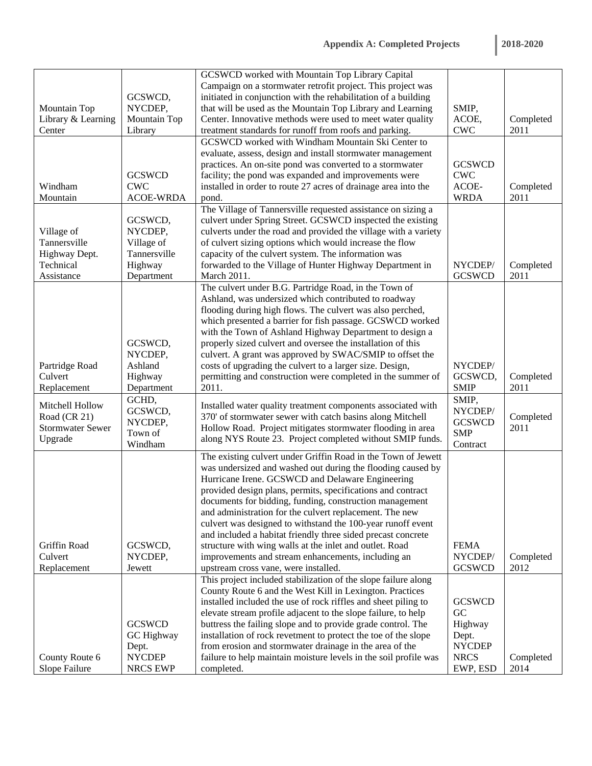| Mountain Top Library & Learning Center | GCSWCD, NYCDEP, Mountain Top Library | GCSWCD worked with Mountain Top Library Capital Campaign on a stormwater retrofit project. This project was initiated in conjunction with the rehabilitation of a building that will be used as the Mountain Top Library and Learning Center. Innovative methods were used to meet water quality treatment standards for runoff from roofs and parking. | SMIP, ACOE, CWC | Completed 2011 |
|---|---|---|---|---|
| Windham Mountain | GCSWCD CWC ACOE-WRDA | GCSWCD worked with Windham Mountain Ski Center to evaluate, assess, design and install stormwater management practices. An on-site pond was converted to a stormwater facility; the pond was expanded and improvements were installed in order to route 27 acres of drainage area into the pond. | GCSWCD CWC ACOE-WRDA | Completed 2011 |
| Village of Tannersville Highway Dept. Technical Assistance | GCSWCD, NYCDEP, Village of Tannersville Highway Department | The Village of Tannersville requested assistance on sizing a culvert under Spring Street. GCSWCD inspected the existing culverts under the road and provided the village with a variety of culvert sizing options which would increase the flow capacity of the culvert system. The information was forwarded to the Village of Hunter Highway Department in March 2011. | NYCDEP/ GCSWCD | Completed 2011 |
| Partridge Road Culvert Replacement | GCSWCD, NYCDEP, Ashland Highway Department | The culvert under B.G. Partridge Road, in the Town of Ashland, was undersized which contributed to roadway flooding during high flows. The culvert was also perched, which presented a barrier for fish passage. GCSWCD worked with the Town of Ashland Highway Department to design a properly sized culvert and oversee the installation of this culvert. A grant was approved by SWAC/SMIP to offset the costs of upgrading the culvert to a larger size. Design, permitting and construction were completed in the summer of 2011. | NYCDEP/ GCSWCD, SMIP | Completed 2011 |
| Mitchell Hollow Road (CR 21) Stormwater Sewer Upgrade | GCHD, GCSWCD, NYCDEP, Town of Windham | Installed water quality treatment components associated with 370' of stormwater sewer with catch basins along Mitchell Hollow Road. Project mitigates stormwater flooding in area along NYS Route 23. Project completed without SMIP funds. | SMIP, NYCDEP/ GCSWCD SMP Contract | Completed 2011 |
| Griffin Road Culvert Replacement | GCSWCD, NYCDEP, Jewett | The existing culvert under Griffin Road in the Town of Jewett was undersized and washed out during the flooding caused by Hurricane Irene. GCSWCD and Delaware Engineering provided design plans, permits, specifications and contract documents for bidding, funding, construction management and administration for the culvert replacement. The new culvert was designed to withstand the 100-year runoff event and included a habitat friendly three sided precast concrete structure with wing walls at the inlet and outlet. Road improvements and stream enhancements, including an upstream cross vane, were installed. | FEMA NYCDEP/ GCSWCD | Completed 2012 |
| County Route 6 Slope Failure | GCSWCD GC Highway Dept. NYCDEP NRCS EWP | This project included stabilization of the slope failure along County Route 6 and the West Kill in Lexington. Practices installed included the use of rock riffles and sheet piling to elevate stream profile adjacent to the slope failure, to help buttress the failing slope and to provide grade control. The installation of rock revetment to protect the toe of the slope from erosion and stormwater drainage in the area of the failure to help maintain moisture levels in the soil profile was completed. | GCSWCD GC Highway Dept. NYCDEP NRCS EWP, ESD | Completed 2014 |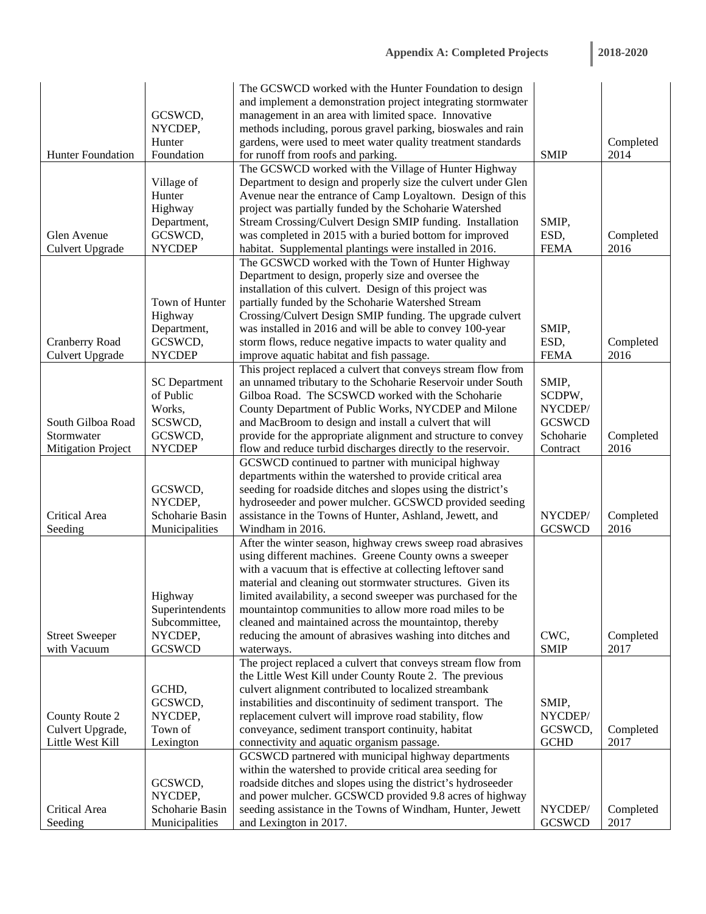| Hunter Foundation | GCSWCD, NYCDEP, Hunter Foundation | The GCSWCD worked with the Hunter Foundation to design and implement a demonstration project integrating stormwater management in an area with limited space. Innovative methods including, porous gravel parking, bioswales and rain gardens, were used to meet water quality treatment standards for runoff from roofs and parking. | SMIP | Completed 2014 |
|---|---|---|---|---|
| Glen Avenue Culvert Upgrade | Village of Hunter Highway Department, GCSWCD, NYCDEP | The GCSWCD worked with the Village of Hunter Highway Department to design and properly size the culvert under Glen Avenue near the entrance of Camp Loyaltown. Design of this project was partially funded by the Schoharie Watershed Stream Crossing/Culvert Design SMIP funding. Installation was completed in 2015 with a buried bottom for improved habitat. Supplemental plantings were installed in 2016. | SMIP, ESD, FEMA | Completed 2016 |
| Cranberry Road Culvert Upgrade | Town of Hunter Highway Department, GCSWCD, NYCDEP | The GCSWCD worked with the Town of Hunter Highway Department to design, properly size and oversee the installation of this culvert. Design of this project was partially funded by the Schoharie Watershed Stream Crossing/Culvert Design SMIP funding. The upgrade culvert was installed in 2016 and will be able to convey 100-year storm flows, reduce negative impacts to water quality and improve aquatic habitat and fish passage. | SMIP, ESD, FEMA | Completed 2016 |
| South Gilboa Road Stormwater Mitigation Project | SC Department of Public Works, SCSWCD, GCSWCD, NYCDEP | This project replaced a culvert that conveys stream flow from an unnamed tributary to the Schoharie Reservoir under South Gilboa Road. The SCSWCD worked with the Schoharie County Department of Public Works, NYCDEP and Milone and MacBroom to design and install a culvert that will provide for the appropriate alignment and structure to convey flow and reduce turbid discharges directly to the reservoir. | SMIP, SCDPW, NYCDEP/ GCSWCD Schoharie Contract | Completed 2016 |
| Critical Area Seeding | GCSWCD, NYCDEP, Schoharie Basin Municipalities | GCSWCD continued to partner with municipal highway departments within the watershed to provide critical area seeding for roadside ditches and slopes using the district's hydroseeder and power mulcher. GCSWCD provided seeding assistance in the Towns of Hunter, Ashland, Jewett, and Windham in 2016. | NYCDEP/ GCSWCD | Completed 2016 |
| Street Sweeper with Vacuum | Highway Superintendents Subcommittee, NYCDEP, GCSWCD | After the winter season, highway crews sweep road abrasives using different machines. Greene County owns a sweeper with a vacuum that is effective at collecting leftover sand material and cleaning out stormwater structures. Given its limited availability, a second sweeper was purchased for the mountaintop communities to allow more road miles to be cleaned and maintained across the mountaintop, thereby reducing the amount of abrasives washing into ditches and waterways. | CWC, SMIP | Completed 2017 |
| County Route 2 Culvert Upgrade, Little West Kill | GCHD, GCSWCD, NYCDEP, Town of Lexington | The project replaced a culvert that conveys stream flow from the Little West Kill under County Route 2. The previous culvert alignment contributed to localized streambank instabilities and discontinuity of sediment transport. The replacement culvert will improve road stability, flow conveyance, sediment transport continuity, habitat connectivity and aquatic organism passage. | SMIP, NYCDEP/ GCSWCD, GCHD | Completed 2017 |
| Critical Area Seeding | GCSWCD, NYCDEP, Schoharie Basin Municipalities | GCSWCD partnered with municipal highway departments within the watershed to provide critical area seeding for roadside ditches and slopes using the district's hydroseeder and power mulcher. GCSWCD provided 9.8 acres of highway seeding assistance in the Towns of Windham, Hunter, Jewett and Lexington in 2017. | NYCDEP/ GCSWCD | Completed 2017 |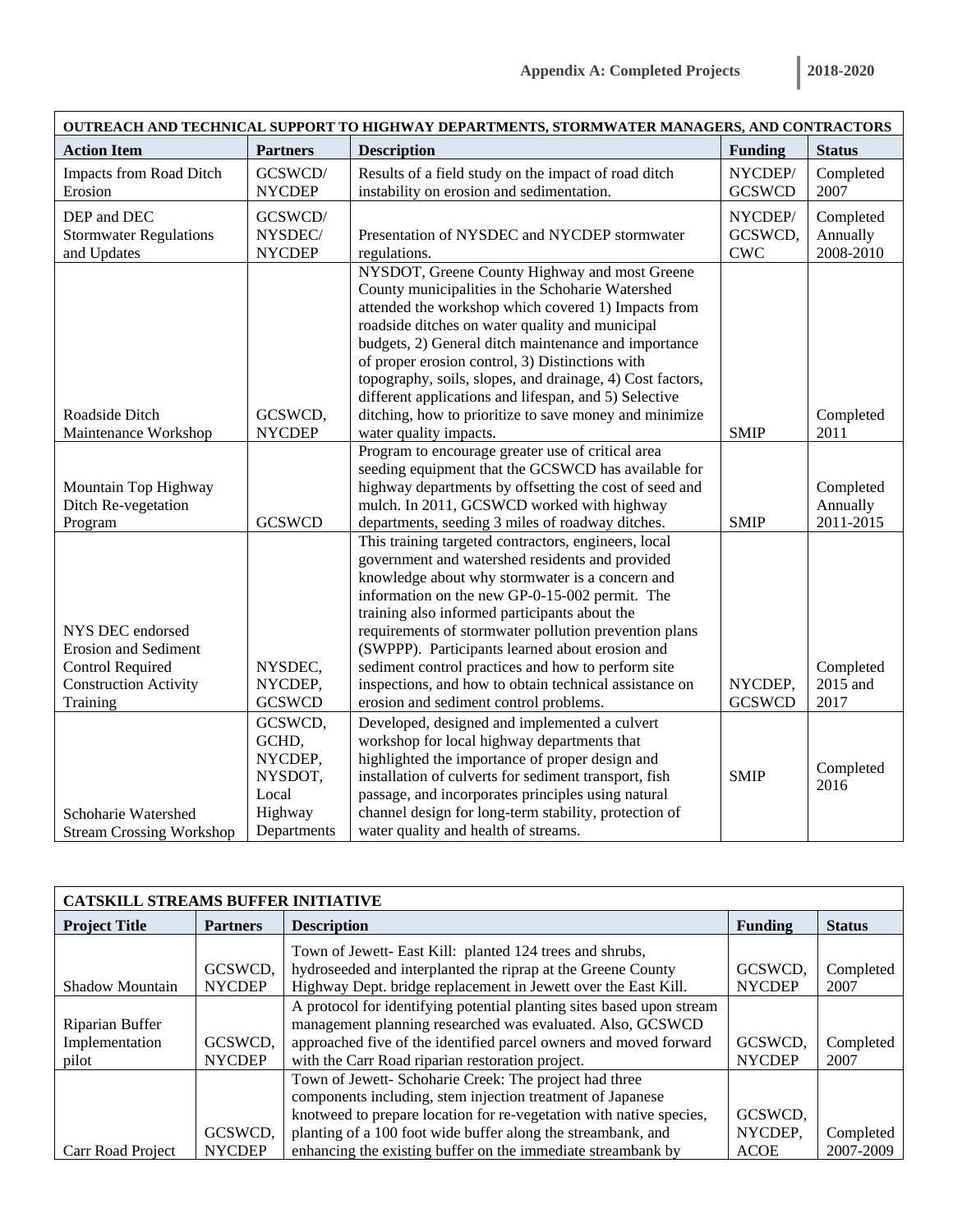| OUTREACH AND TECHNICAL SUPPORT TO HIGHWAY DEPARTMENTS, STORMWATER MANAGERS, AND CONTRACTORS | | | | |
|---|---|---|---|---|
| **Action Item** | **Partners** | **Description** | **Funding** | **Status** |
| Impacts from Road Ditch Erosion | GCSWCD/ NYCDEP | Results of a field study on the impact of road ditch instability on erosion and sedimentation. | NYCDEP/ GCSWCD | Completed 2007 |
| DEP and DEC Stormwater Regulations and Updates | GCSWCD/ NYSDEC/ NYCDEP | Presentation of NYSDEC and NYCDEP stormwater regulations. | NYCDEP/ GCSWCD, CWC | Completed Annually 2008-2010 |
| Roadside Ditch Maintenance Workshop | GCSWCD, NYCDEP | NYSDOT, Greene County Highway and most Greene County municipalities in the Schoharie Watershed attended the workshop which covered 1) Impacts from roadside ditches on water quality and municipal budgets, 2) General ditch maintenance and importance of proper erosion control, 3) Distinctions with topography, soils, slopes, and drainage, 4) Cost factors, different applications and lifespan, and 5) Selective ditching, how to prioritize to save money and minimize water quality impacts. | SMIP | Completed 2011 |
| Mountain Top Highway Ditch Re-vegetation Program | GCSWCD | Program to encourage greater use of critical area seeding equipment that the GCSWCD has available for highway departments by offsetting the cost of seed and mulch. In 2011, GCSWCD worked with highway departments, seeding 3 miles of roadway ditches. | SMIP | Completed Annually 2011-2015 |
| NYS DEC endorsed Erosion and Sediment Control Required Construction Activity Training | NYSDEC, NYCDEP, GCSWCD | This training targeted contractors, engineers, local government and watershed residents and provided knowledge about why stormwater is a concern and information on the new GP-0-15-002 permit. The training also informed participants about the requirements of stormwater pollution prevention plans (SWPPP). Participants learned about erosion and sediment control practices and how to perform site inspections, and how to obtain technical assistance on erosion and sediment control problems. | NYCDEP, GCSWCD | Completed 2015 and 2017 |
| Schoharie Watershed Stream Crossing Workshop | GCSWCD, GCHD, NYCDEP, NYSDOT, Local Highway Departments | Developed, designed and implemented a culvert workshop for local highway departments that highlighted the importance of proper design and installation of culverts for sediment transport, fish passage, and incorporates principles using natural channel design for long-term stability, protection of water quality and health of streams. | SMIP | Completed 2016 |

| CATSKILL STREAMS BUFFER INITIATIVE | | | | |
|---|---|---|---|---|
| **Project Title** | **Partners** | **Description** | **Funding** | **Status** |
| Shadow Mountain | GCSWCD, NYCDEP | Town of Jewett- East Kill: planted 124 trees and shrubs, hydroseeded and interplanted the riprap at the Greene County Highway Dept. bridge replacement in Jewett over the East Kill. | GCSWCD, NYCDEP | Completed 2007 |
| Riparian Buffer Implementation pilot | GCSWCD, NYCDEP | A protocol for identifying potential planting sites based upon stream management planning researched was evaluated. Also, GCSWCD approached five of the identified parcel owners and moved forward with the Carr Road riparian restoration project. | GCSWCD, NYCDEP | Completed 2007 |
| Carr Road Project | GCSWCD, NYCDEP | Town of Jewett- Schoharie Creek: The project had three components including, stem injection treatment of Japanese knotweed to prepare location for re-vegetation with native species, planting of a 100 foot wide buffer along the streambank, and enhancing the existing buffer on the immediate streambank by | GCSWCD, NYCDEP, ACOE | Completed 2007-2009 |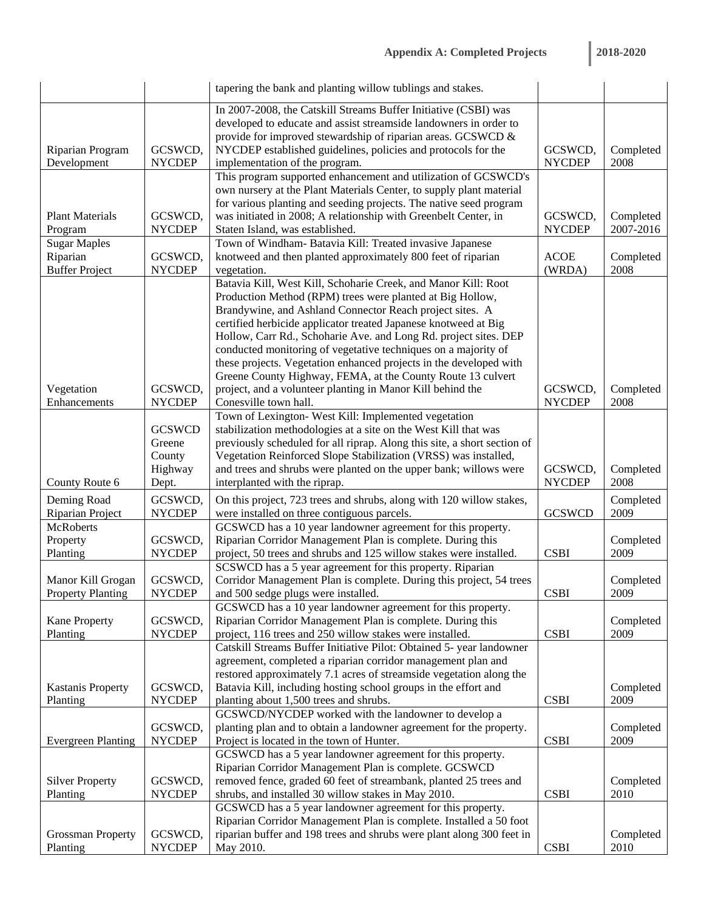| | | tapering the bank and planting willow tublings and stakes. | | |
|---|---|---|---|---|
| Riparian Program Development | GCSWCD, NYCDEP | In 2007-2008, the Catskill Streams Buffer Initiative (CSBI) was developed to educate and assist streamside landowners in order to provide for improved stewardship of riparian areas. GCSWCD & NYCDEP established guidelines, policies and protocols for the implementation of the program. | GCSWCD, NYCDEP | Completed 2008 |
| Plant Materials Program | GCSWCD, NYCDEP | This program supported enhancement and utilization of GCSWCD's own nursery at the Plant Materials Center, to supply plant material for various planting and seeding projects. The native seed program was initiated in 2008; A relationship with Greenbelt Center, in Staten Island, was established. | GCSWCD, NYCDEP | Completed 2007-2016 |
| Sugar Maples Riparian Buffer Project | GCSWCD, NYCDEP | Town of Windham- Batavia Kill: Treated invasive Japanese knotweed and then planted approximately 800 feet of riparian vegetation. | ACOE (WRDA) | Completed 2008 |
| Vegetation Enhancements | GCSWCD, NYCDEP | Batavia Kill, West Kill, Schoharie Creek, and Manor Kill: Root Production Method (RPM) trees were planted at Big Hollow, Brandywine, and Ashland Connector Reach project sites. A certified herbicide applicator treated Japanese knotweed at Big Hollow, Carr Rd., Schoharie Ave. and Long Rd. project sites. DEP conducted monitoring of vegetative techniques on a majority of these projects. Vegetation enhanced projects in the developed with Greene County Highway, FEMA, at the County Route 13 culvert project, and a volunteer planting in Manor Kill behind the Conesville town hall. | GCSWCD, NYCDEP | Completed 2008 |
| County Route 6 | GCSWCD Greene County Highway Dept. | Town of Lexington- West Kill: Implemented vegetation stabilization methodologies at a site on the West Kill that was previously scheduled for all riprap. Along this site, a short section of Vegetation Reinforced Slope Stabilization (VRSS) was installed, and trees and shrubs were planted on the upper bank; willows were interplanted with the riprap. | GCSWCD, NYCDEP | Completed 2008 |
| Deming Road Riparian Project | GCSWCD, NYCDEP | On this project, 723 trees and shrubs, along with 120 willow stakes, were installed on three contiguous parcels. | GCSWCD | Completed 2009 |
| McRoberts Property Planting | GCSWCD, NYCDEP | GCSWCD has a 10 year landowner agreement for this property. Riparian Corridor Management Plan is complete. During this project, 50 trees and shrubs and 125 willow stakes were installed. | CSBI | Completed 2009 |
| Manor Kill Grogan Property Planting | GCSWCD, NYCDEP | SCSWCD has a 5 year agreement for this property. Riparian Corridor Management Plan is complete. During this project, 54 trees and 500 sedge plugs were installed. | CSBI | Completed 2009 |
| Kane Property Planting | GCSWCD, NYCDEP | GCSWCD has a 10 year landowner agreement for this property. Riparian Corridor Management Plan is complete. During this project, 116 trees and 250 willow stakes were installed. | CSBI | Completed 2009 |
| Kastanis Property Planting | GCSWCD, NYCDEP | Catskill Streams Buffer Initiative Pilot: Obtained 5- year landowner agreement, completed a riparian corridor management plan and restored approximately 7.1 acres of streamside vegetation along the Batavia Kill, including hosting school groups in the effort and planting about 1,500 trees and shrubs. | CSBI | Completed 2009 |
| Evergreen Planting | GCSWCD, NYCDEP | GCSWCD/NYCDEP worked with the landowner to develop a planting plan and to obtain a landowner agreement for the property. Project is located in the town of Hunter. | CSBI | Completed 2009 |
| Silver Property Planting | GCSWCD, NYCDEP | GCSWCD has a 5 year landowner agreement for this property. Riparian Corridor Management Plan is complete. GCSWCD removed fence, graded 60 feet of streambank, planted 25 trees and shrubs, and installed 30 willow stakes in May 2010. | CSBI | Completed 2010 |
| Grossman Property Planting | GCSWCD, NYCDEP | GCSWCD has a 5 year landowner agreement for this property. Riparian Corridor Management Plan is complete. Installed a 50 foot riparian buffer and 198 trees and shrubs were plant along 300 feet in May 2010. | CSBI | Completed 2010 |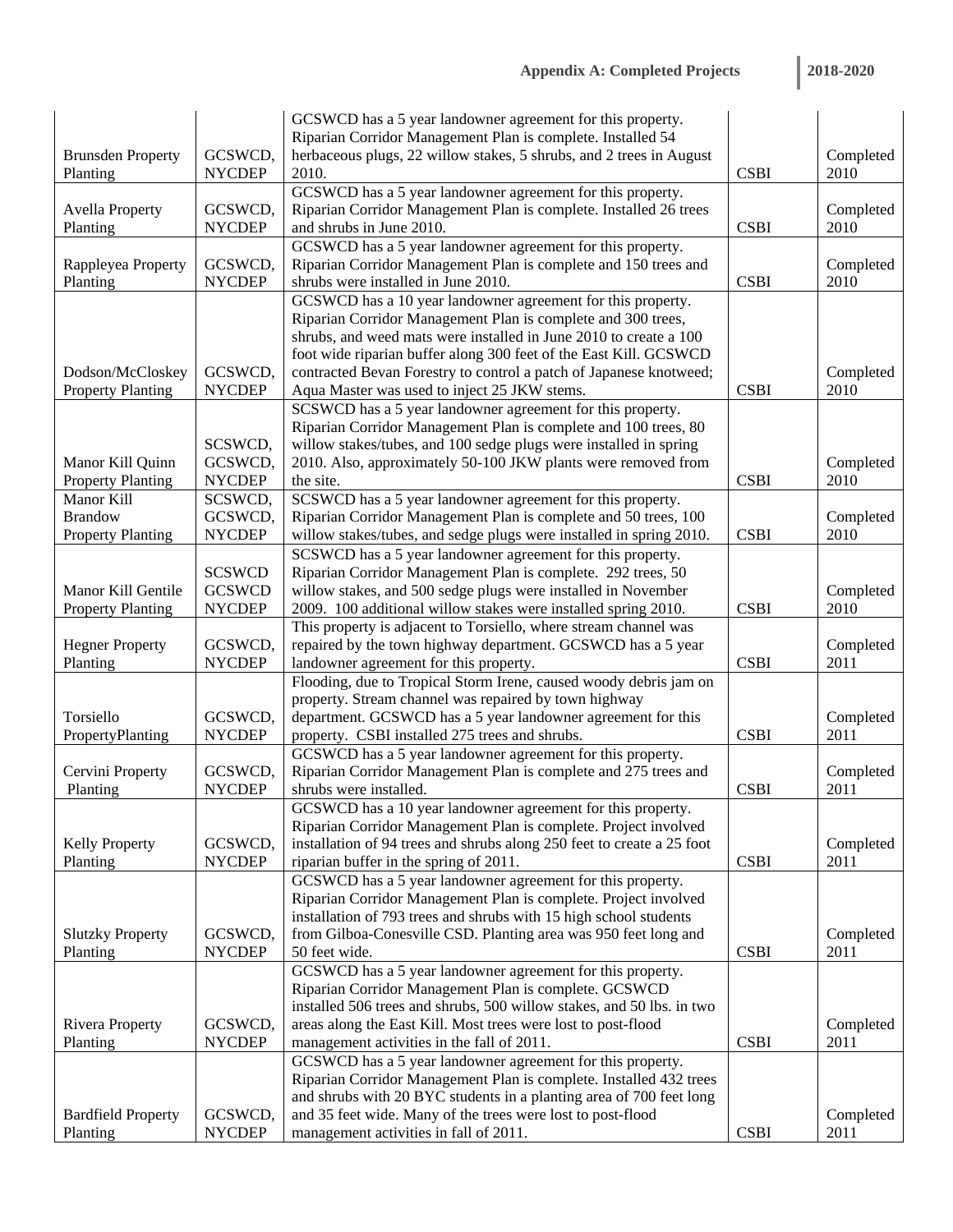| Brunsden Property Planting | GCSWCD, NYCDEP | GCSWCD has a 5 year landowner agreement for this property. Riparian Corridor Management Plan is complete. Installed 54 herbaceous plugs, 22 willow stakes, 5 shrubs, and 2 trees in August 2010. | CSBI | Completed 2010 |
|---|---|---|---|---|
| Avella Property Planting | GCSWCD, NYCDEP | GCSWCD has a 5 year landowner agreement for this property. Riparian Corridor Management Plan is complete. Installed 26 trees and shrubs in June 2010. | CSBI | Completed 2010 |
| Rappleyea Property Planting | GCSWCD, NYCDEP | GCSWCD has a 5 year landowner agreement for this property. Riparian Corridor Management Plan is complete and 150 trees and shrubs were installed in June 2010. | CSBI | Completed 2010 |
| Dodson/McCloskey Property Planting | GCSWCD, NYCDEP | GCSWCD has a 10 year landowner agreement for this property. Riparian Corridor Management Plan is complete and 300 trees, shrubs, and weed mats were installed in June 2010 to create a 100 foot wide riparian buffer along 300 feet of the East Kill. GCSWCD contracted Bevan Forestry to control a patch of Japanese knotweed; Aqua Master was used to inject 25 JKW stems. | CSBI | Completed 2010 |
| Manor Kill Quinn Property Planting | SCSWCD, GCSWCD, NYCDEP | SCSWCD has a 5 year landowner agreement for this property. Riparian Corridor Management Plan is complete and 100 trees, 80 willow stakes/tubes, and 100 sedge plugs were installed in spring 2010. Also, approximately 50-100 JKW plants were removed from the site. | CSBI | Completed 2010 |
| Manor Kill Brandow Property Planting | SCSWCD, GCSWCD, NYCDEP | SCSWCD has a 5 year landowner agreement for this property. Riparian Corridor Management Plan is complete and 50 trees, 100 willow stakes/tubes, and sedge plugs were installed in spring 2010. | CSBI | Completed 2010 |
| Manor Kill Gentile Property Planting | SCSWCD GCSWCD NYCDEP | SCSWCD has a 5 year landowner agreement for this property. Riparian Corridor Management Plan is complete. 292 trees, 50 willow stakes, and 500 sedge plugs were installed in November 2009. 100 additional willow stakes were installed spring 2010. | CSBI | Completed 2010 |
| Hegner Property Planting | GCSWCD, NYCDEP | This property is adjacent to Torsiello, where stream channel was repaired by the town highway department. GCSWCD has a 5 year landowner agreement for this property. | CSBI | Completed 2011 |
| Torsiello PropertyPlanting | GCSWCD, NYCDEP | Flooding, due to Tropical Storm Irene, caused woody debris jam on property. Stream channel was repaired by town highway department. GCSWCD has a 5 year landowner agreement for this property. CSBI installed 275 trees and shrubs. | CSBI | Completed 2011 |
| Cervini Property Planting | GCSWCD, NYCDEP | GCSWCD has a 5 year landowner agreement for this property. Riparian Corridor Management Plan is complete and 275 trees and shrubs were installed. | CSBI | Completed 2011 |
| Kelly Property Planting | GCSWCD, NYCDEP | GCSWCD has a 10 year landowner agreement for this property. Riparian Corridor Management Plan is complete. Project involved installation of 94 trees and shrubs along 250 feet to create a 25 foot riparian buffer in the spring of 2011. | CSBI | Completed 2011 |
| Slutzky Property Planting | GCSWCD, NYCDEP | GCSWCD has a 5 year landowner agreement for this property. Riparian Corridor Management Plan is complete. Project involved installation of 793 trees and shrubs with 15 high school students from Gilboa-Conesville CSD. Planting area was 950 feet long and 50 feet wide. | CSBI | Completed 2011 |
| Rivera Property Planting | GCSWCD, NYCDEP | GCSWCD has a 5 year landowner agreement for this property. Riparian Corridor Management Plan is complete. GCSWCD installed 506 trees and shrubs, 500 willow stakes, and 50 lbs. in two areas along the East Kill. Most trees were lost to post-flood management activities in the fall of 2011. | CSBI | Completed 2011 |
| Bardfield Property Planting | GCSWCD, NYCDEP | GCSWCD has a 5 year landowner agreement for this property. Riparian Corridor Management Plan is complete. Installed 432 trees and shrubs with 20 BYC students in a planting area of 700 feet long and 35 feet wide. Many of the trees were lost to post-flood management activities in fall of 2011. | CSBI | Completed 2011 |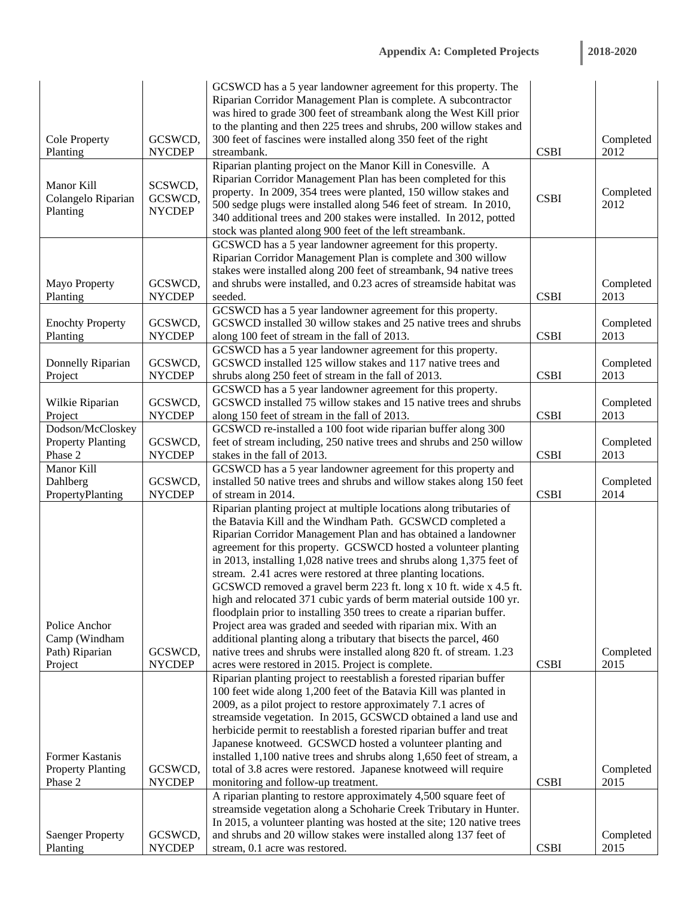| Cole Property Planting | GCSWCD, NYCDEP | GCSWCD has a 5 year landowner agreement for this property. The Riparian Corridor Management Plan is complete. A subcontractor was hired to grade 300 feet of streambank along the West Kill prior to the planting and then 225 trees and shrubs, 200 willow stakes and 300 feet of fascines were installed along 350 feet of the right streambank. | CSBI | Completed 2012 |
|---|---|---|---|---|
| Manor Kill Colangelo Riparian Planting | SCSWCD, GCSWCD, NYCDEP | Riparian planting project on the Manor Kill in Conesville. A Riparian Corridor Management Plan has been completed for this property. In 2009, 354 trees were planted, 150 willow stakes and 500 sedge plugs were installed along 546 feet of stream. In 2010, 340 additional trees and 200 stakes were installed. In 2012, potted stock was planted along 900 feet of the left streambank. | CSBI | Completed 2012 |
| Mayo Property Planting | GCSWCD, NYCDEP | GCSWCD has a 5 year landowner agreement for this property. Riparian Corridor Management Plan is complete and 300 willow stakes were installed along 200 feet of streambank, 94 native trees and shrubs were installed, and 0.23 acres of streamside habitat was seeded. | CSBI | Completed 2013 |
| Enochty Property Planting | GCSWCD, NYCDEP | GCSWCD has a 5 year landowner agreement for this property. GCSWCD installed 30 willow stakes and 25 native trees and shrubs along 100 feet of stream in the fall of 2013. | CSBI | Completed 2013 |
| Donnelly Riparian Project | GCSWCD, NYCDEP | GCSWCD has a 5 year landowner agreement for this property. GCSWCD installed 125 willow stakes and 117 native trees and shrubs along 250 feet of stream in the fall of 2013. | CSBI | Completed 2013 |
| Wilkie Riparian Project | GCSWCD, NYCDEP | GCSWCD has a 5 year landowner agreement for this property. GCSWCD installed 75 willow stakes and 15 native trees and shrubs along 150 feet of stream in the fall of 2013. | CSBI | Completed 2013 |
| Dodson/McCloskey Property Planting Phase 2 | GCSWCD, NYCDEP | GCSWCD re-installed a 100 foot wide riparian buffer along 300 feet of stream including, 250 native trees and shrubs and 250 willow stakes in the fall of 2013. | CSBI | Completed 2013 |
| Manor Kill Dahlberg PropertyPlanting | GCSWCD, NYCDEP | GCSWCD has a 5 year landowner agreement for this property and installed 50 native trees and shrubs and willow stakes along 150 feet of stream in 2014. | CSBI | Completed 2014 |
| Police Anchor Camp (Windham Path) Riparian Project | GCSWCD, NYCDEP | Riparian planting project at multiple locations along tributaries of the Batavia Kill and the Windham Path. GCSWCD completed a Riparian Corridor Management Plan and has obtained a landowner agreement for this property. GCSWCD hosted a volunteer planting in 2013, installing 1,028 native trees and shrubs along 1,375 feet of stream. 2.41 acres were restored at three planting locations. GCSWCD removed a gravel berm 223 ft. long x 10 ft. wide x 4.5 ft. high and relocated 371 cubic yards of berm material outside 100 yr. floodplain prior to installing 350 trees to create a riparian buffer. Project area was graded and seeded with riparian mix. With an additional planting along a tributary that bisects the parcel, 460 native trees and shrubs were installed along 820 ft. of stream. 1.23 acres were restored in 2015. Project is complete. | CSBI | Completed 2015 |
| Former Kastanis Property Planting Phase 2 | GCSWCD, NYCDEP | Riparian planting project to reestablish a forested riparian buffer 100 feet wide along 1,200 feet of the Batavia Kill was planted in 2009, as a pilot project to restore approximately 7.1 acres of streamside vegetation. In 2015, GCSWCD obtained a land use and herbicide permit to reestablish a forested riparian buffer and treat Japanese knotweed. GCSWCD hosted a volunteer planting and installed 1,100 native trees and shrubs along 1,650 feet of stream, a total of 3.8 acres were restored. Japanese knotweed will require monitoring and follow-up treatment. | CSBI | Completed 2015 |
| Saenger Property Planting | GCSWCD, NYCDEP | A riparian planting to restore approximately 4,500 square feet of streamside vegetation along a Schoharie Creek Tributary in Hunter. In 2015, a volunteer planting was hosted at the site; 120 native trees and shrubs and 20 willow stakes were installed along 137 feet of stream, 0.1 acre was restored. | CSBI | Completed 2015 |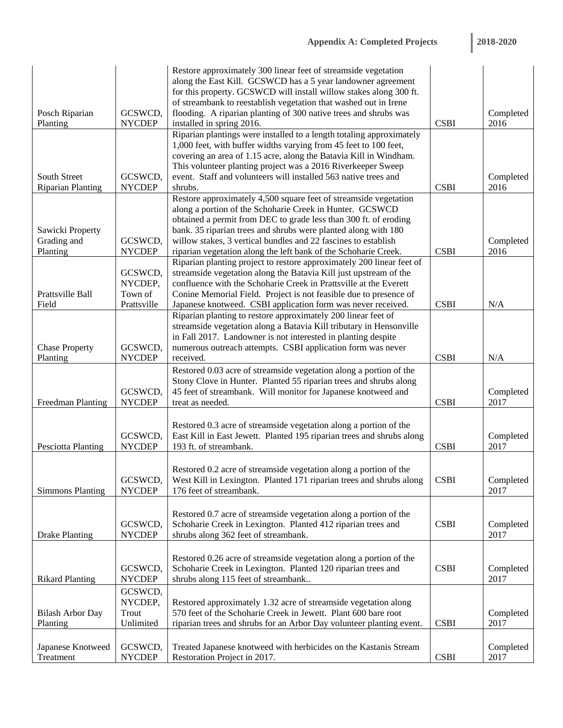| | | | | |
|---|---|---|---|---|
| Posch Riparian Planting | GCSWCD, NYCDEP | Restore approximately 300 linear feet of streamside vegetation along the East Kill. GCSWCD has a 5 year landowner agreement for this property. GCSWCD will install willow stakes along 300 ft. of streambank to reestablish vegetation that washed out in Irene flooding. A riparian planting of 300 native trees and shrubs was installed in spring 2016. | CSBI | Completed 2016 |
| South Street Riparian Planting | GCSWCD, NYCDEP | Riparian plantings were installed to a length totaling approximately 1,000 feet, with buffer widths varying from 45 feet to 100 feet, covering an area of 1.15 acre, along the Batavia Kill in Windham. This volunteer planting project was a 2016 Riverkeeper Sweep event. Staff and volunteers will installed 563 native trees and shrubs. | CSBI | Completed 2016 |
| Sawicki Property Grading and Planting | GCSWCD, NYCDEP | Restore approximately 4,500 square feet of streamside vegetation along a portion of the Schoharie Creek in Hunter. GCSWCD obtained a permit from DEC to grade less than 300 ft. of eroding bank. 35 riparian trees and shrubs were planted along with 180 willow stakes, 3 vertical bundles and 22 fascines to establish riparian vegetation along the left bank of the Schoharie Creek. | CSBI | Completed 2016 |
| Prattsville Ball Field | GCSWCD, NYCDEP, Town of Prattsville | Riparian planting project to restore approximately 200 linear feet of streamside vegetation along the Batavia Kill just upstream of the confluence with the Schoharie Creek in Prattsville at the Everett Conine Memorial Field. Project is not feasible due to presence of Japanese knotweed. CSBI application form was never received. | CSBI | N/A |
| Chase Property Planting | GCSWCD, NYCDEP | Riparian planting to restore approximately 200 linear feet of streamside vegetation along a Batavia Kill tributary in Hensonville in Fall 2017. Landowner is not interested in planting despite numerous outreach attempts. CSBI application form was never received. | CSBI | N/A |
| Freedman Planting | GCSWCD, NYCDEP | Restored 0.03 acre of streamside vegetation along a portion of the Stony Clove in Hunter. Planted 55 riparian trees and shrubs along 45 feet of streambank. Will monitor for Japanese knotweed and treat as needed. | CSBI | Completed 2017 |
| Pesciotta Planting | GCSWCD, NYCDEP | Restored 0.3 acre of streamside vegetation along a portion of the East Kill in East Jewett. Planted 195 riparian trees and shrubs along 193 ft. of streambank. | CSBI | Completed 2017 |
| Simmons Planting | GCSWCD, NYCDEP | Restored 0.2 acre of streamside vegetation along a portion of the West Kill in Lexington. Planted 171 riparian trees and shrubs along 176 feet of streambank. | CSBI | Completed 2017 |
| Drake Planting | GCSWCD, NYCDEP | Restored 0.7 acre of streamside vegetation along a portion of the Schoharie Creek in Lexington. Planted 412 riparian trees and shrubs along 362 feet of streambank. | CSBI | Completed 2017 |
| Rikard Planting | GCSWCD, NYCDEP | Restored 0.26 acre of streamside vegetation along a portion of the Schoharie Creek in Lexington. Planted 120 riparian trees and shrubs along 115 feet of streambank.. | CSBI | Completed 2017 |
| Bilash Arbor Day Planting | GCSWCD, NYCDEP, Trout Unlimited | Restored approximately 1.32 acre of streamside vegetation along 570 feet of the Schoharie Creek in Jewett. Plant 600 bare root riparian trees and shrubs for an Arbor Day volunteer planting event. | CSBI | Completed 2017 |
| Japanese Knotweed Treatment | GCSWCD, NYCDEP | Treated Japanese knotweed with herbicides on the Kastanis Stream Restoration Project in 2017. | CSBI | Completed 2017 |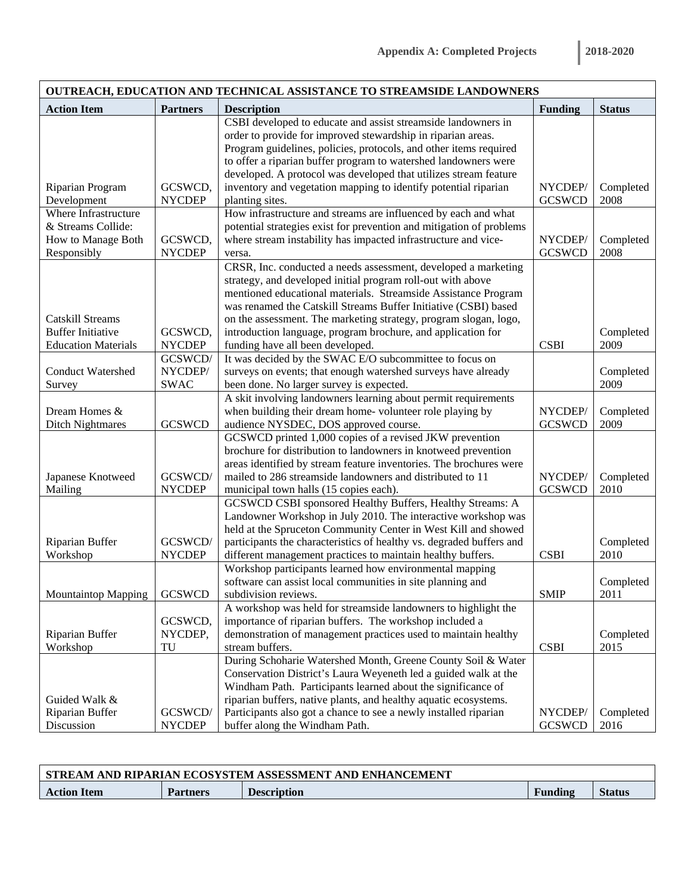| OUTREACH, EDUCATION AND TECHNICAL ASSISTANCE TO STREAMSIDE LANDOWNERS | | | | |
|---|---|---|---|---|
| **Action Item** | **Partners** | **Description** | **Funding** | **Status** |
| Riparian Program Development | GCSWCD, NYCDEP | CSBI developed to educate and assist streamside landowners in order to provide for improved stewardship in riparian areas. Program guidelines, policies, protocols, and other items required to offer a riparian buffer program to watershed landowners were developed. A protocol was developed that utilizes stream feature inventory and vegetation mapping to identify potential riparian planting sites. | NYCDEP/ GCSWCD | Completed 2008 |
| Where Infrastructure & Streams Collide: How to Manage Both Responsibly | GCSWCD, NYCDEP | How infrastructure and streams are influenced by each and what potential strategies exist for prevention and mitigation of problems where stream instability has impacted infrastructure and vice-versa. | NYCDEP/ GCSWCD | Completed 2008 |
| Catskill Streams Buffer Initiative Education Materials | GCSWCD, NYCDEP | CRSR, Inc. conducted a needs assessment, developed a marketing strategy, and developed initial program roll-out with above mentioned educational materials. Streamside Assistance Program was renamed the Catskill Streams Buffer Initiative (CSBI) based on the assessment. The marketing strategy, program slogan, logo, introduction language, program brochure, and application for funding have all been developed. | CSBI | Completed 2009 |
| Conduct Watershed Survey | GCSWCD/ NYCDEP/ SWAC | It was decided by the SWAC E/O subcommittee to focus on surveys on events; that enough watershed surveys have already been done. No larger survey is expected. | | Completed 2009 |
| Dream Homes & Ditch Nightmares | GCSWCD | A skit involving landowners learning about permit requirements when building their dream home- volunteer role playing by audience NYSDEC, DOS approved course. | NYCDEP/ GCSWCD | Completed 2009 |
| Japanese Knotweed Mailing | GCSWCD/ NYCDEP | GCSWCD printed 1,000 copies of a revised JKW prevention brochure for distribution to landowners in knotweed prevention areas identified by stream feature inventories. The brochures were mailed to 286 streamside landowners and distributed to 11 municipal town halls (15 copies each). | NYCDEP/ GCSWCD | Completed 2010 |
| Riparian Buffer Workshop | GCSWCD/ NYCDEP | GCSWCD CSBI sponsored Healthy Buffers, Healthy Streams: A Landowner Workshop in July 2010. The interactive workshop was held at the Spruceton Community Center in West Kill and showed participants the characteristics of healthy vs. degraded buffers and different management practices to maintain healthy buffers. | CSBI | Completed 2010 |
| Mountaintop Mapping | GCSWCD | Workshop participants learned how environmental mapping software can assist local communities in site planning and subdivision reviews. | SMIP | Completed 2011 |
| Riparian Buffer Workshop | GCSWCD, NYCDEP, TU | A workshop was held for streamside landowners to highlight the importance of riparian buffers. The workshop included a demonstration of management practices used to maintain healthy stream buffers. | CSBI | Completed 2015 |
| Guided Walk & Riparian Buffer Discussion | GCSWCD/ NYCDEP | During Schoharie Watershed Month, Greene County Soil & Water Conservation District's Laura Weyeneth led a guided walk at the Windham Path. Participants learned about the significance of riparian buffers, native plants, and healthy aquatic ecosystems. Participants also got a chance to see a newly installed riparian buffer along the Windham Path. | NYCDEP/ GCSWCD | Completed 2016 |

| STREAM AND RIPARIAN ECOSYSTEM ASSESSMENT AND ENHANCEMENT | | | | |
|---|---|---|---|---|
| **Action Item** | **Partners** | **Description** | **Funding** | **Status** |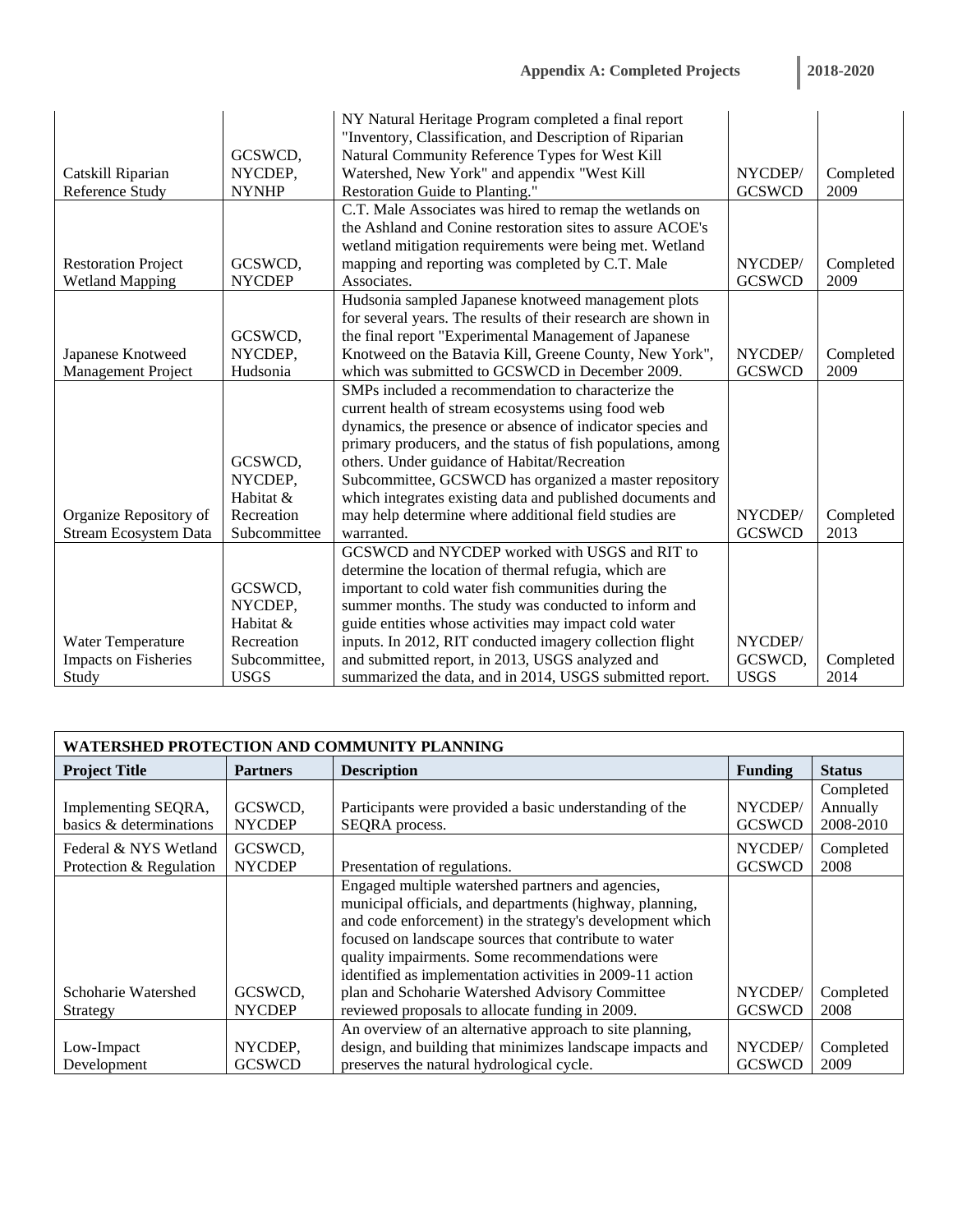| Project Title | Partners | Description | Funding | Status |
|---|---|---|---|---|
| Catskill Riparian Reference Study | GCSWCD, NYCDEP, NYNHP | NY Natural Heritage Program completed a final report "Inventory, Classification, and Description of Riparian Natural Community Reference Types for West Kill Watershed, New York" and appendix "West Kill Restoration Guide to Planting." | NYCDEP/ GCSWCD | Completed 2009 |
| Restoration Project Wetland Mapping | GCSWCD, NYCDEP | C.T. Male Associates was hired to remap the wetlands on the Ashland and Conine restoration sites to assure ACOE's wetland mitigation requirements were being met. Wetland mapping and reporting was completed by C.T. Male Associates. | NYCDEP/ GCSWCD | Completed 2009 |
| Japanese Knotweed Management Project | GCSWCD, NYCDEP, Hudsonia | Hudsonia sampled Japanese knotweed management plots for several years. The results of their research are shown in the final report "Experimental Management of Japanese Knotweed on the Batavia Kill, Greene County, New York", which was submitted to GCSWCD in December 2009. | NYCDEP/ GCSWCD | Completed 2009 |
| Organize Repository of Stream Ecosystem Data | GCSWCD, NYCDEP, Habitat & Recreation Subcommittee | SMPs included a recommendation to characterize the current health of stream ecosystems using food web dynamics, the presence or absence of indicator species and primary producers, and the status of fish populations, among others. Under guidance of Habitat/Recreation Subcommittee, GCSWCD has organized a master repository which integrates existing data and published documents and may help determine where additional field studies are warranted. | NYCDEP/ GCSWCD | Completed 2013 |
| Water Temperature Impacts on Fisheries Study | GCSWCD, NYCDEP, Habitat & Recreation Subcommittee, USGS | GCSWCD and NYCDEP worked with USGS and RIT to determine the location of thermal refugia, which are important to cold water fish communities during the summer months. The study was conducted to inform and guide entities whose activities may impact cold water inputs. In 2012, RIT conducted imagery collection flight and submitted report, in 2013, USGS analyzed and summarized the data, and in 2014, USGS submitted report. | NYCDEP/ GCSWCD, USGS | Completed 2014 |

| WATERSHED PROTECTION AND COMMUNITY PLANNING | | | | |
|---|---|---|---|---|
| **Project Title** | **Partners** | **Description** | **Funding** | **Status** |
| Implementing SEQRA, basics & determinations | GCSWCD, NYCDEP | Participants were provided a basic understanding of the SEQRA process. | NYCDEP/ GCSWCD | Completed Annually 2008-2010 |
| Federal & NYS Wetland Protection & Regulation | GCSWCD, NYCDEP | Presentation of regulations. | NYCDEP/ GCSWCD | Completed 2008 |
| Schoharie Watershed Strategy | GCSWCD, NYCDEP | Engaged multiple watershed partners and agencies, municipal officials, and departments (highway, planning, and code enforcement) in the strategy's development which focused on landscape sources that contribute to water quality impairments. Some recommendations were identified as implementation activities in 2009-11 action plan and Schoharie Watershed Advisory Committee reviewed proposals to allocate funding in 2009. | NYCDEP/ GCSWCD | Completed 2008 |
| Low-Impact Development | NYCDEP, GCSWCD | An overview of an alternative approach to site planning, design, and building that minimizes landscape impacts and preserves the natural hydrological cycle. | NYCDEP/ GCSWCD | Completed 2009 |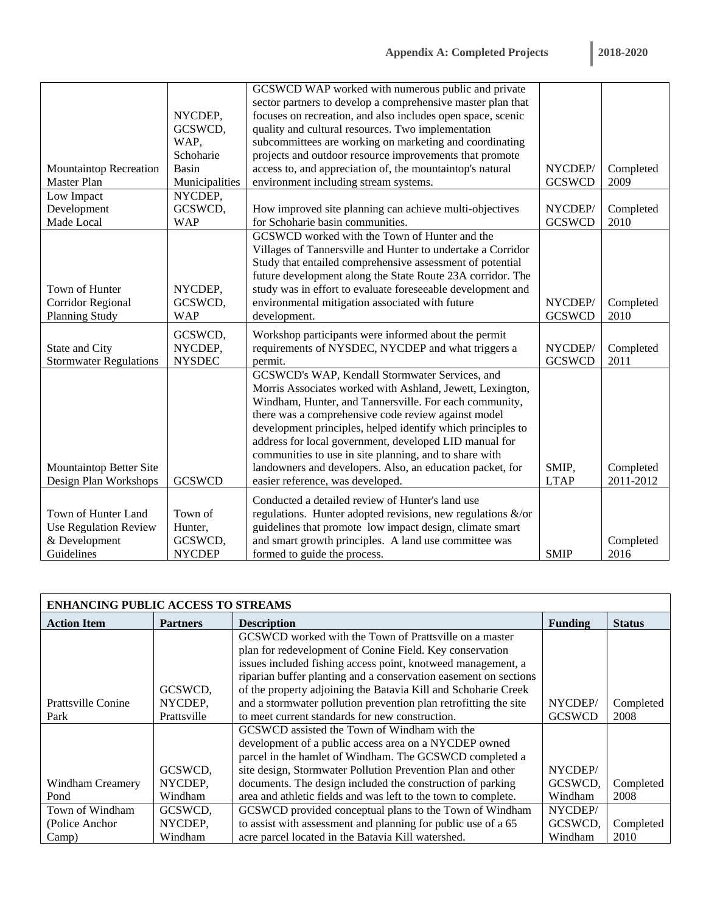| | | | | |
|---|---|---|---|---|
| Mountaintop Recreation Master Plan | NYCDEP, GCSWCD, WAP, Schoharie Basin Municipalities | GCSWCD WAP worked with numerous public and private sector partners to develop a comprehensive master plan that focuses on recreation, and also includes open space, scenic quality and cultural resources. Two implementation subcommittees are working on marketing and coordinating projects and outdoor resource improvements that promote access to, and appreciation of, the mountaintop's natural environment including stream systems. | NYCDEP/ GCSWCD | Completed 2009 |
| Low Impact Development Made Local | NYCDEP, GCSWCD, WAP | How improved site planning can achieve multi-objectives for Schoharie basin communities. | NYCDEP/ GCSWCD | Completed 2010 |
| Town of Hunter Corridor Regional Planning Study | NYCDEP, GCSWCD, WAP | GCSWCD worked with the Town of Hunter and the Villages of Tannersville and Hunter to undertake a Corridor Study that entailed comprehensive assessment of potential future development along the State Route 23A corridor. The study was in effort to evaluate foreseeable development and environmental mitigation associated with future development. | NYCDEP/ GCSWCD | Completed 2010 |
| State and City Stormwater Regulations | GCSWCD, NYCDEP, NYSDEC | Workshop participants were informed about the permit requirements of NYSDEC, NYCDEP and what triggers a permit. | NYCDEP/ GCSWCD | Completed 2011 |
| Mountaintop Better Site Design Plan Workshops | GCSWCD | GCSWCD's WAP, Kendall Stormwater Services, and Morris Associates worked with Ashland, Jewett, Lexington, Windham, Hunter, and Tannersville. For each community, there was a comprehensive code review against model development principles, helped identify which principles to address for local government, developed LID manual for communities to use in site planning, and to share with landowners and developers. Also, an education packet, for easier reference, was developed. | SMIP, LTAP | Completed 2011-2012 |
| Town of Hunter Land Use Regulation Review & Development Guidelines | Town of Hunter, GCSWCD, NYCDEP | Conducted a detailed review of Hunter's land use regulations. Hunter adopted revisions, new regulations &/or guidelines that promote low impact design, climate smart and smart growth principles. A land use committee was formed to guide the process. | SMIP | Completed 2016 |

| **ENHANCING PUBLIC ACCESS TO STREAMS** | | | | |
|---|---|---|---|---|
| **Action Item** | **Partners** | **Description** | **Funding** | **Status** |
| Prattsville Conine Park | GCSWCD, NYCDEP, Prattsville | GCSWCD worked with the Town of Prattsville on a master plan for redevelopment of Conine Field. Key conservation issues included fishing access point, knotweed management, a riparian buffer planting and a conservation easement on sections of the property adjoining the Batavia Kill and Schoharie Creek and a stormwater pollution prevention plan retrofitting the site to meet current standards for new construction. | NYCDEP/ GCSWCD | Completed 2008 |
| Windham Creamery Pond | GCSWCD, NYCDEP, Windham | GCSWCD assisted the Town of Windham with the development of a public access area on a NYCDEP owned parcel in the hamlet of Windham. The GCSWCD completed a site design, Stormwater Pollution Prevention Plan and other documents. The design included the construction of parking area and athletic fields and was left to the town to complete. | NYCDEP/ GCSWCD, Windham | Completed 2008 |
| Town of Windham (Police Anchor Camp) | GCSWCD, NYCDEP, Windham | GCSWCD provided conceptual plans to the Town of Windham to assist with assessment and planning for public use of a 65 acre parcel located in the Batavia Kill watershed. | NYCDEP/ GCSWCD, Windham | Completed 2010 |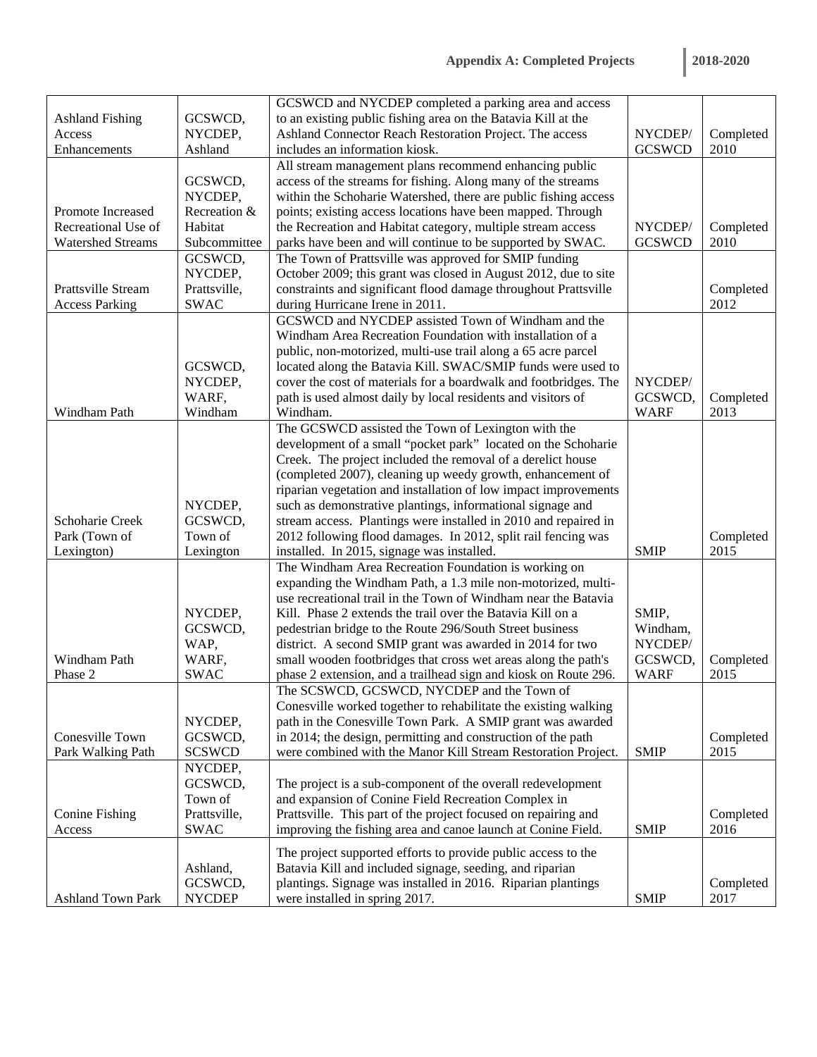| | | | | |
|---|---|---|---|---|
| Ashland Fishing Access Enhancements | GCSWCD, NYCDEP, Ashland | GCSWCD and NYCDEP completed a parking area and access to an existing public fishing area on the Batavia Kill at the Ashland Connector Reach Restoration Project. The access includes an information kiosk. | NYCDEP/ GCSWCD | Completed 2010 |
| Promote Increased Recreational Use of Watershed Streams | GCSWCD, NYCDEP, Recreation & Habitat Subcommittee | All stream management plans recommend enhancing public access of the streams for fishing. Along many of the streams within the Schoharie Watershed, there are public fishing access points; existing access locations have been mapped. Through the Recreation and Habitat category, multiple stream access parks have been and will continue to be supported by SWAC. | NYCDEP/ GCSWCD | Completed 2010 |
| Prattsville Stream Access Parking | GCSWCD, NYCDEP, Prattsville, SWAC | The Town of Prattsville was approved for SMIP funding October 2009; this grant was closed in August 2012, due to site constraints and significant flood damage throughout Prattsville during Hurricane Irene in 2011. | | Completed 2012 |
| Windham Path | GCSWCD, NYCDEP, WARF, Windham | GCSWCD and NYCDEP assisted Town of Windham and the Windham Area Recreation Foundation with installation of a public, non-motorized, multi-use trail along a 65 acre parcel located along the Batavia Kill. SWAC/SMIP funds were used to cover the cost of materials for a boardwalk and footbridges. The path is used almost daily by local residents and visitors of Windham. | NYCDEP/ GCSWCD, WARF | Completed 2013 |
| Schoharie Creek Park (Town of Lexington) | NYCDEP, GCSWCD, Town of Lexington | The GCSWCD assisted the Town of Lexington with the development of a small "pocket park" located on the Schoharie Creek. The project included the removal of a derelict house (completed 2007), cleaning up weedy growth, enhancement of riparian vegetation and installation of low impact improvements such as demonstrative plantings, informational signage and stream access. Plantings were installed in 2010 and repaired in 2012 following flood damages. In 2012, split rail fencing was installed. In 2015, signage was installed. | SMIP | Completed 2015 |
| Windham Path Phase 2 | NYCDEP, GCSWCD, WAP, WARF, SWAC | The Windham Area Recreation Foundation is working on expanding the Windham Path, a 1.3 mile non-motorized, multi-use recreational trail in the Town of Windham near the Batavia Kill. Phase 2 extends the trail over the Batavia Kill on a pedestrian bridge to the Route 296/South Street business district. A second SMIP grant was awarded in 2014 for two small wooden footbridges that cross wet areas along the path's phase 2 extension, and a trailhead sign and kiosk on Route 296. | SMIP, Windham, NYCDEP/ GCSWCD, WARF | Completed 2015 |
| Conesville Town Park Walking Path | NYCDEP, GCSWCD, SCSWCD | The SCSWCD, GCSWCD, NYCDEP and the Town of Conesville worked together to rehabilitate the existing walking path in the Conesville Town Park. A SMIP grant was awarded in 2014; the design, permitting and construction of the path were combined with the Manor Kill Stream Restoration Project. | SMIP | Completed 2015 |
| Conine Fishing Access | NYCDEP, GCSWCD, Town of Prattsville, SWAC | The project is a sub-component of the overall redevelopment and expansion of Conine Field Recreation Complex in Prattsville. This part of the project focused on repairing and improving the fishing area and canoe launch at Conine Field. | SMIP | Completed 2016 |
| Ashland Town Park | Ashland, GCSWCD, NYCDEP | The project supported efforts to provide public access to the Batavia Kill and included signage, seeding, and riparian plantings. Signage was installed in 2016. Riparian plantings were installed in spring 2017. | SMIP | Completed 2017 |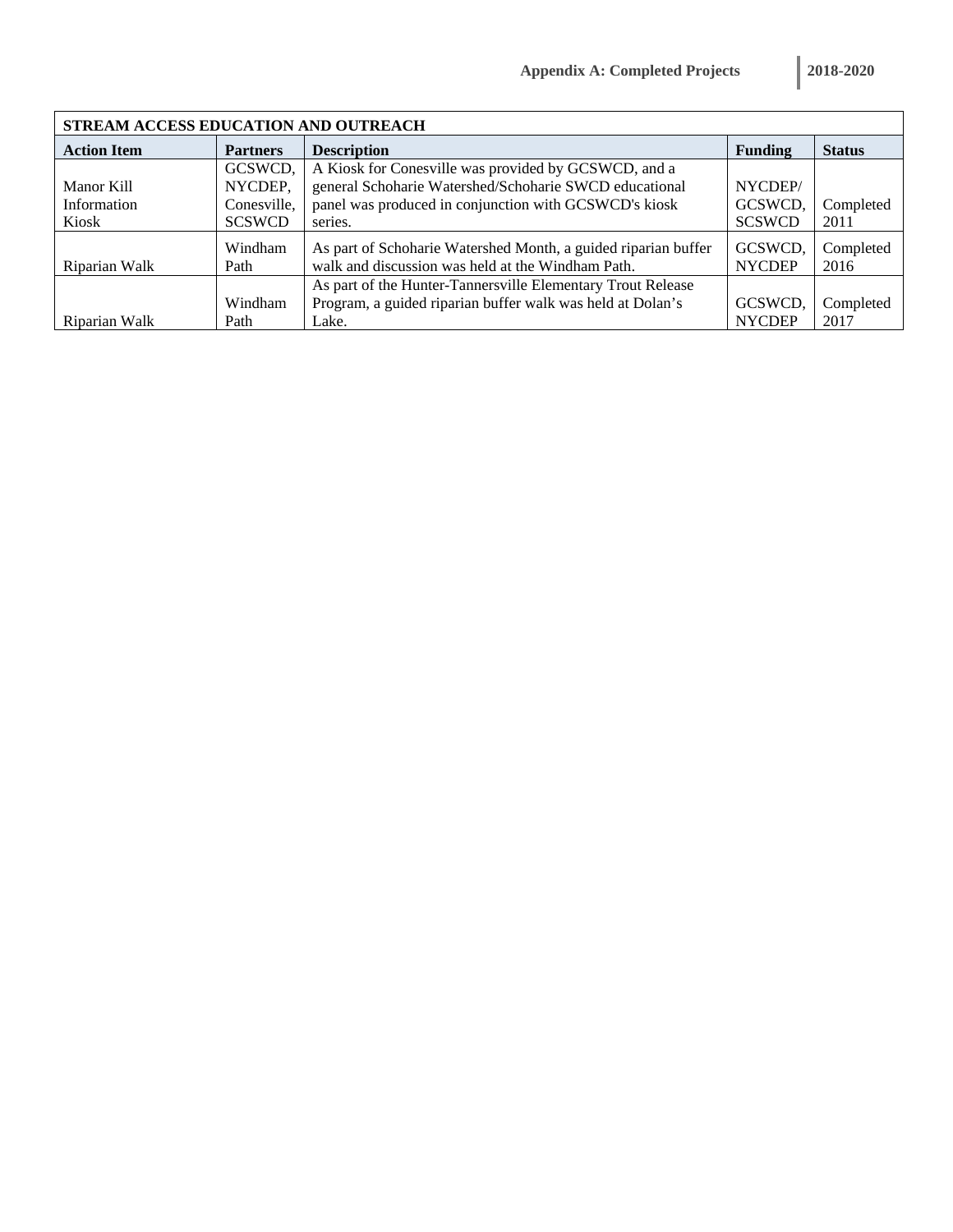| STREAM ACCESS EDUCATION AND OUTREACH | | | | |
|---|---|---|---|---|
| **Action Item** | **Partners** | **Description** | **Funding** | **Status** |
| Manor Kill Information Kiosk | GCSWCD, NYCDEP, Conesville, SCSWCD | A Kiosk for Conesville was provided by GCSWCD, and a general Schoharie Watershed/Schoharie SWCD educational panel was produced in conjunction with GCSWCD's kiosk series. | NYCDEP/ GCSWCD, SCSWCD | Completed 2011 |
| Riparian Walk | Windham Path | As part of Schoharie Watershed Month, a guided riparian buffer walk and discussion was held at the Windham Path. | GCSWCD, NYCDEP | Completed 2016 |
| Riparian Walk | Windham Path | As part of the Hunter-Tannersville Elementary Trout Release Program, a guided riparian buffer walk was held at Dolan's Lake. | GCSWCD, NYCDEP | Completed 2017 |